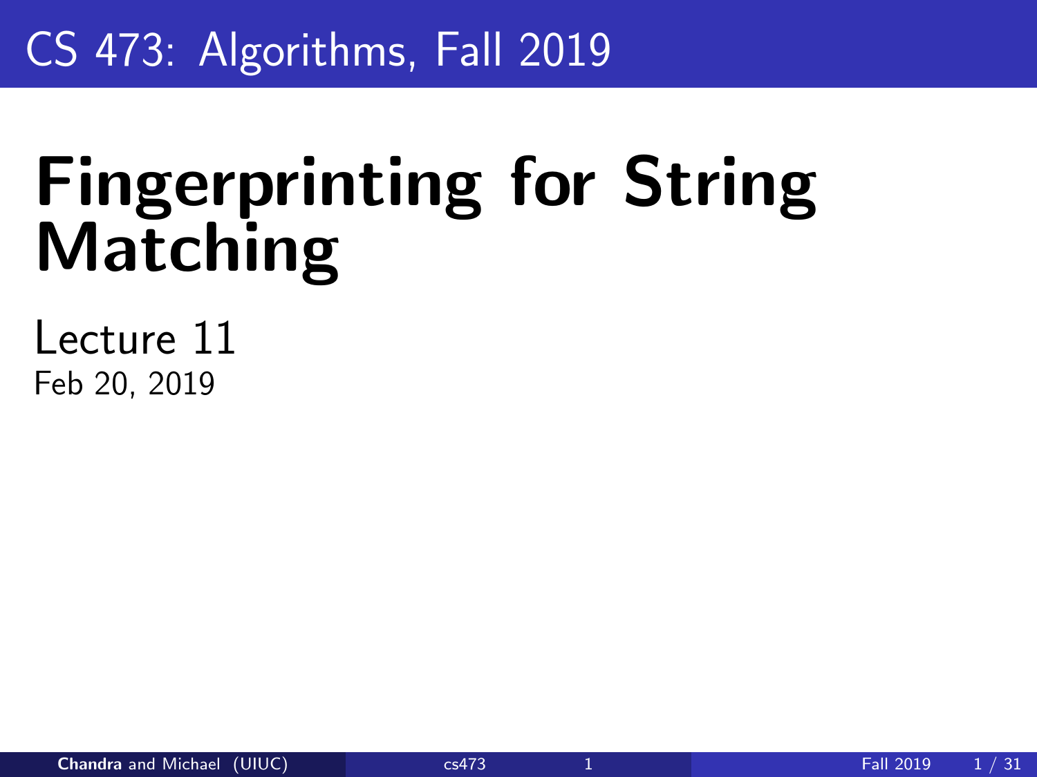CS 473: Algorithms, Fall 2019

# Fingerprinting for String Matching

Lecture 11

Feb 20, 2019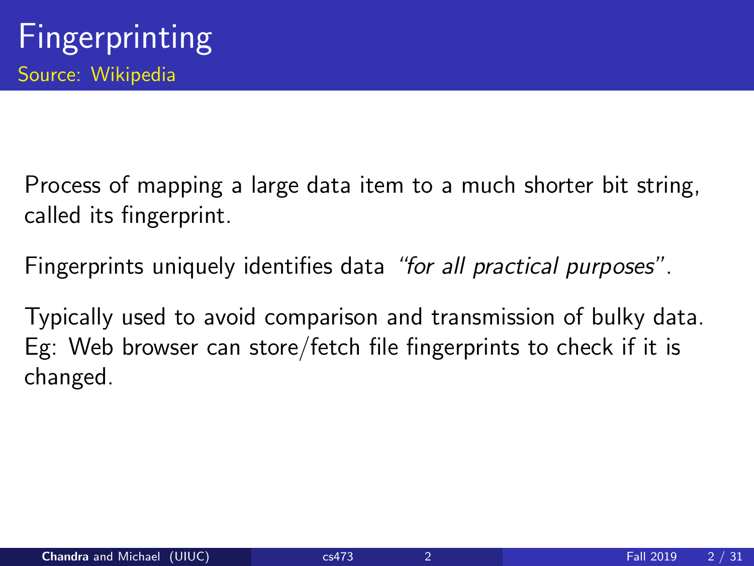# Fingerprinting

Source: Wikipedia

Process of mapping a large data item to a much shorter bit string, called its fingerprint.

Fingerprints uniquely identifies data *"for all practical purposes"*.

Typically used to avoid comparison and transmission of bulky data. Eg: Web browser can store/fetch file fingerprints to check if it is changed.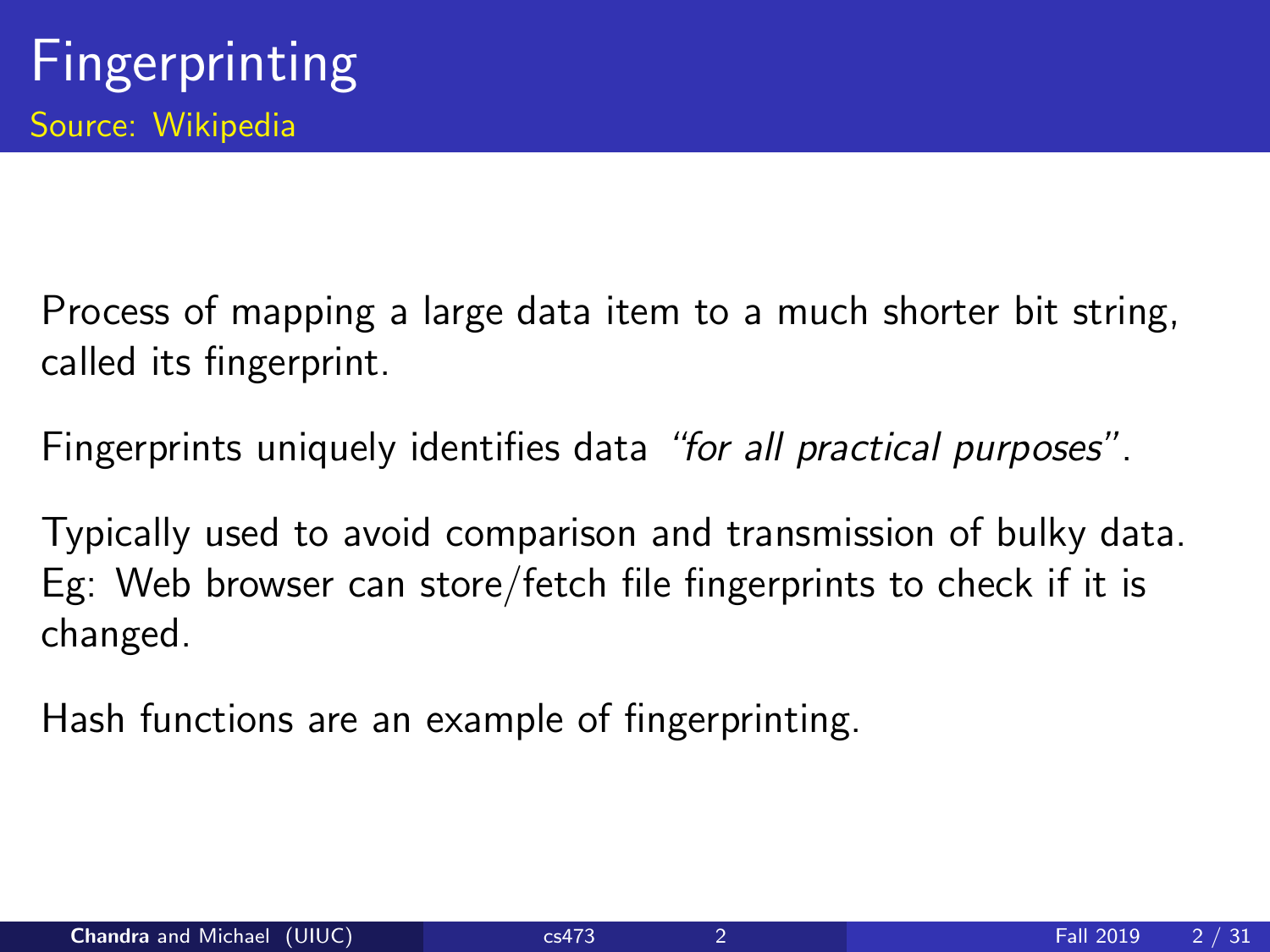# Fingerprinting

Source: Wikipedia

Process of mapping a large data item to a much shorter bit string, called its fingerprint.

Fingerprints uniquely identifies data *"for all practical purposes"*.

Typically used to avoid comparison and transmission of bulky data. Eg: Web browser can store/fetch file fingerprints to check if it is changed.

Hash functions are an example of fingerprinting.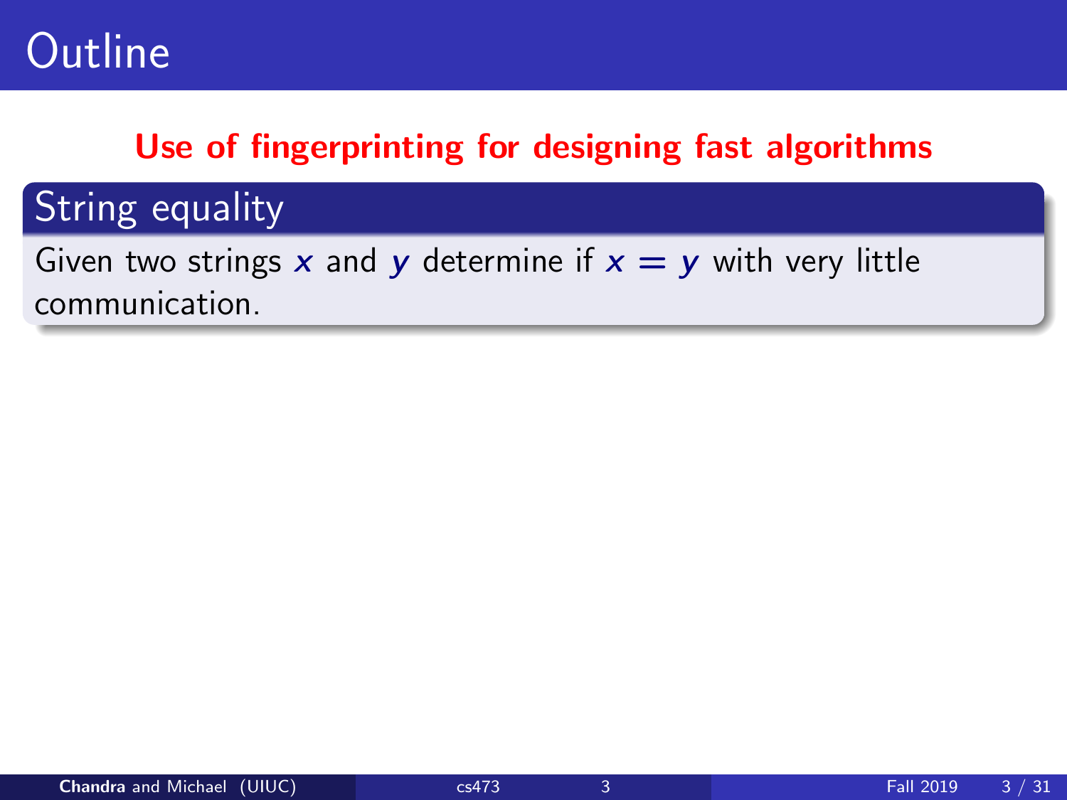# Outline

**Use of fingerprinting for designing fast algorithms**

## String equality

Given two strings $x$ and $y$ determine if $x = y$ with very little communication.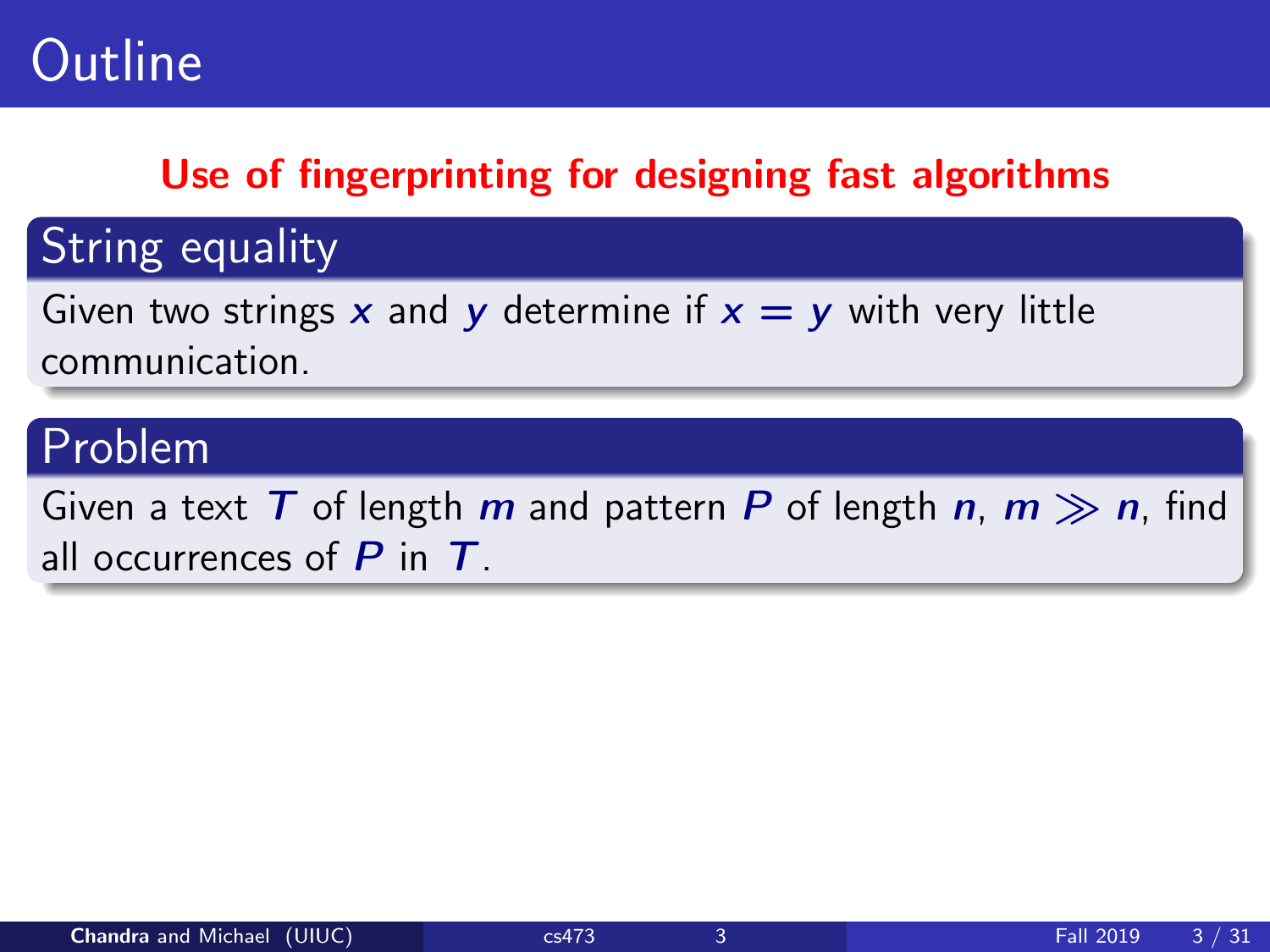# Outline

**Use of fingerprinting for designing fast algorithms**

### String equality

Given two strings $x$ and $y$ determine if $x = y$ with very little communication.

### Problem

Given a text $T$ of length $m$ and pattern $P$ of length $n$, $m \gg n$, find all occurrences of $P$ in $T$.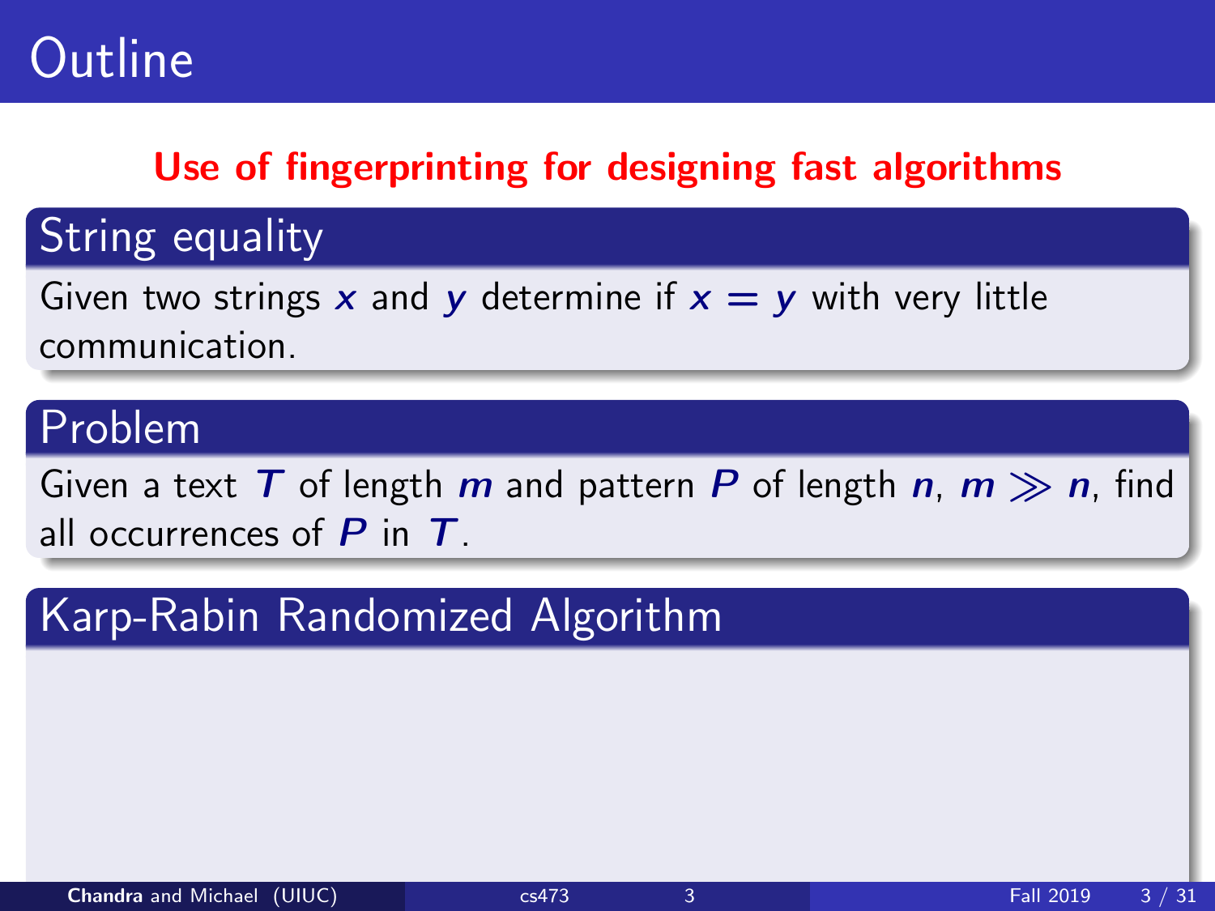# Outline

**Use of fingerprinting for designing fast algorithms**

## String equality

Given two strings $x$ and $y$ determine if $x = y$ with very little communication.

## Problem

Given a text $T$ of length $m$ and pattern $P$ of length $n$, $m \gg n$, find all occurrences of $P$ in $T$.

## Karp-Rabin Randomized Algorithm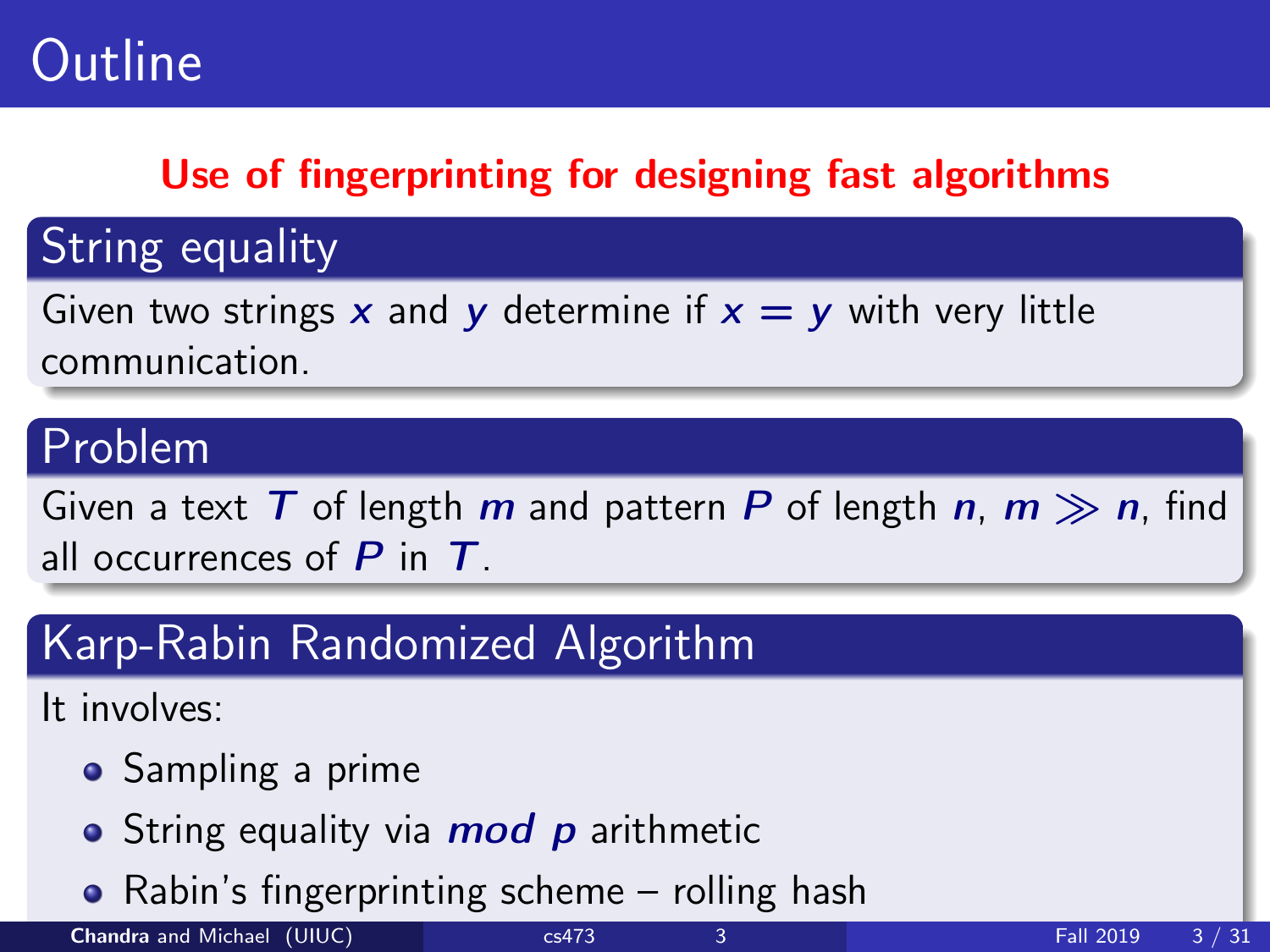# Outline

**Use of fingerprinting for designing fast algorithms**

## String equality

Given two strings $x$ and $y$ determine if $x = y$ with very little communication.

## Problem

Given a text $T$ of length $m$ and pattern $P$ of length $n$, $m \gg n$, find all occurrences of $P$ in $T$.

## Karp-Rabin Randomized Algorithm

It involves:

- Sampling a prime
- String equality via $\textit{mod } p$ arithmetic
- Rabin's fingerprinting scheme – rolling hash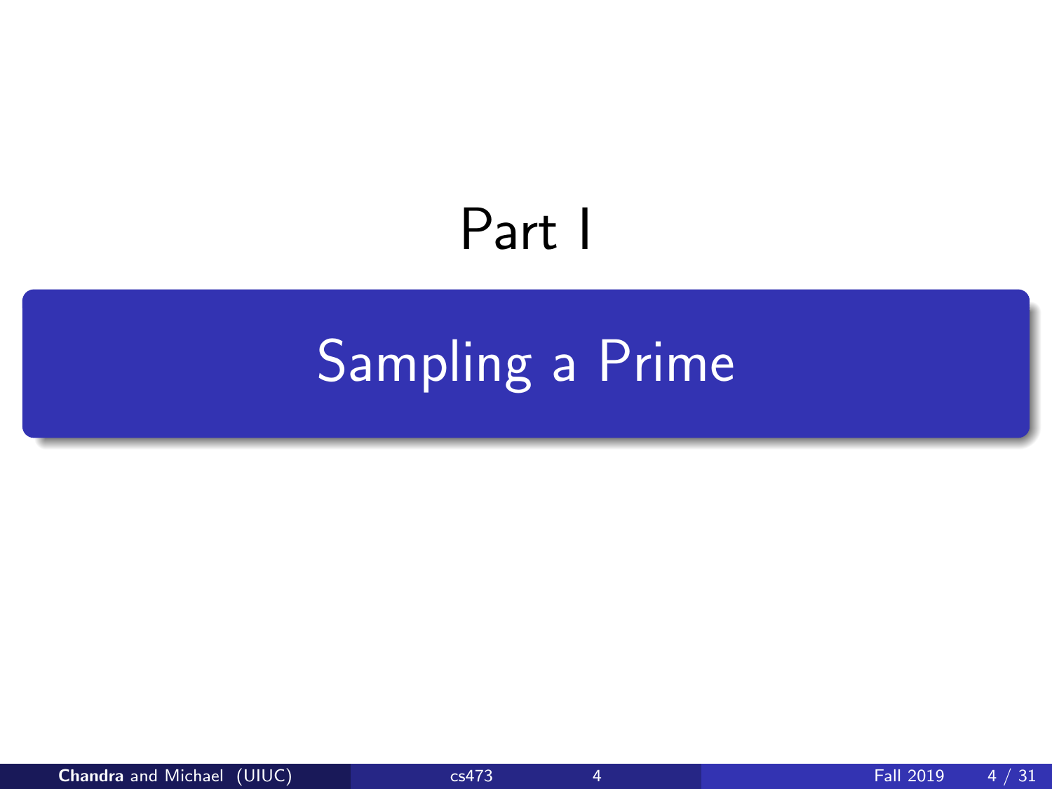# Part I

## Sampling a Prime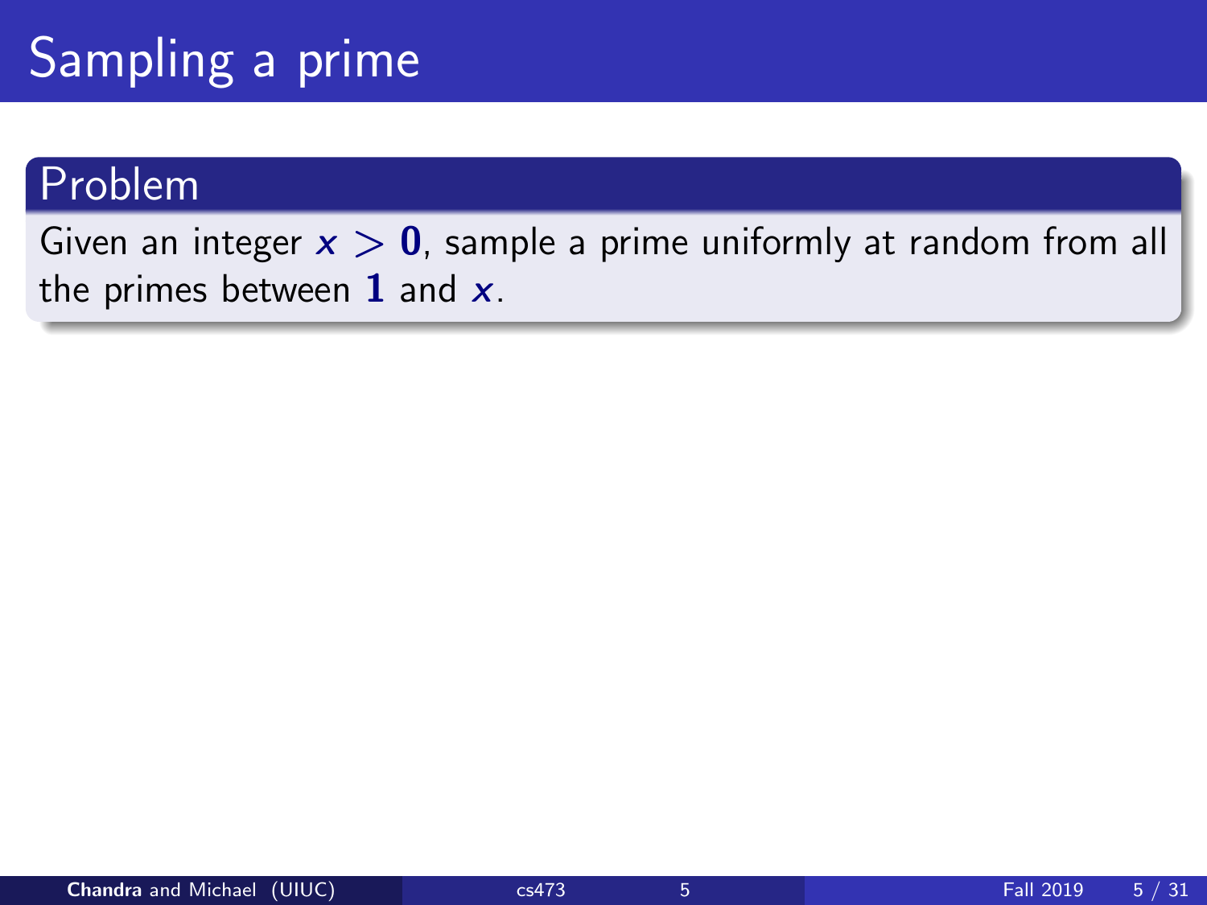# Sampling a prime

## Problem

Given an integer $x > 0$, sample a prime uniformly at random from all the primes between $1$ and $x$.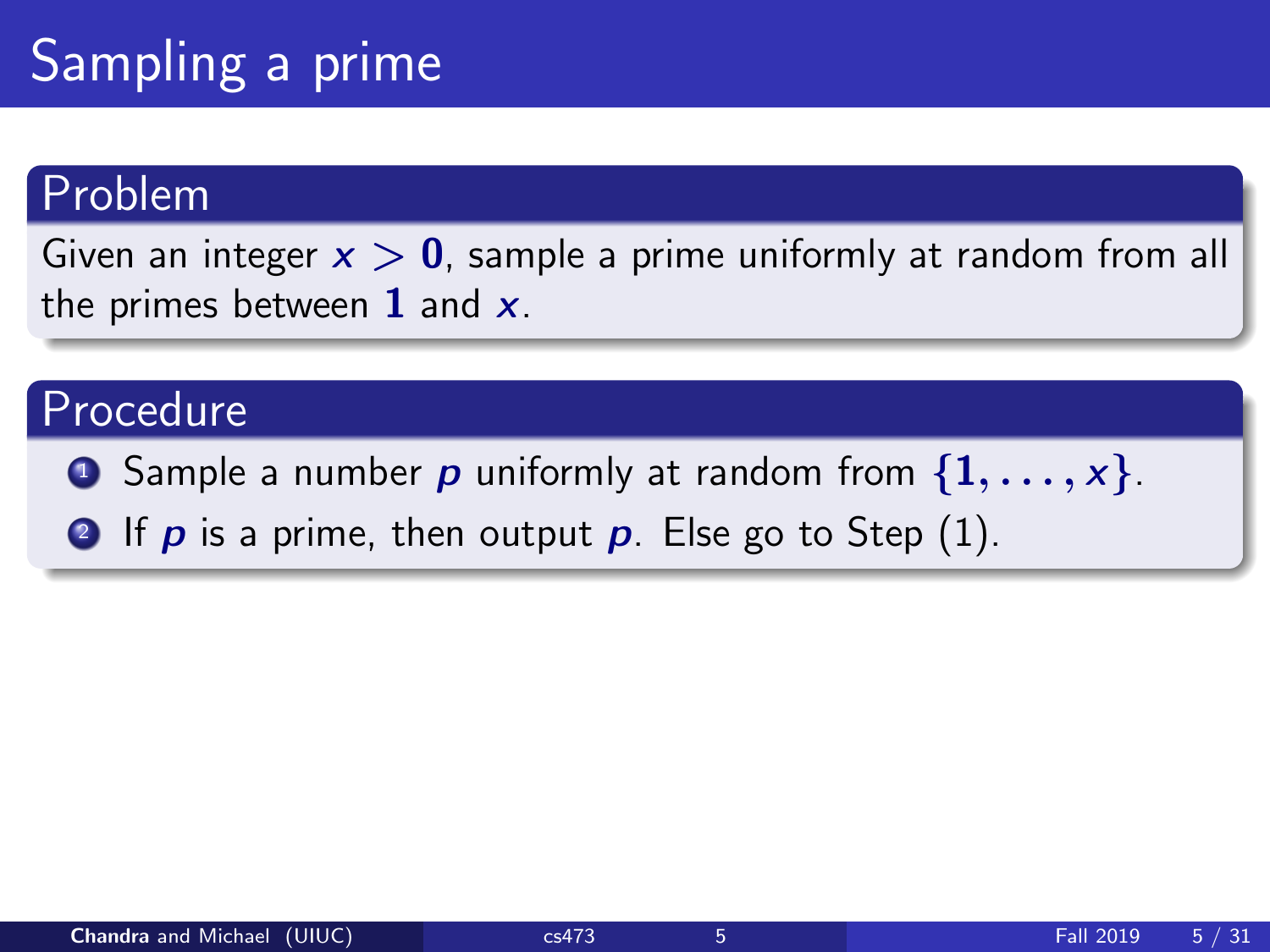# Sampling a prime

## Problem

Given an integer $x > 0$, sample a prime uniformly at random from all the primes between $1$ and $x$.

## Procedure

1. Sample a number $p$ uniformly at random from $\{1, \ldots, x\}$.
2. If $p$ is a prime, then output $p$. Else go to Step (1).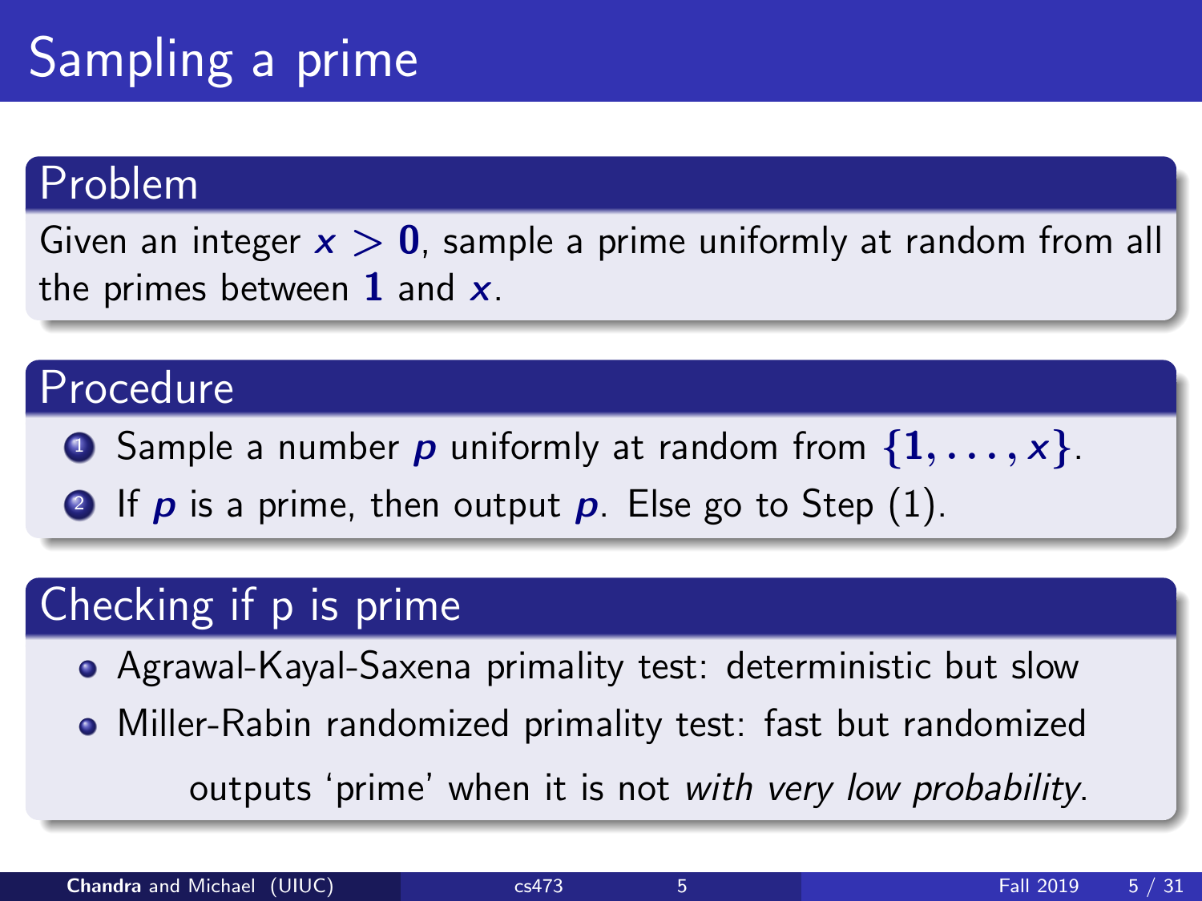# Sampling a prime

## Problem

Given an integer $x > 0$, sample a prime uniformly at random from all the primes between $1$ and $x$.

## Procedure

1. Sample a number $p$ uniformly at random from $\{1, \ldots, x\}$.
2. If $p$ is a prime, then output $p$. Else go to Step (1).

## Checking if p is prime

- Agrawal-Kayal-Saxena primality test: deterministic but slow
- Miller-Rabin randomized primality test: fast but randomized

  outputs 'prime' when it is not *with very low probability*.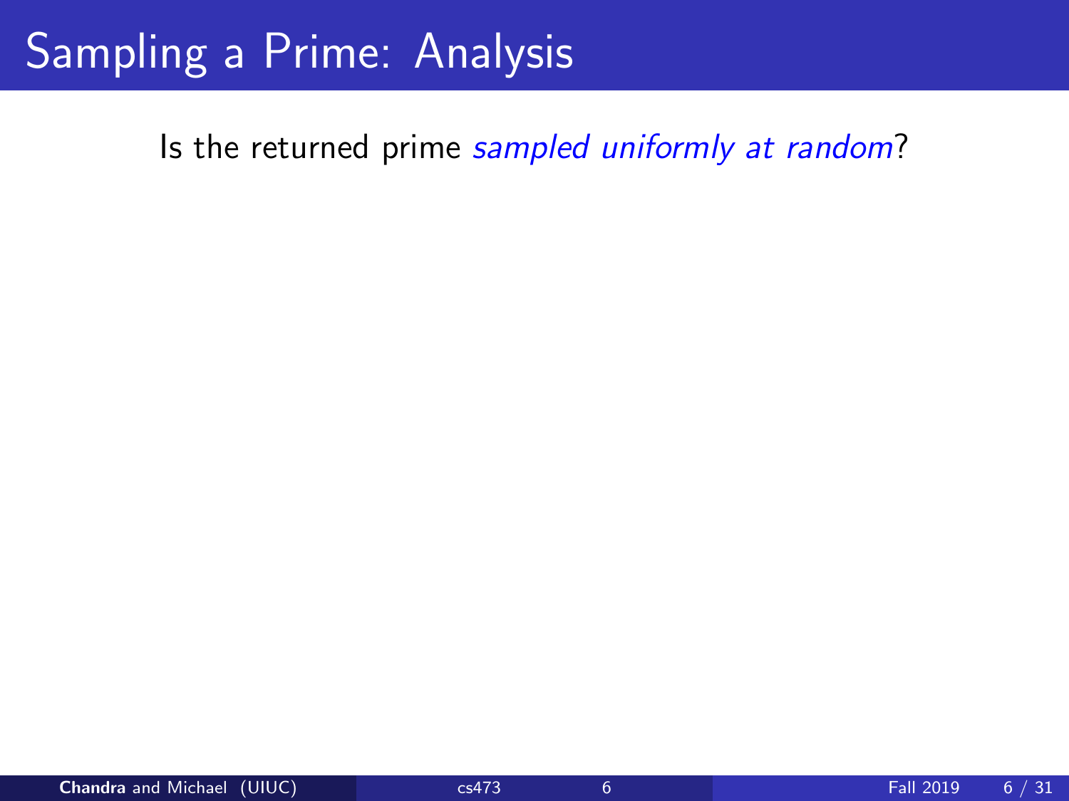# Sampling a Prime: Analysis

Is the returned prime *sampled uniformly at random*?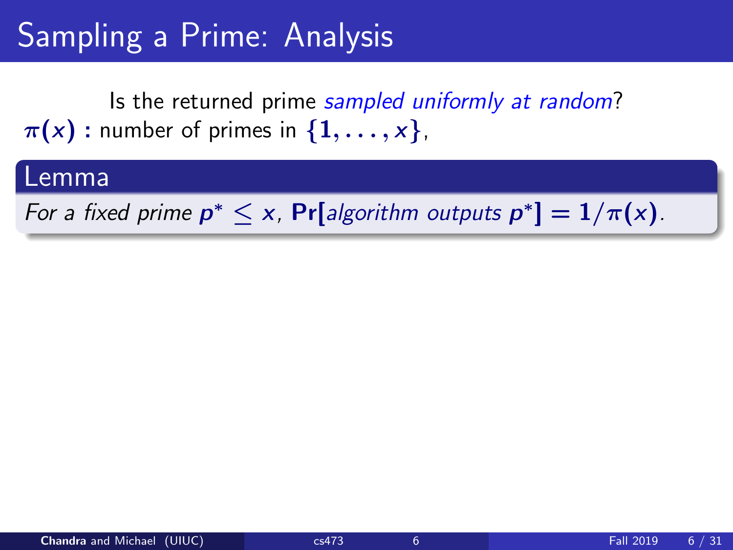# Sampling a Prime: Analysis

Is the returned prime *sampled uniformly at random*?

$\pi(x)$ **:** number of primes in $\{1, \ldots, x\}$,

**Lemma**

*For a fixed prime* $p^* \leq x$, $\Pr[\textit{algorithm outputs } p^*] = 1/\pi(x)$.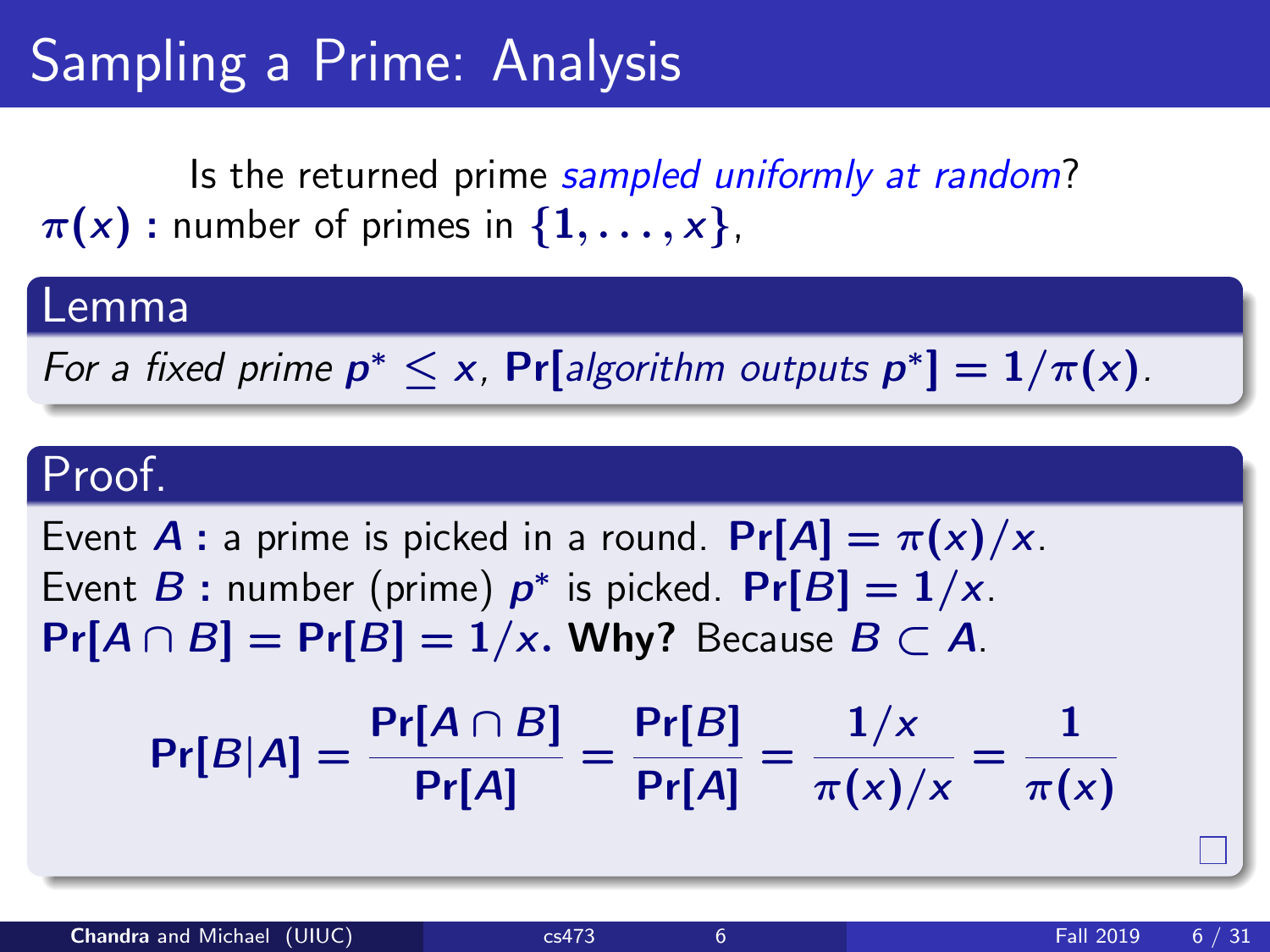# Sampling a Prime: Analysis

Is the returned prime *sampled uniformly at random*?

$\pi(x)$ : number of primes in $\{1, \ldots, x\}$,

### Lemma

*For a fixed prime* $p^* \leq x$, $\Pr[$*algorithm outputs* $p^*] = 1/\pi(x)$.

### Proof.

Event $A$ : a prime is picked in a round. $\Pr[A] = \pi(x)/x$.

Event $B$ : number (prime) $p^*$ is picked. $\Pr[B] = 1/x$.

$\Pr[A \cap B] = \Pr[B] = 1/x$. **Why?** Because $B \subset A$.

$$\Pr[B|A] = \frac{\Pr[A \cap B]}{\Pr[A]} = \frac{\Pr[B]}{\Pr[A]} = \frac{1/x}{\pi(x)/x} = \frac{1}{\pi(x)}$$

□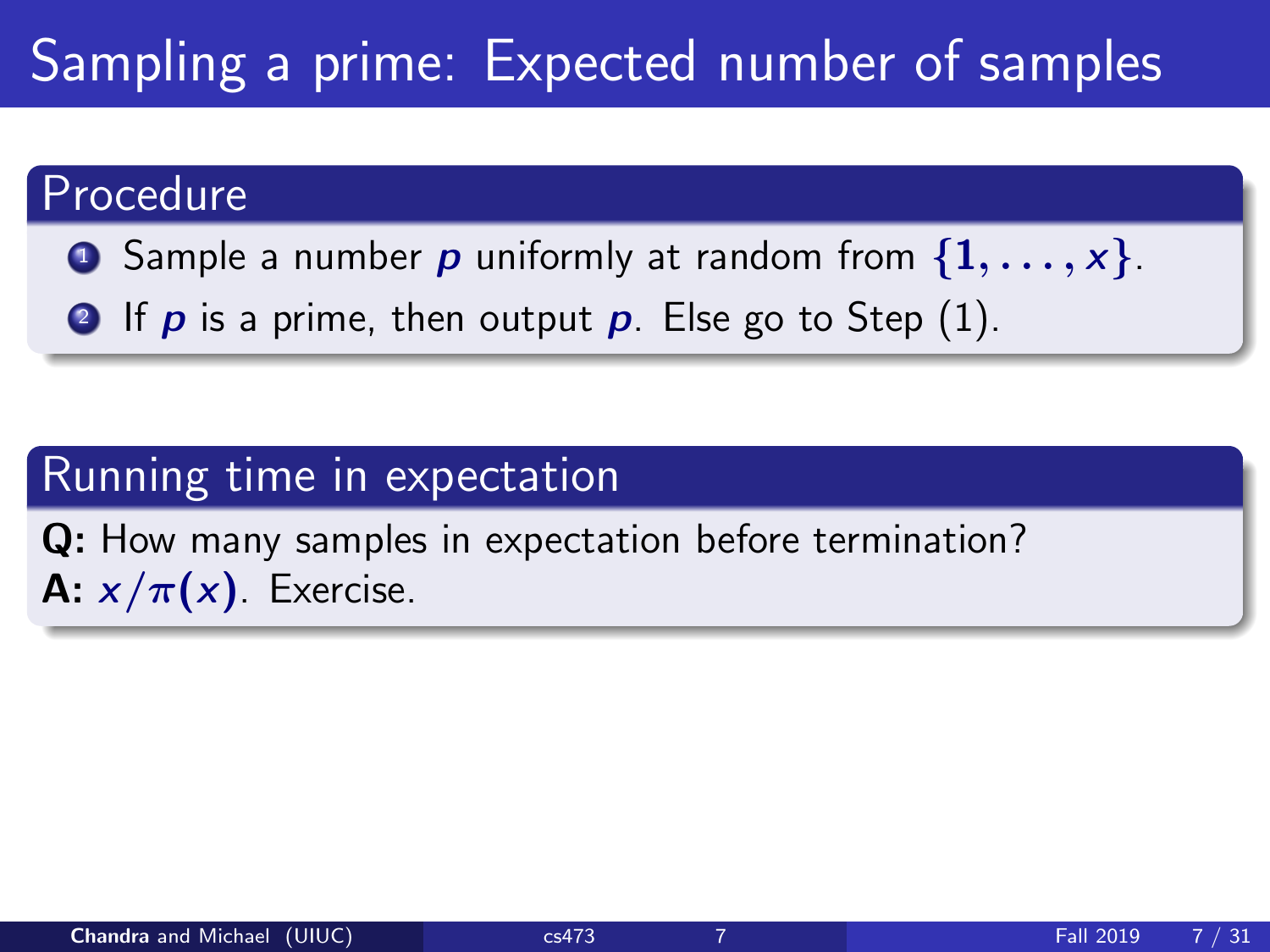# Sampling a prime: Expected number of samples

## Procedure

1. Sample a number $p$ uniformly at random from $\{1, \ldots, x\}$.
2. If $p$ is a prime, then output $p$. Else go to Step (1).

## Running time in expectation

**Q:** How many samples in expectation before termination?
**A:** $x/\pi(x)$. Exercise.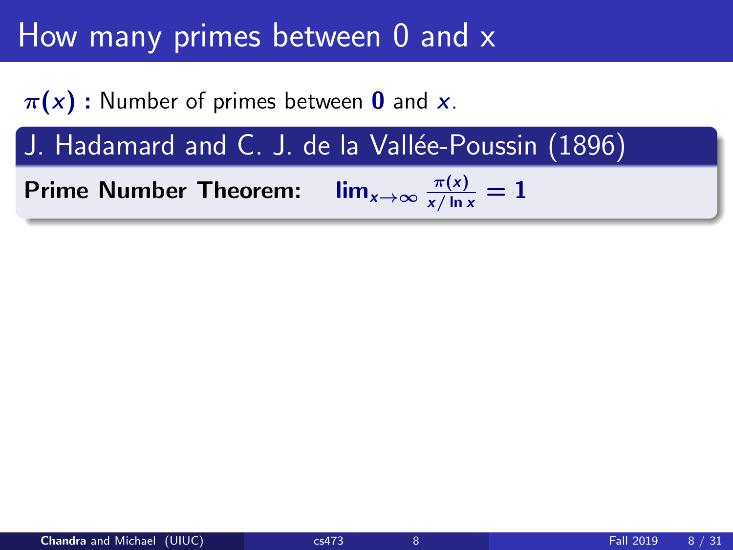# How many primes between 0 and x

$\pi(x)$ **:** Number of primes between $\mathbf{0}$ and $x$.

## J. Hadamard and C. J. de la Vallée-Poussin (1896)

**Prime Number Theorem:** $\lim_{x\to\infty} \frac{\pi(x)}{x/\ln x} = 1$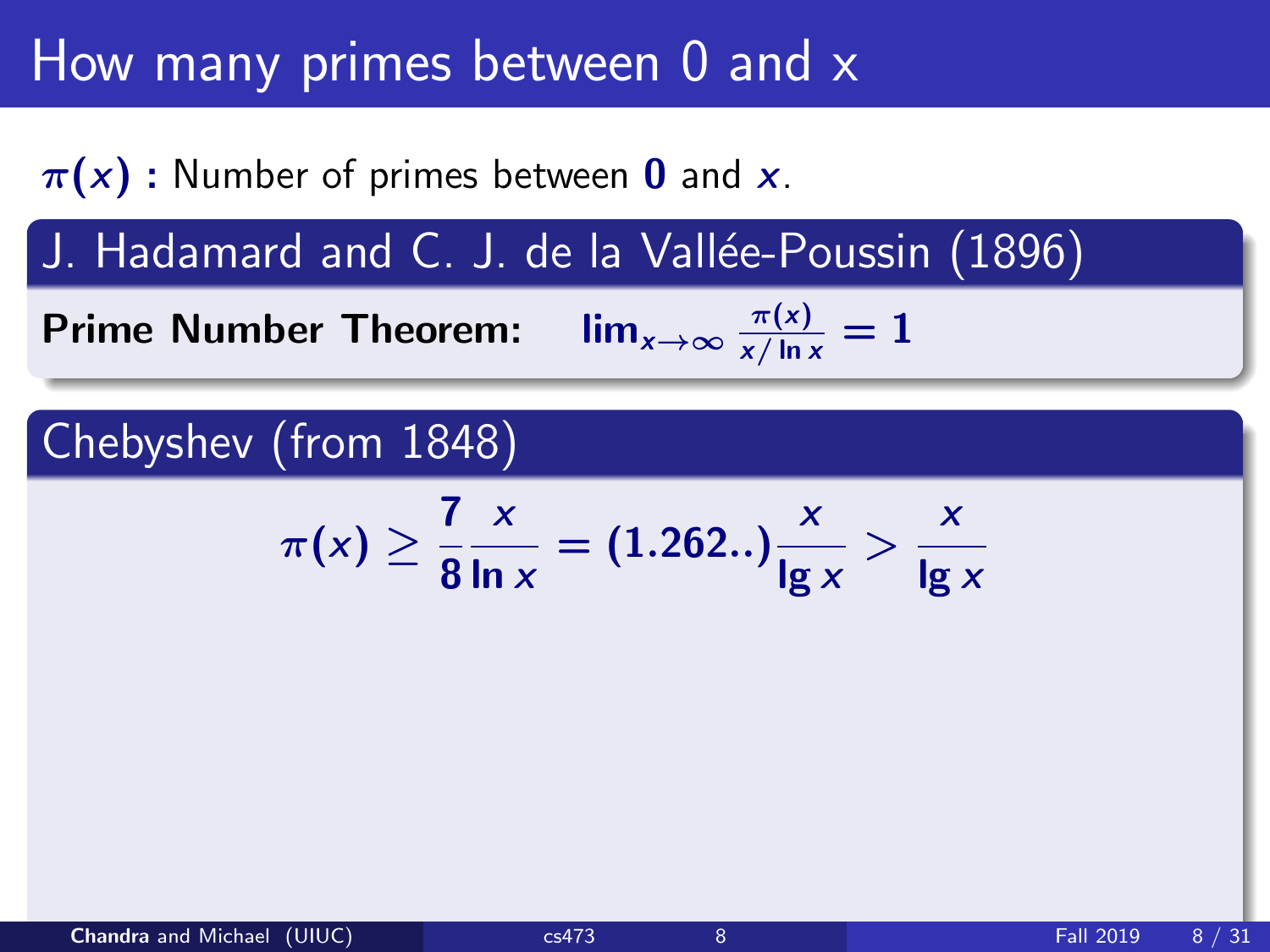# How many primes between 0 and x

$\pi(x)$ **:** Number of primes between $\mathbf{0}$ and $x$.

## J. Hadamard and C. J. de la Vallée-Poussin (1896)

**Prime Number Theorem:** $\lim_{x\to\infty} \frac{\pi(x)}{x/\ln x} = 1$

## Chebyshev (from 1848)

$$\pi(x) \geq \frac{7}{8}\frac{x}{\ln x} = (1.262..)\frac{x}{\lg x} > \frac{x}{\lg x}$$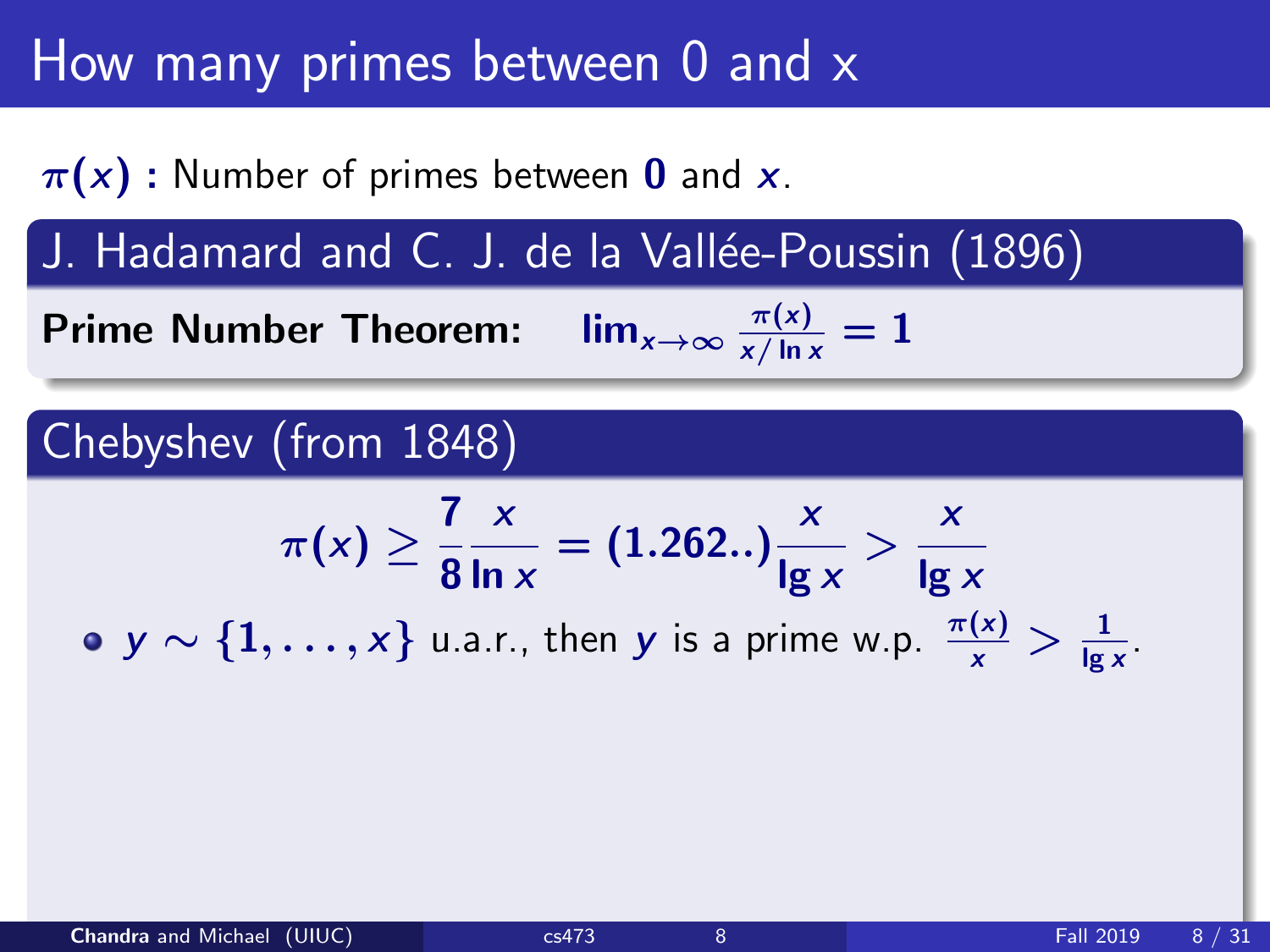# How many primes between 0 and x

$\pi(x)$ **:** Number of primes between $\mathbf{0}$ and $x$.

## J. Hadamard and C. J. de la Vallée-Poussin (1896)

**Prime Number Theorem:** $\lim_{x\to\infty} \frac{\pi(x)}{x/\ln x} = 1$

## Chebyshev (from 1848)

$$\pi(x) \geq \frac{7}{8}\frac{x}{\ln x} = (1.262..)\frac{x}{\lg x} > \frac{x}{\lg x}$$

- $y \sim \{1, \ldots, x\}$ u.a.r., then $y$ is a prime w.p. $\frac{\pi(x)}{x} > \frac{1}{\lg x}$.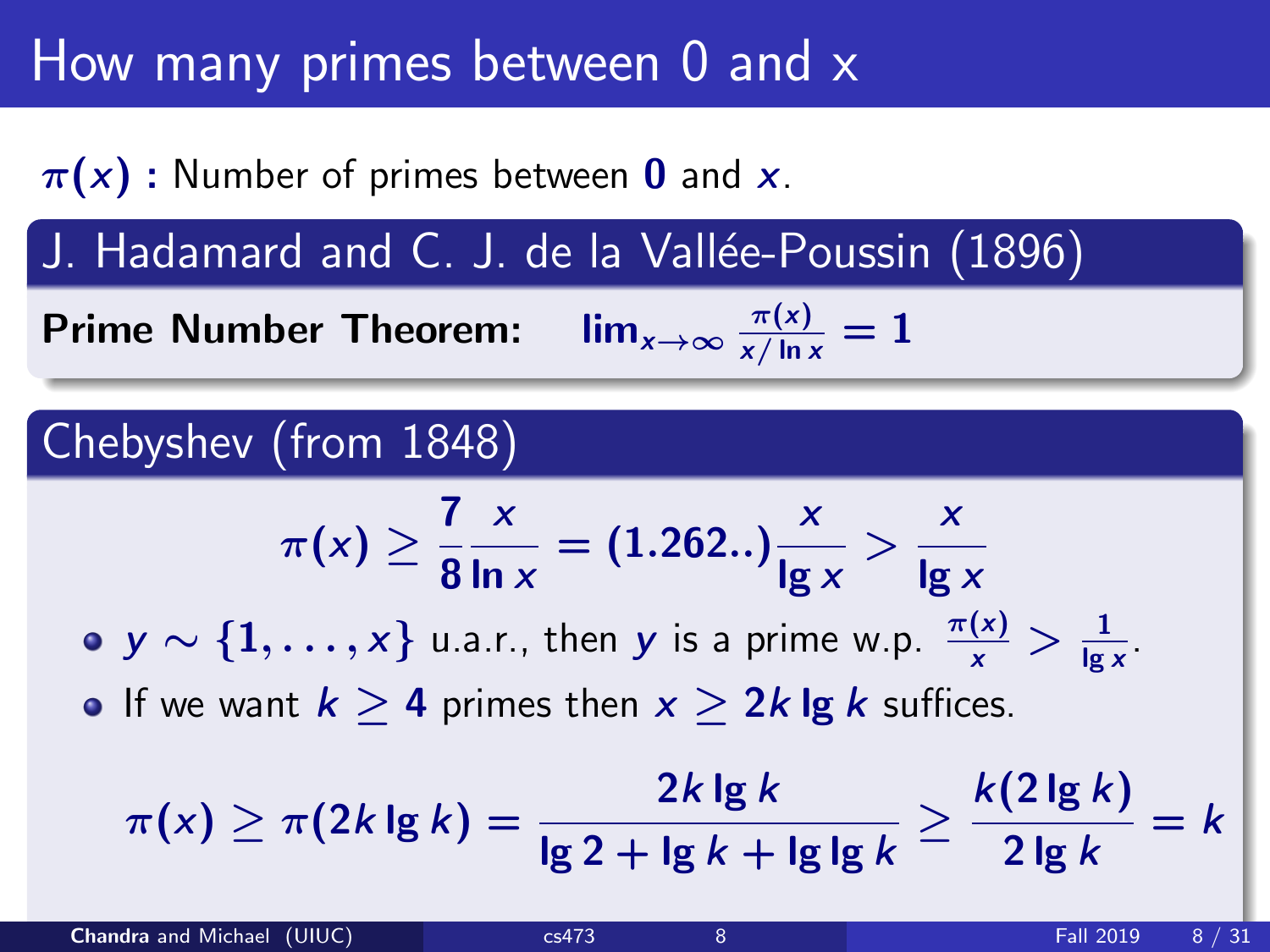# How many primes between 0 and x

$\pi(x)$ **:** Number of primes between $\mathbf{0}$ and $x$.

## J. Hadamard and C. J. de la Vallée-Poussin (1896)

**Prime Number Theorem:** $\lim_{x\to\infty} \frac{\pi(x)}{x/\ln x} = 1$

## Chebyshev (from 1848)

$$\pi(x) \geq \frac{7}{8}\frac{x}{\ln x} = (1.262..)\frac{x}{\lg x} > \frac{x}{\lg x}$$

- $y \sim \{1, \ldots, x\}$ u.a.r., then $y$ is a prime w.p. $\frac{\pi(x)}{x} > \frac{1}{\lg x}$.
- If we want $k \geq 4$ primes then $x \geq 2k \lg k$ suffices.

$$\pi(x) \geq \pi(2k \lg k) = \frac{2k \lg k}{\lg 2 + \lg k + \lg \lg k} \geq \frac{k(2 \lg k)}{2 \lg k} = k$$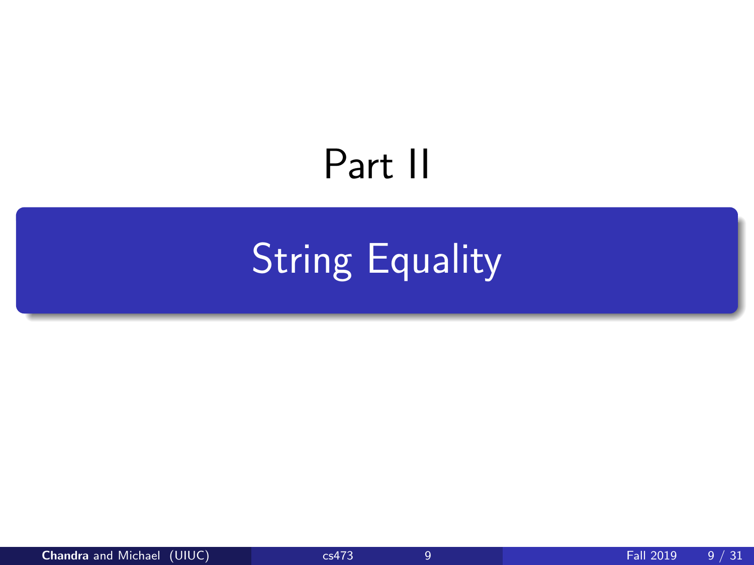# Part II

## String Equality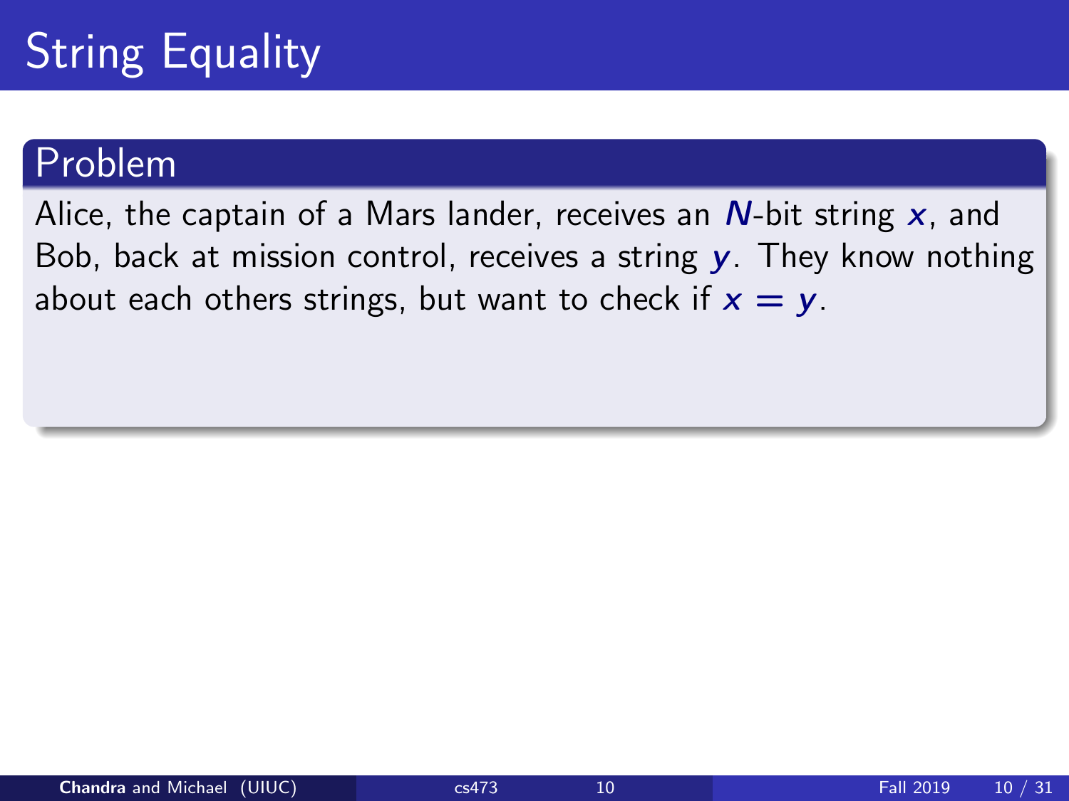# String Equality

## Problem

Alice, the captain of a Mars lander, receives an $N$-bit string $x$, and Bob, back at mission control, receives a string $y$. They know nothing about each others strings, but want to check if $x = y$.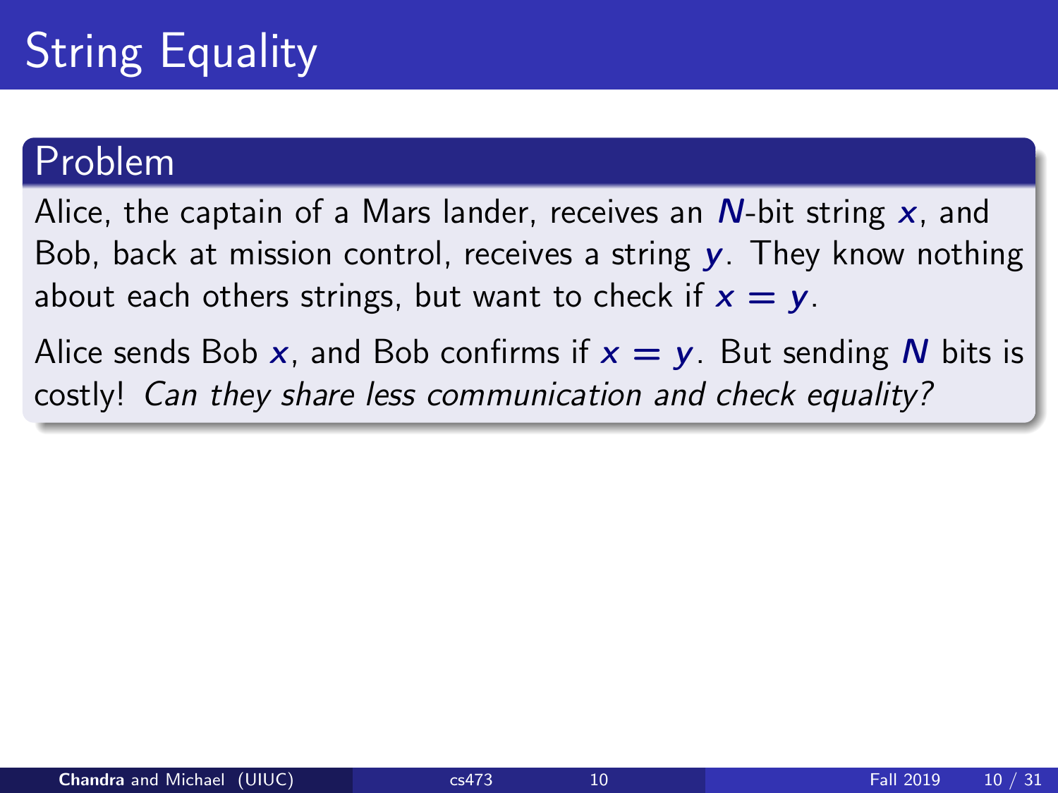# String Equality

## Problem

Alice, the captain of a Mars lander, receives an $N$-bit string $x$, and Bob, back at mission control, receives a string $y$. They know nothing about each others strings, but want to check if $x = y$.

Alice sends Bob $x$, and Bob confirms if $x = y$. But sending $N$ bits is costly! *Can they share less communication and check equality?*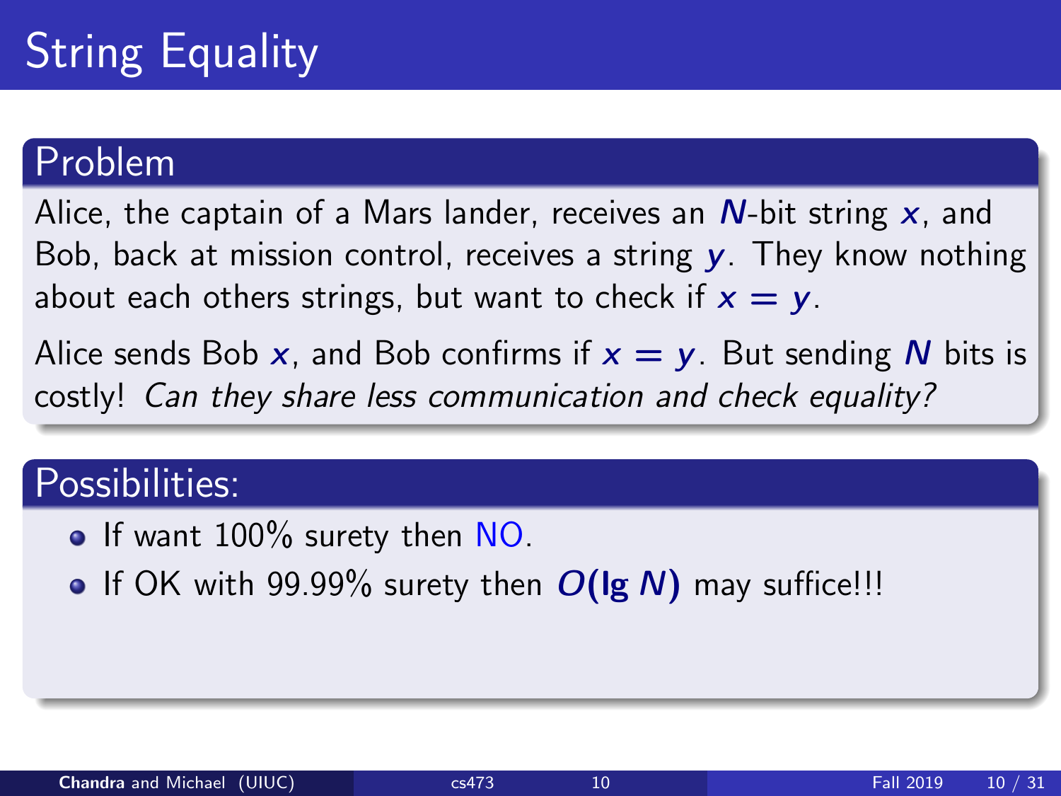# String Equality

## Problem

Alice, the captain of a Mars lander, receives an $N$-bit string $x$, and Bob, back at mission control, receives a string $y$. They know nothing about each others strings, but want to check if $x = y$.

Alice sends Bob $x$, and Bob confirms if $x = y$. But sending $N$ bits is costly! *Can they share less communication and check equality?*

## Possibilities:

- If want 100% surety then NO.
- If OK with 99.99% surety then $O(\lg N)$ may suffice!!!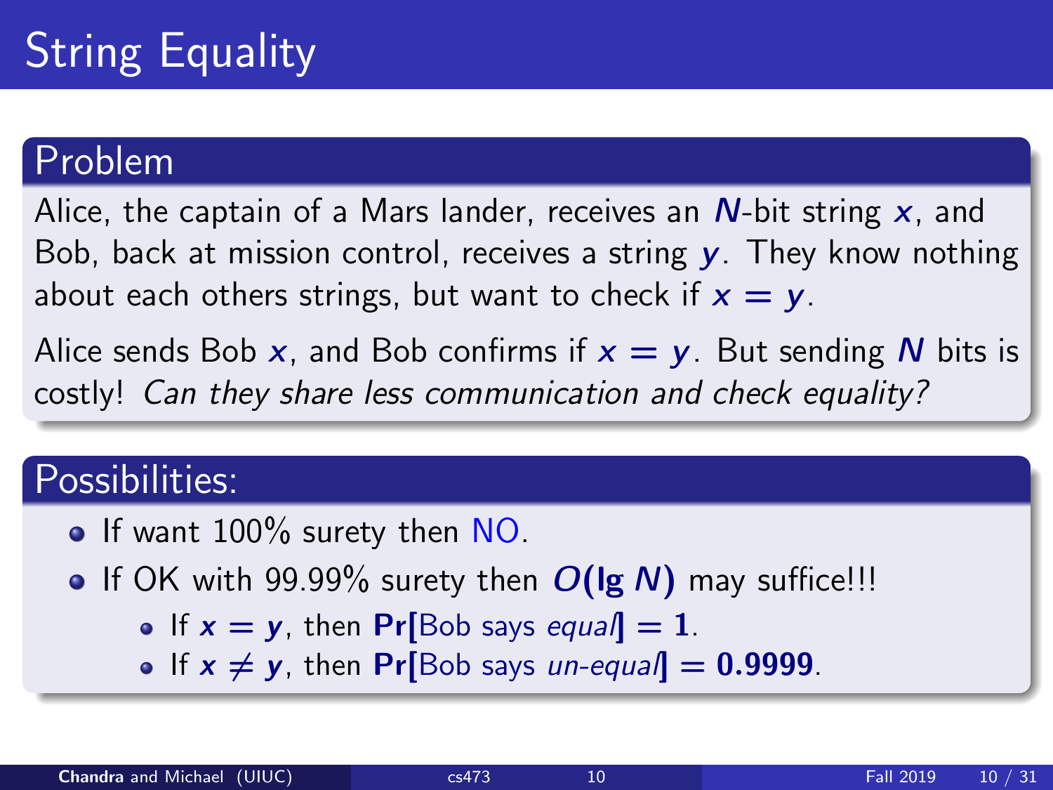# String Equality

## Problem

Alice, the captain of a Mars lander, receives an $N$-bit string $x$, and Bob, back at mission control, receives a string $y$. They know nothing about each others strings, but want to check if $x = y$.

Alice sends Bob $x$, and Bob confirms if $x = y$. But sending $N$ bits is costly! *Can they share less communication and check equality?*

## Possibilities:

- If want 100% surety then NO.
- If OK with 99.99% surety then $O(\lg N)$ may suffice!!!
  - If $x = y$, then $\Pr[\text{Bob says } \textit{equal}] = 1$.
  - If $x \neq y$, then $\Pr[\text{Bob says } \textit{un-equal}] = 0.9999$.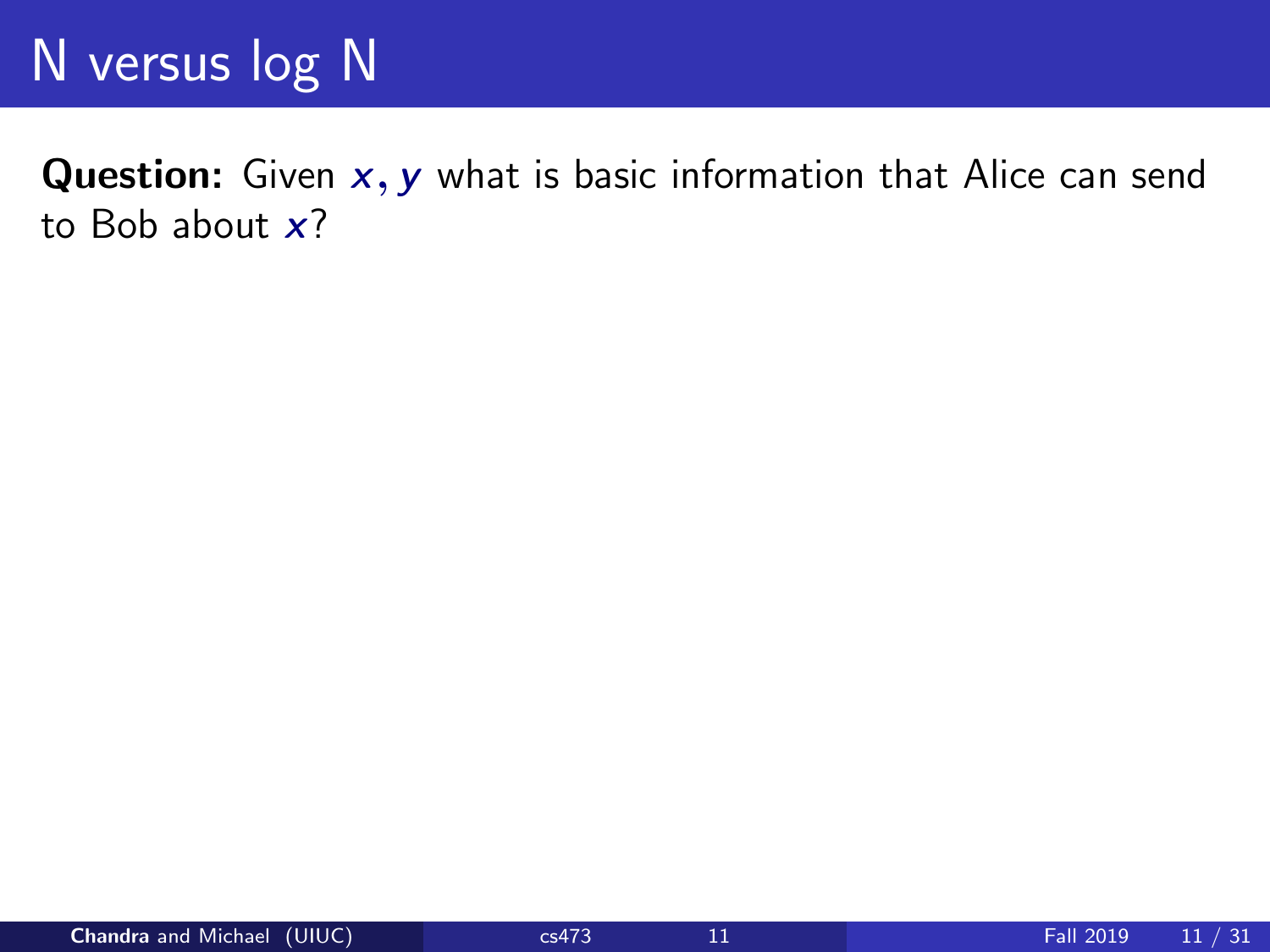# N versus log N

**Question:** Given $x, y$ what is basic information that Alice can send to Bob about $x$?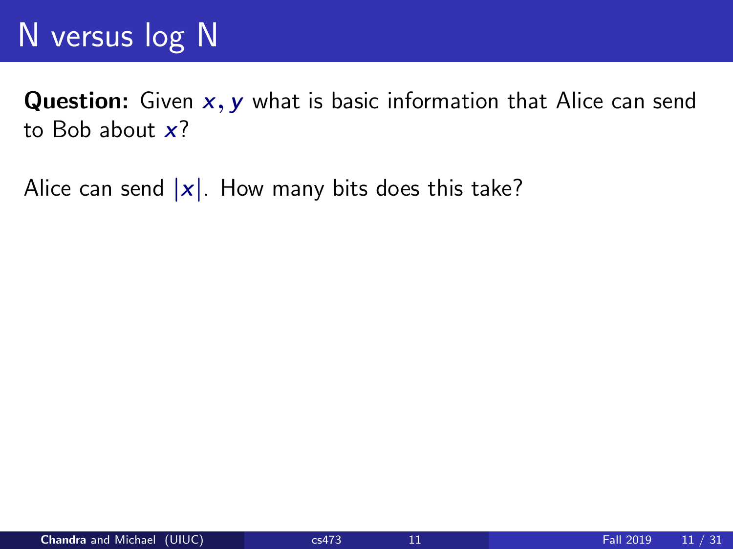# N versus log N

**Question:** Given $x, y$ what is basic information that Alice can send to Bob about $x$?

Alice can send $|x|$. How many bits does this take?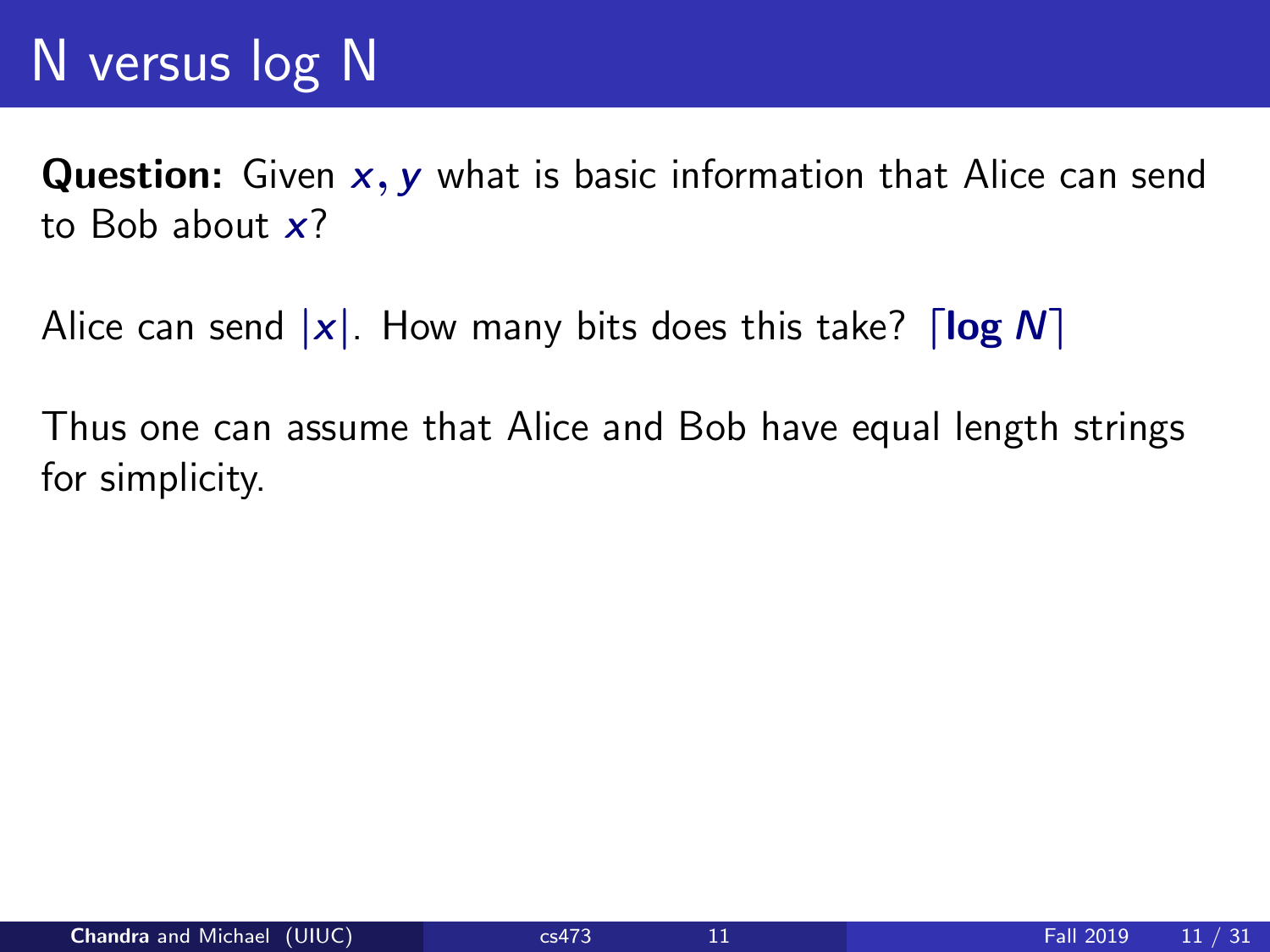# N versus log N

**Question:** Given $x, y$ what is basic information that Alice can send to Bob about $x$?

Alice can send $|x|$. How many bits does this take? $\lceil \log N \rceil$

Thus one can assume that Alice and Bob have equal length strings for simplicity.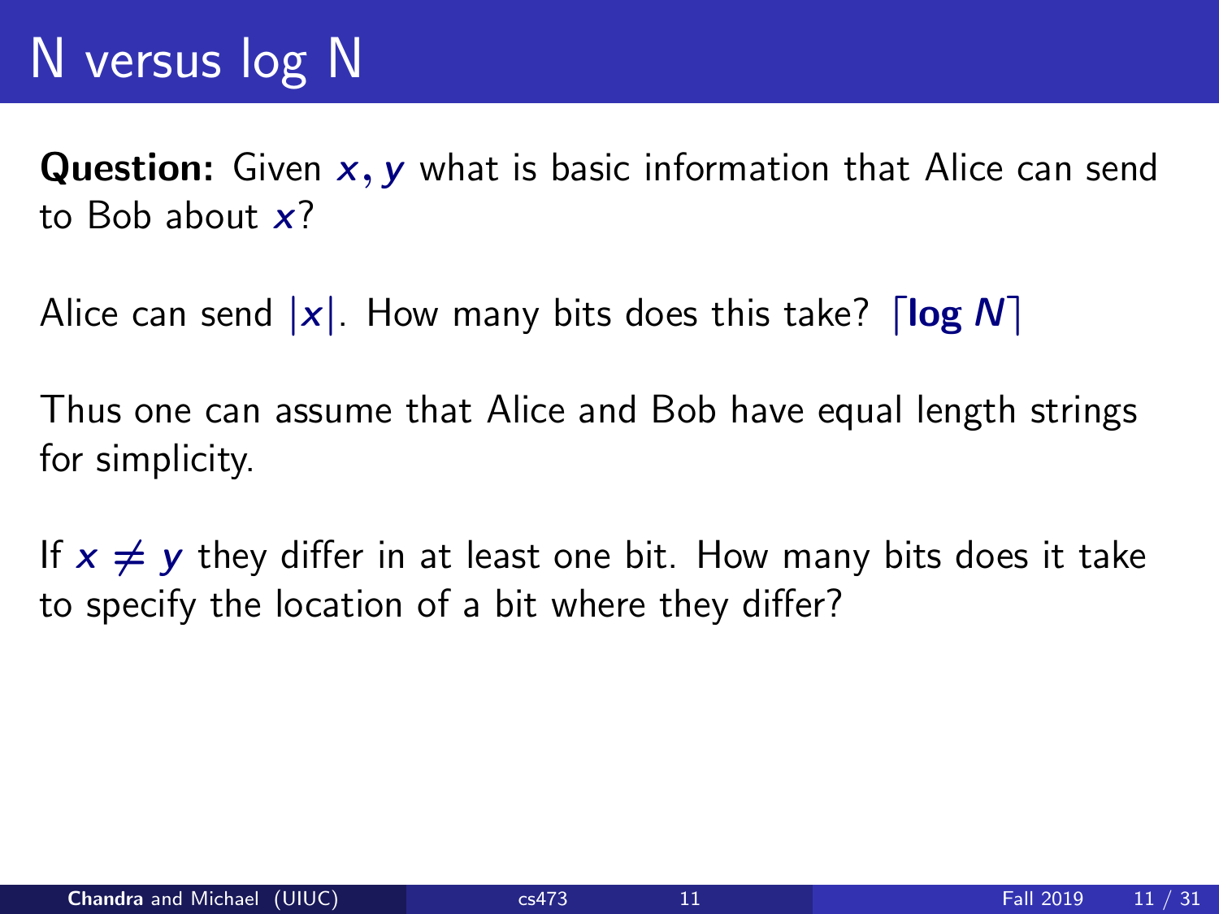# N versus log N

**Question:** Given $x, y$ what is basic information that Alice can send to Bob about $x$?

Alice can send $|x|$. How many bits does this take? $\lceil \mathbf{log}\ N \rceil$

Thus one can assume that Alice and Bob have equal length strings for simplicity.

If $x \neq y$ they differ in at least one bit. How many bits does it take to specify the location of a bit where they differ?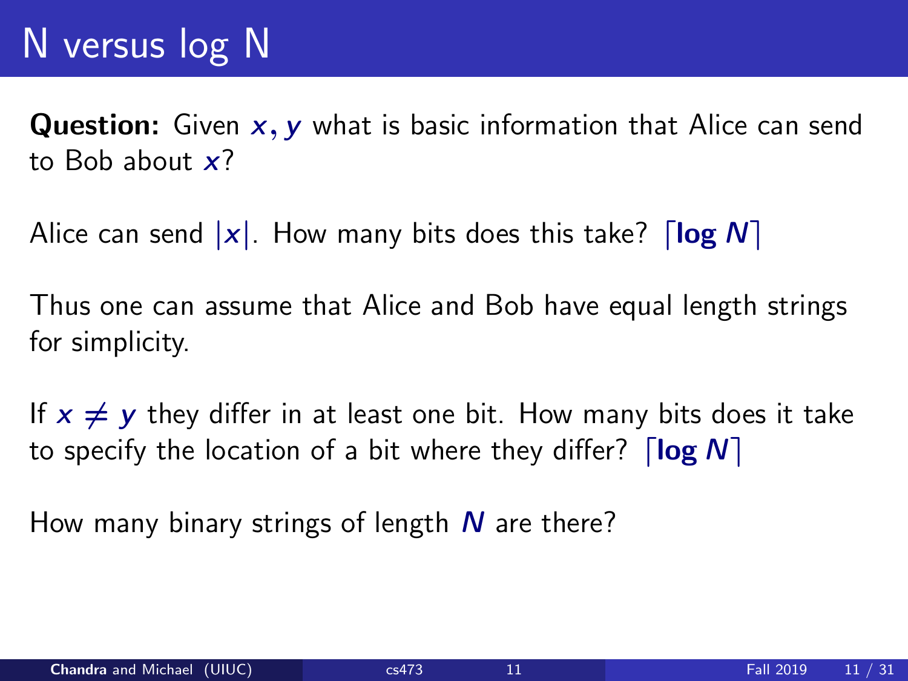# N versus log N

**Question:** Given $x, y$ what is basic information that Alice can send to Bob about $x$?

Alice can send $|x|$. How many bits does this take? $\lceil \mathbf{log}\ N \rceil$

Thus one can assume that Alice and Bob have equal length strings for simplicity.

If $x \neq y$ they differ in at least one bit. How many bits does it take to specify the location of a bit where they differ? $\lceil \mathbf{log}\ N \rceil$

How many binary strings of length $N$ are there?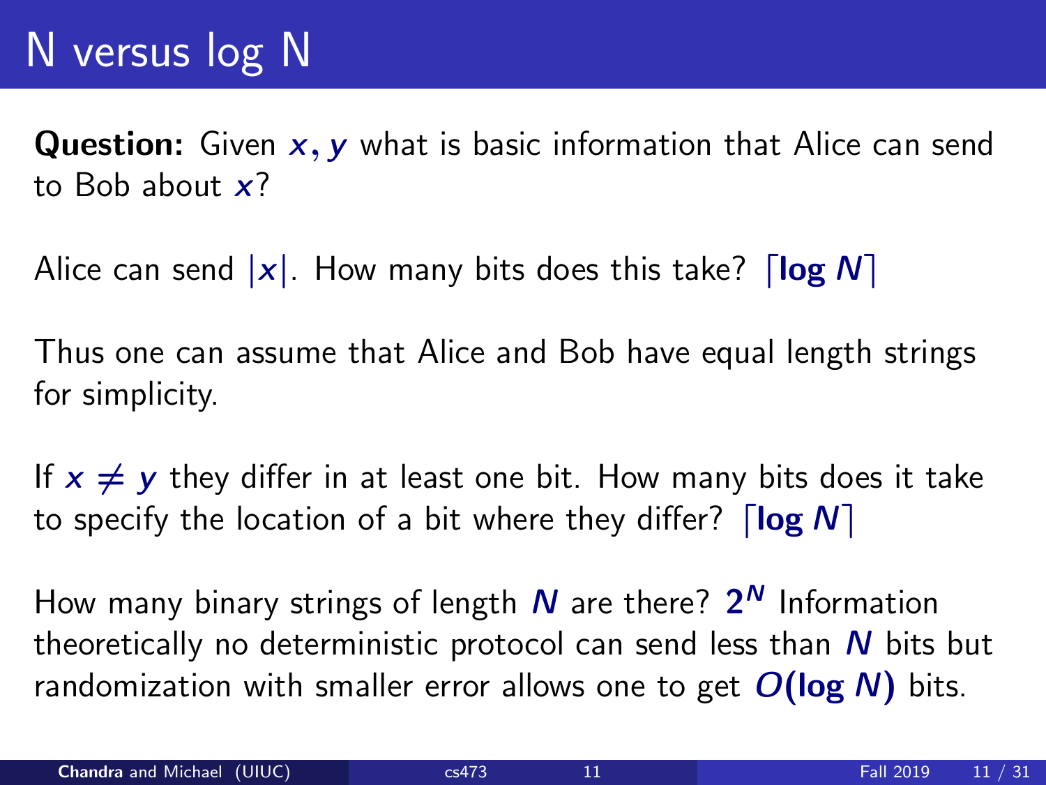# N versus log N

**Question:** Given $x, y$ what is basic information that Alice can send to Bob about $x$?

Alice can send $|x|$. How many bits does this take? $\lceil \log N \rceil$

Thus one can assume that Alice and Bob have equal length strings for simplicity.

If $x \neq y$ they differ in at least one bit. How many bits does it take to specify the location of a bit where they differ? $\lceil \log N \rceil$

How many binary strings of length $N$ are there? $2^N$ Information theoretically no deterministic protocol can send less than $N$ bits but randomization with smaller error allows one to get $O(\log N)$ bits.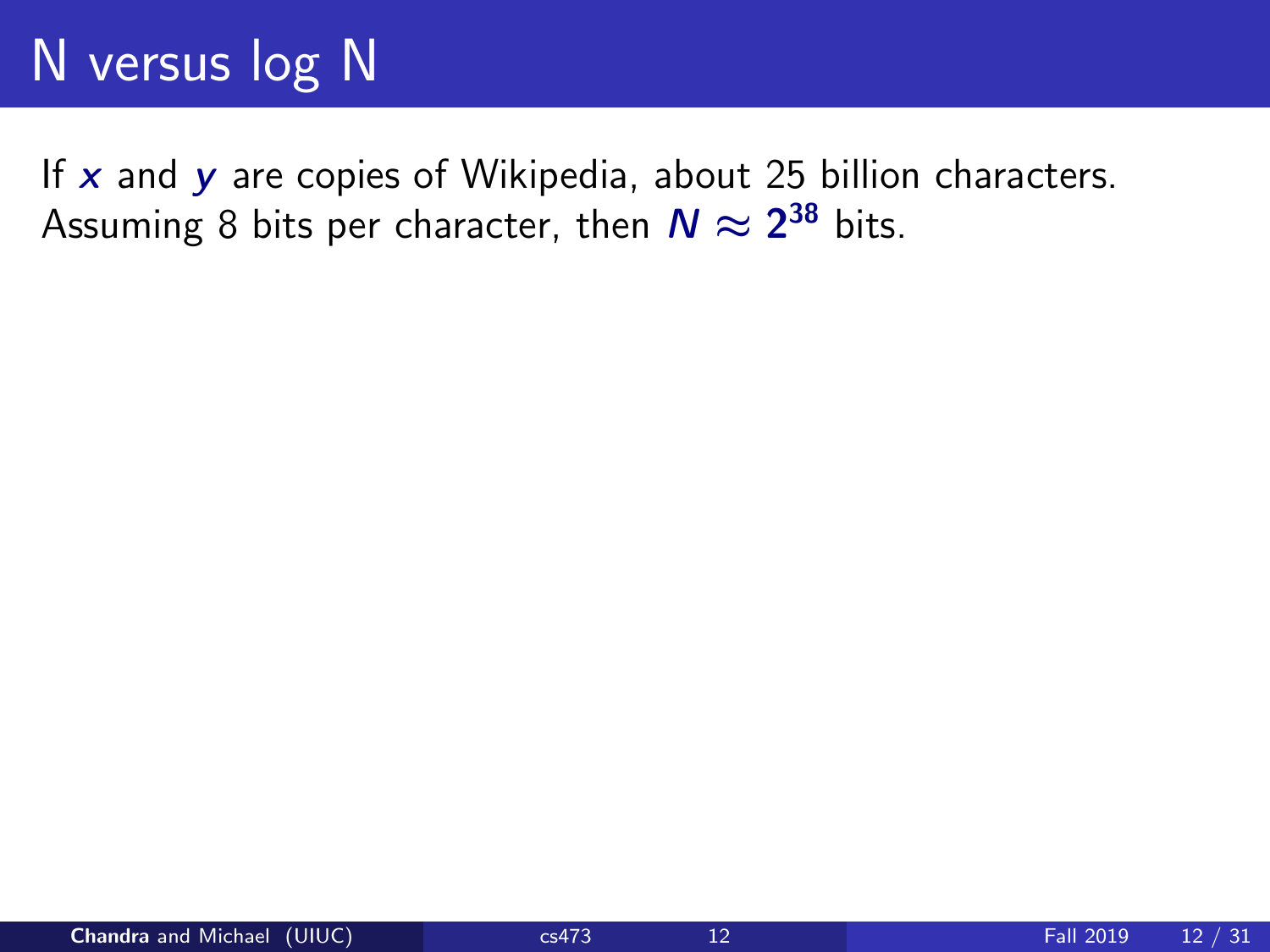# N versus log N

If $x$ and $y$ are copies of Wikipedia, about 25 billion characters. Assuming 8 bits per character, then $N \approx 2^{38}$ bits.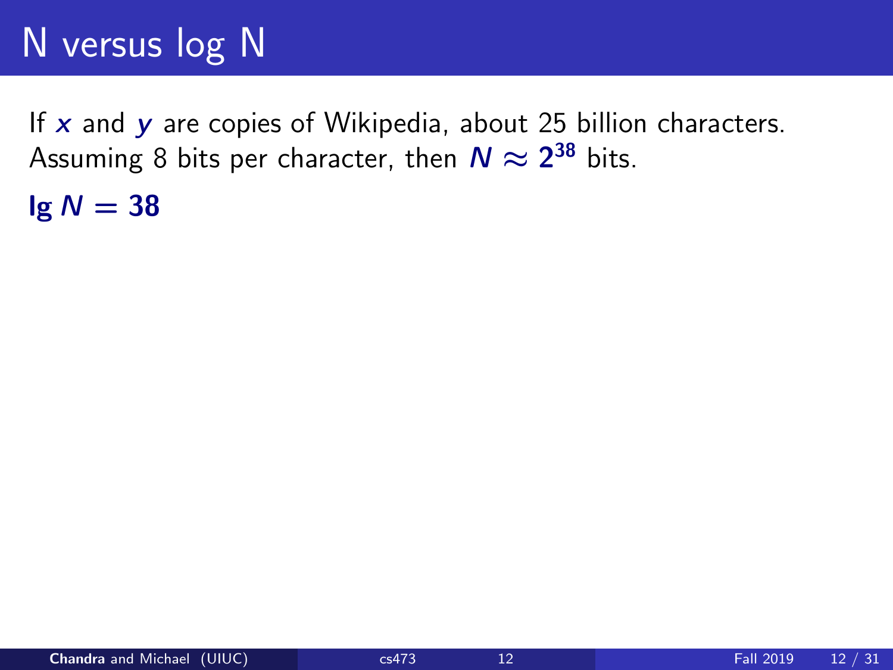# N versus log N

If $x$ and $y$ are copies of Wikipedia, about 25 billion characters. Assuming 8 bits per character, then $N \approx 2^{38}$ bits.

$\lg N = 38$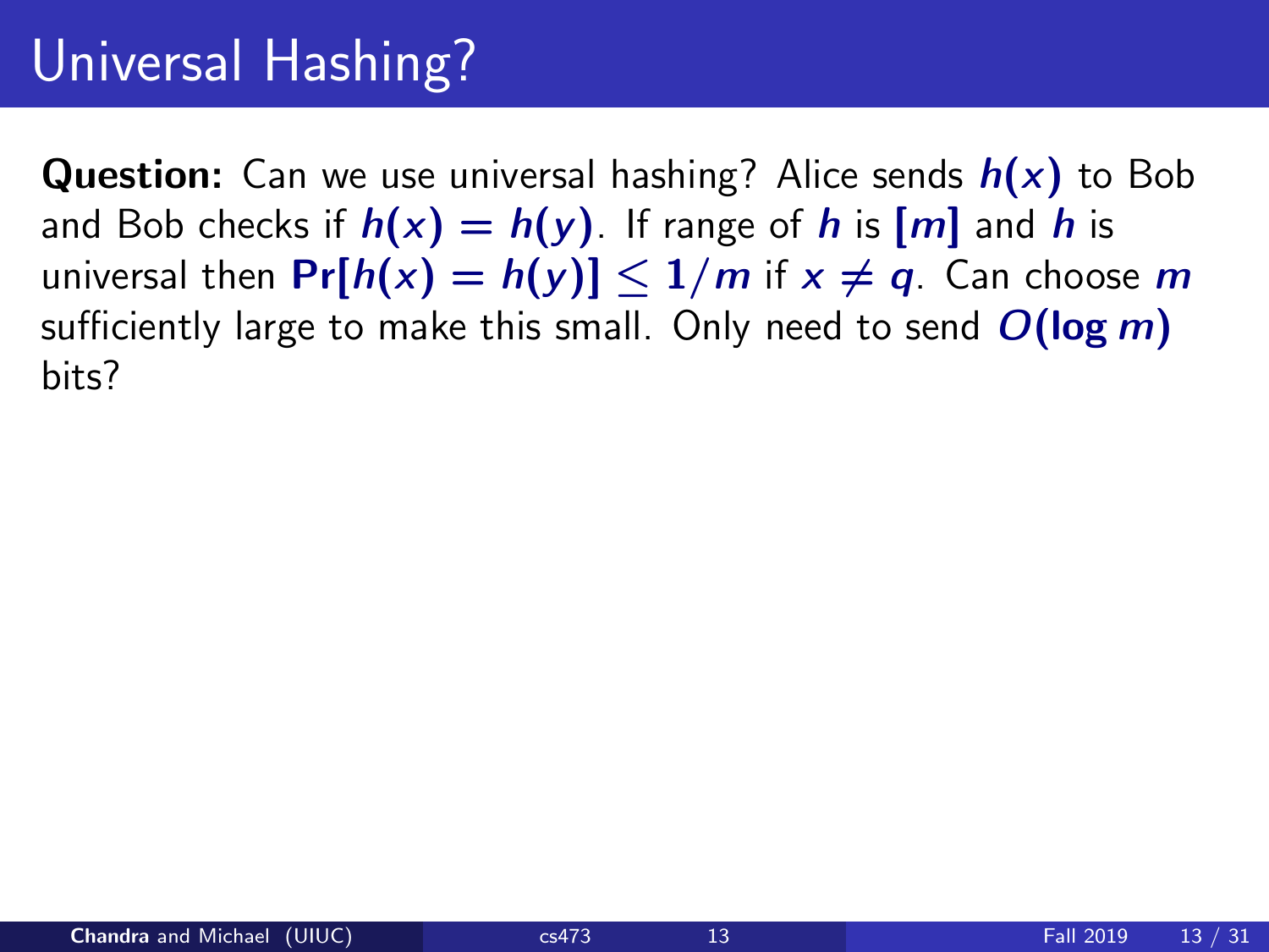# Universal Hashing?

**Question:** Can we use universal hashing? Alice sends $h(x)$ to Bob and Bob checks if $h(x) = h(y)$. If range of $h$ is $[m]$ and $h$ is universal then $\Pr[h(x) = h(y)] \leq 1/m$ if $x \neq q$. Can choose $m$ sufficiently large to make this small. Only need to send $O(\log m)$ bits?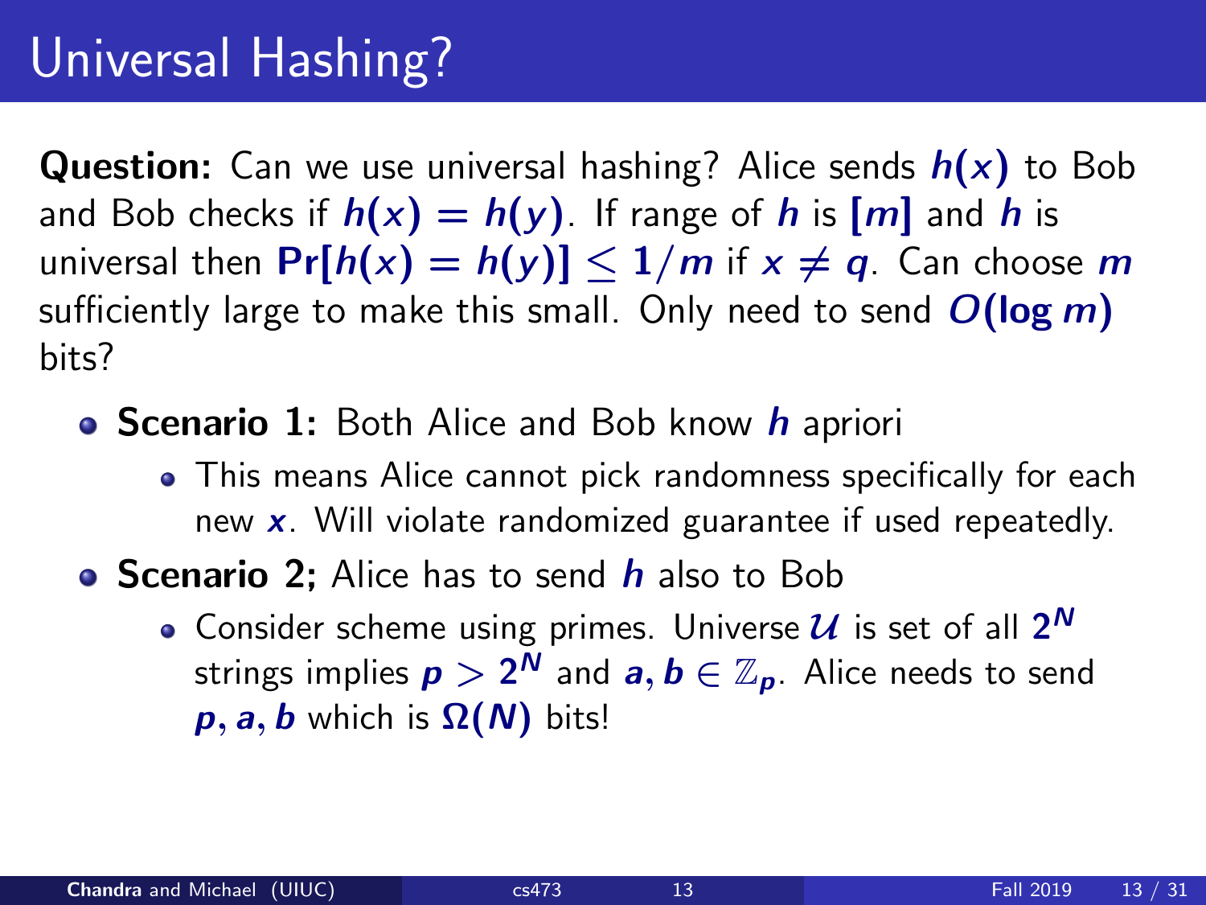# Universal Hashing?

**Question:** Can we use universal hashing? Alice sends $h(x)$ to Bob and Bob checks if $h(x) = h(y)$. If range of $h$ is $[m]$ and $h$ is universal then $\Pr[h(x) = h(y)] \leq 1/m$ if $x \neq q$. Can choose $m$ sufficiently large to make this small. Only need to send $O(\log m)$ bits?

- **Scenario 1:** Both Alice and Bob know $h$ apriori
  - This means Alice cannot pick randomness specifically for each new $x$. Will violate randomized guarantee if used repeatedly.
- **Scenario 2;** Alice has to send $h$ also to Bob
  - Consider scheme using primes. Universe $\mathcal{U}$ is set of all $2^N$ strings implies $p > 2^N$ and $a, b \in \mathbb{Z}_p$. Alice needs to send $p, a, b$ which is $\Omega(N)$ bits!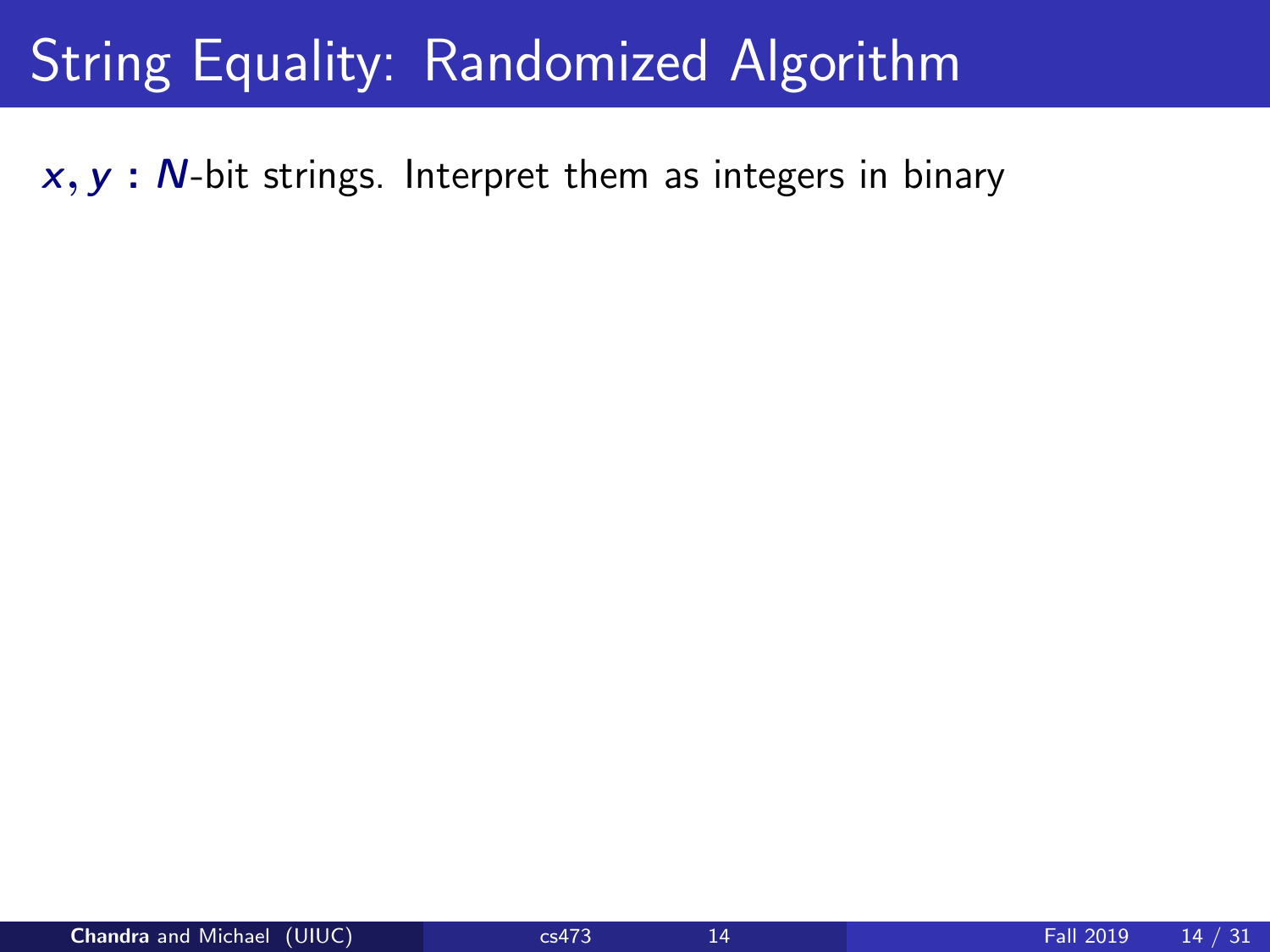# String Equality: Randomized Algorithm

$x, y$ : $N$-bit strings. Interpret them as integers in binary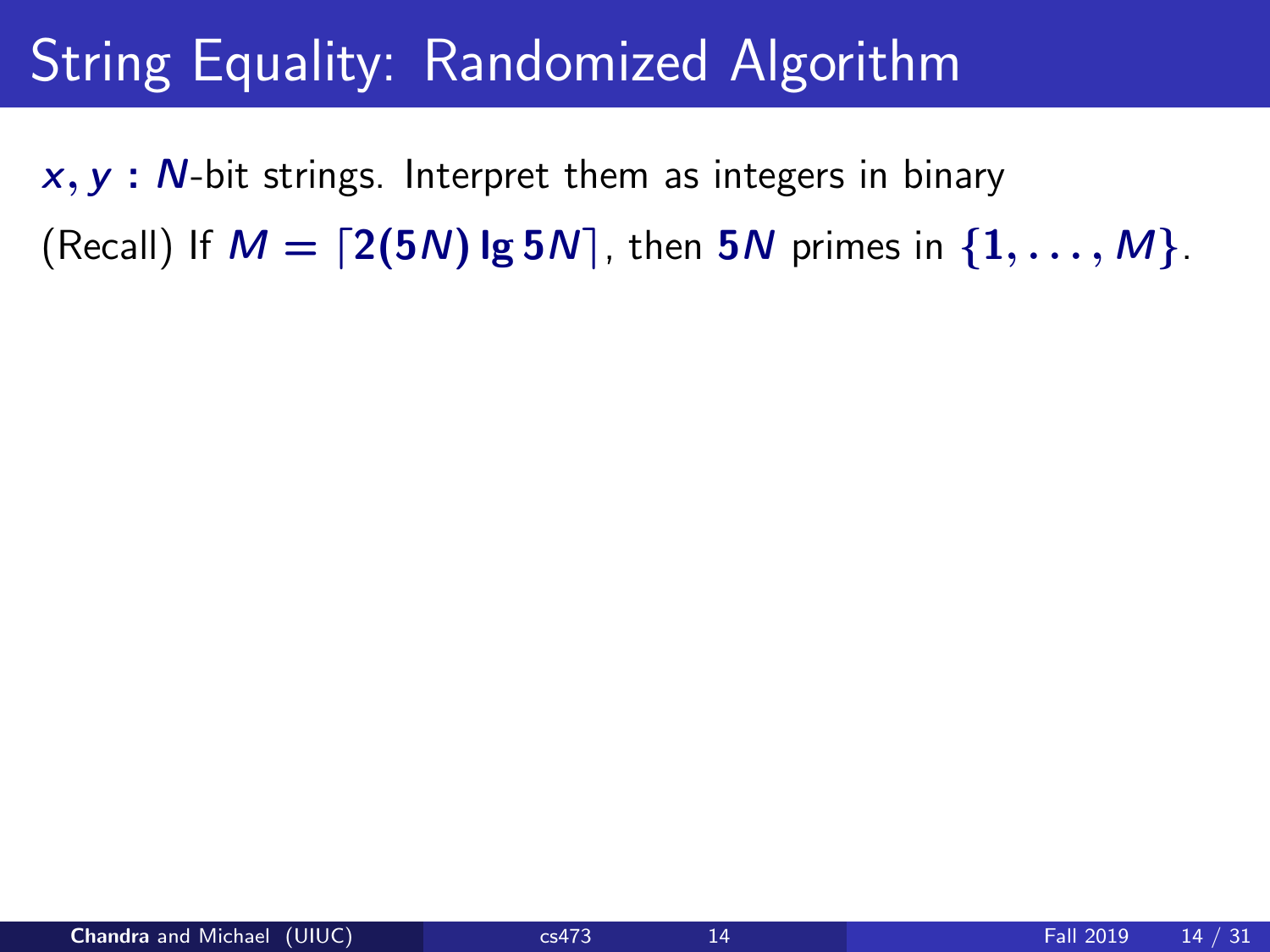# String Equality: Randomized Algorithm

$x, y$ : $N$-bit strings. Interpret them as integers in binary

(Recall) If $M = \lceil 2(5N) \lg 5N \rceil$, then $5N$ primes in $\{1, \ldots, M\}$.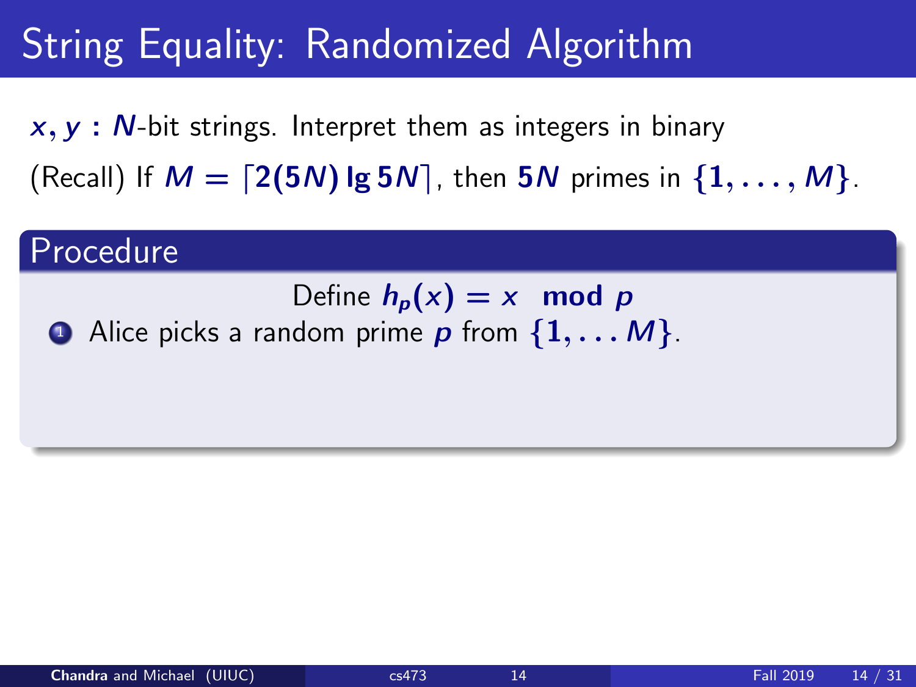# String Equality: Randomized Algorithm

$x, y$ **:** $N$-bit strings. Interpret them as integers in binary

(Recall) If $M = \lceil 2(5N) \lg 5N \rceil$, then $5N$ primes in $\{1, \ldots, M\}$.

## Procedure

Define $h_p(x) = x \mod p$

1. Alice picks a random prime $p$ from $\{1, \ldots M\}$.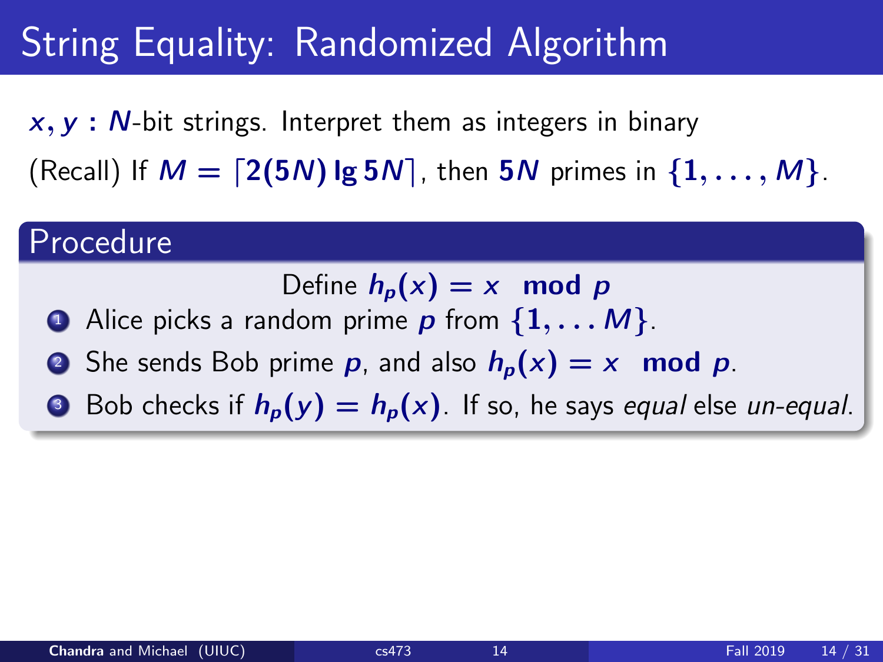# String Equality: Randomized Algorithm

$x, y$ **:** $N$-bit strings. Interpret them as integers in binary

(Recall) If $M = \lceil 2(5N) \lg 5N \rceil$, then $5N$ primes in $\{1, \ldots, M\}$.

## Procedure

Define $h_p(x) = x \mod p$

1. Alice picks a random prime $p$ from $\{1, \ldots M\}$.
2. She sends Bob prime $p$, and also $h_p(x) = x \mod p$.
3. Bob checks if $h_p(y) = h_p(x)$. If so, he says *equal* else *un-equal*.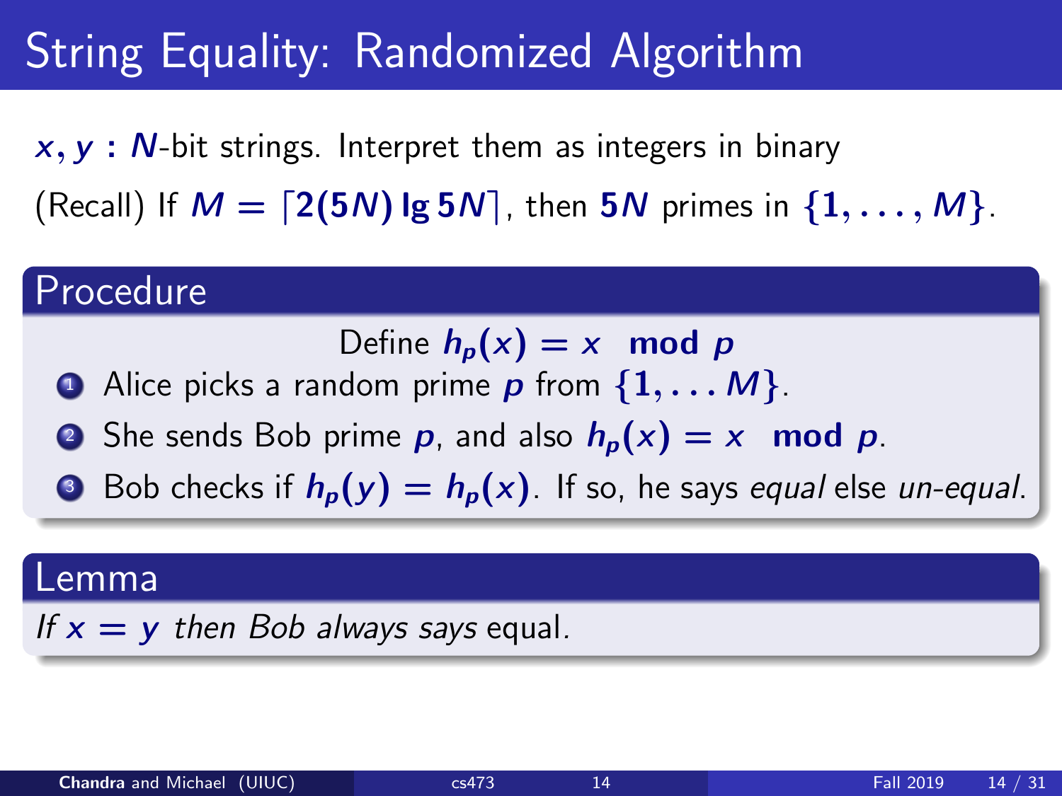# String Equality: Randomized Algorithm

$x, y$ : $N$-bit strings. Interpret them as integers in binary

(Recall) If $M = \lceil 2(5N) \lg 5N \rceil$, then $5N$ primes in $\{1, \ldots, M\}$.

## Procedure

Define $h_p(x) = x \mod p$

1. Alice picks a random prime $p$ from $\{1, \ldots M\}$.
2. She sends Bob prime $p$, and also $h_p(x) = x \mod p$.
3. Bob checks if $h_p(y) = h_p(x)$. If so, he says *equal* else *un-equal*.

## Lemma

*If $x = y$ then Bob always says* equal*.*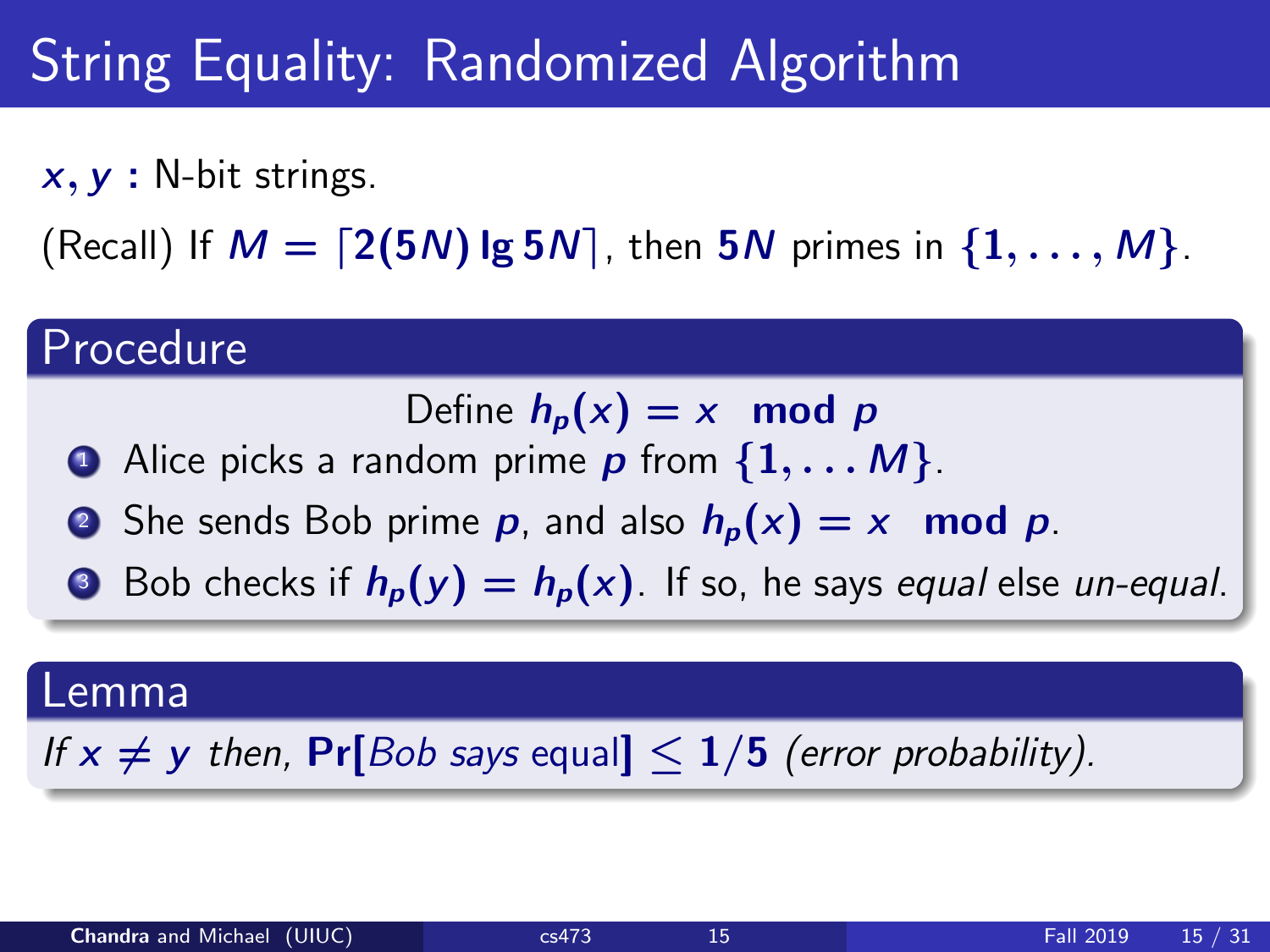# String Equality: Randomized Algorithm

$x, y$ **:** N-bit strings.

(Recall) If $M = \lceil 2(5N) \lg 5N \rceil$, then $5N$ primes in $\{1, \ldots, M\}$.

## Procedure

Define $h_p(x) = x \mod p$

1. Alice picks a random prime $p$ from $\{1, \ldots M\}$.
2. She sends Bob prime $p$, and also $h_p(x) = x \mod p$.
3. Bob checks if $h_p(y) = h_p(x)$. If so, he says *equal* else *un-equal*.

## Lemma

*If $x \neq y$ then,* $\Pr[$*Bob says* equal$] \leq 1/5$ *(error probability).*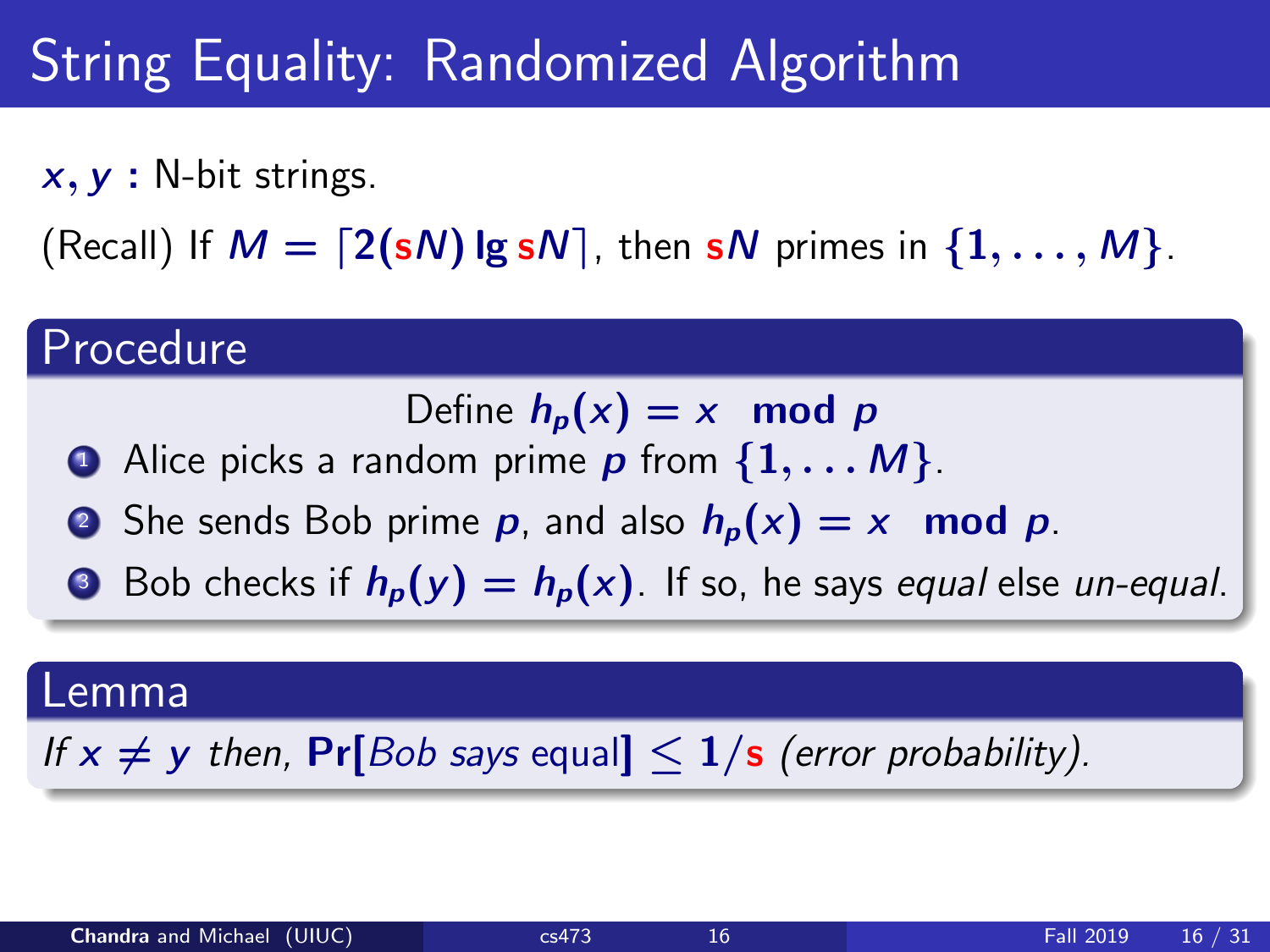# String Equality: Randomized Algorithm

$x, y$ **:** N-bit strings.

(Recall) If $M = \lceil 2(\mathsf{s}N) \lg \mathsf{s}N \rceil$, then $\mathsf{s}N$ primes in $\{1, \ldots, M\}$.

## Procedure

Define $h_p(x) = x \mod p$

1. Alice picks a random prime $p$ from $\{1, \ldots M\}$.
2. She sends Bob prime $p$, and also $h_p(x) = x \mod p$.
3. Bob checks if $h_p(y) = h_p(x)$. If so, he says *equal* else *un-equal*.

## Lemma

*If $x \neq y$ then,* $\Pr[$*Bob says* equal$] \leq 1/\mathsf{s}$ *(error probability).*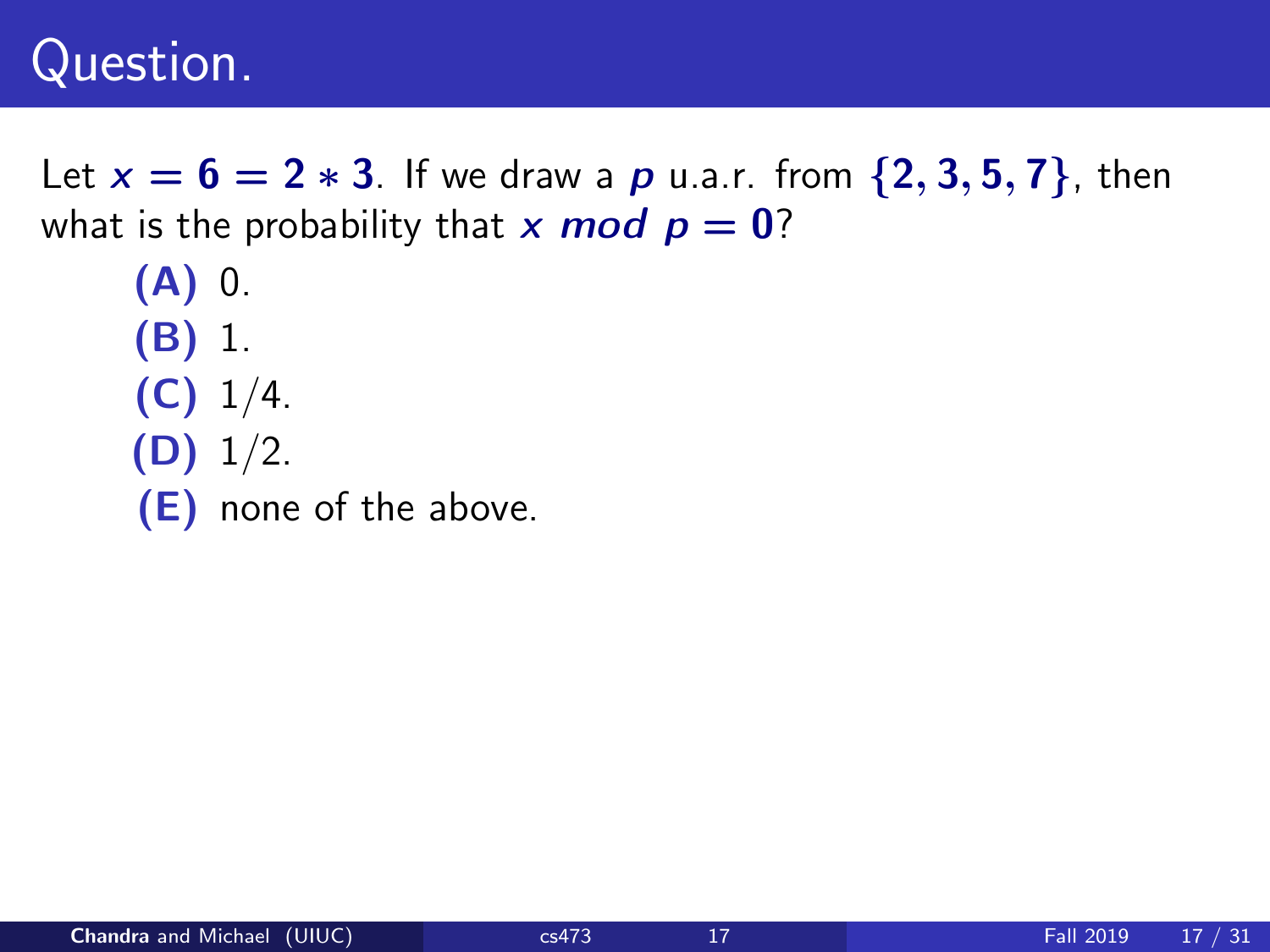# Question.

Let $x = 6 = 2 * 3$. If we draw a $p$ u.a.r. from $\{2, 3, 5, 7\}$, then what is the probability that $x \ mod \ p = 0$?

- **(A)** 0.
- **(B)** 1.
- **(C)** 1/4.
- **(D)** 1/2.
- **(E)** none of the above.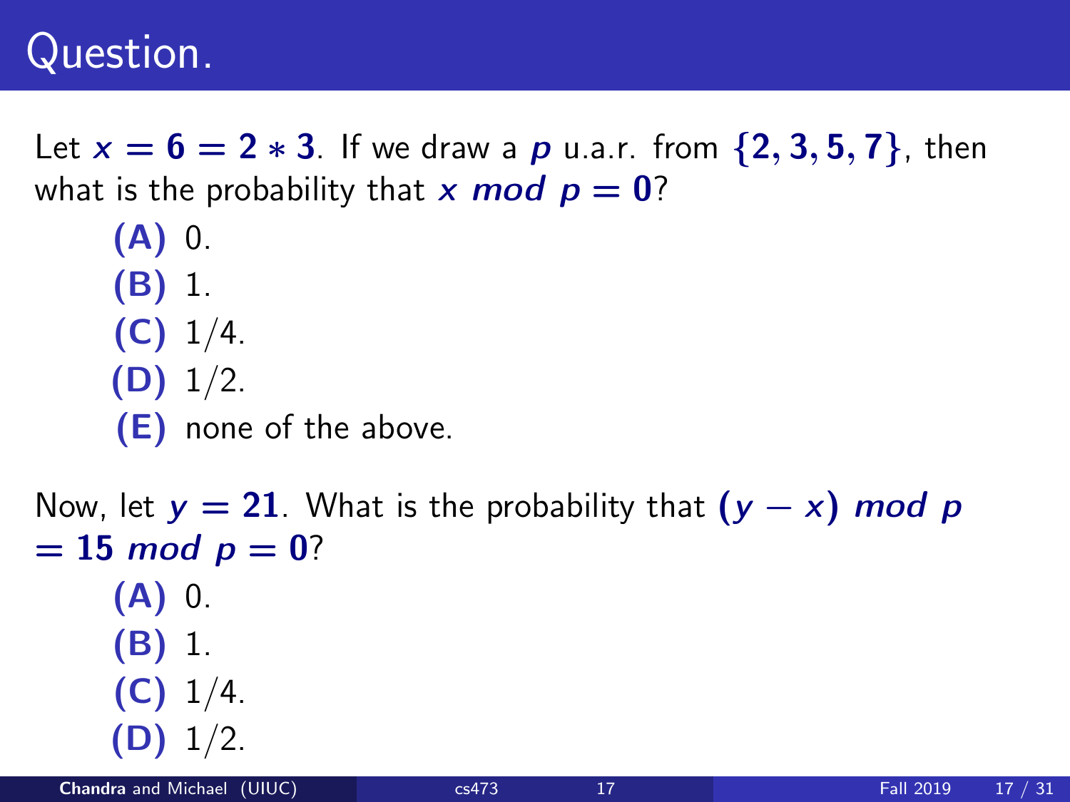# Question.

Let $x = 6 = 2 * 3$. If we draw a $p$ u.a.r. from $\{2, 3, 5, 7\}$, then what is the probability that $x \ mod \ p = 0$?

- **(A)** 0.
- **(B)** 1.
- **(C)** 1/4.
- **(D)** 1/2.
- **(E)** none of the above.

Now, let $y = 21$. What is the probability that $(y - x) \ mod \ p = 15 \ mod \ p = 0$?

- **(A)** 0.
- **(B)** 1.
- **(C)** 1/4.
- **(D)** 1/2.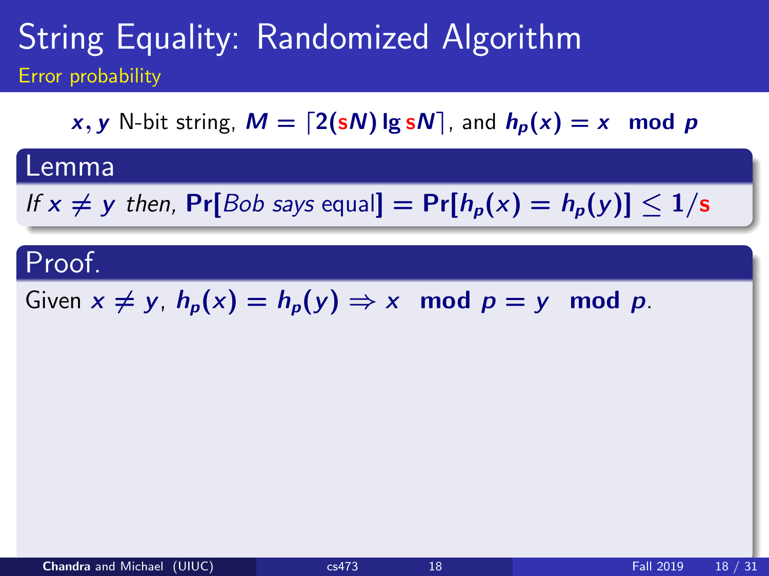# String Equality: Randomized Algorithm

## Error probability

$x, y$ N-bit string, $M = \lceil 2(sN) \lg sN \rceil$, and $h_p(x) = x \mod p$

**Lemma**

*If $x \neq y$ then,* $\Pr[\text{Bob says equal}] = \Pr[h_p(x) = h_p(y)] \leq 1/s$

**Proof.**

Given $x \neq y$, $h_p(x) = h_p(y) \Rightarrow x \mod p = y \mod p$.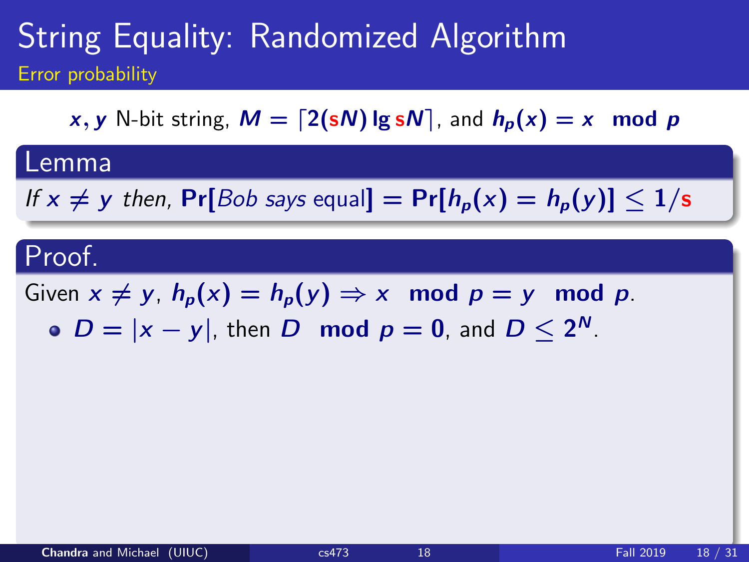# String Equality: Randomized Algorithm

## Error probability

$x, y$ N-bit string, $M = \lceil 2(sN) \lg sN \rceil$, and $h_p(x) = x \mod p$

**Lemma**

*If $x \neq y$ then,* $\Pr[\textit{Bob says equal}] = \Pr[h_p(x) = h_p(y)] \leq 1/s$

**Proof.**

Given $x \neq y$, $h_p(x) = h_p(y) \Rightarrow x \mod p = y \mod p$.

- $D = |x - y|$, then $D \mod p = 0$, and $D \leq 2^N$.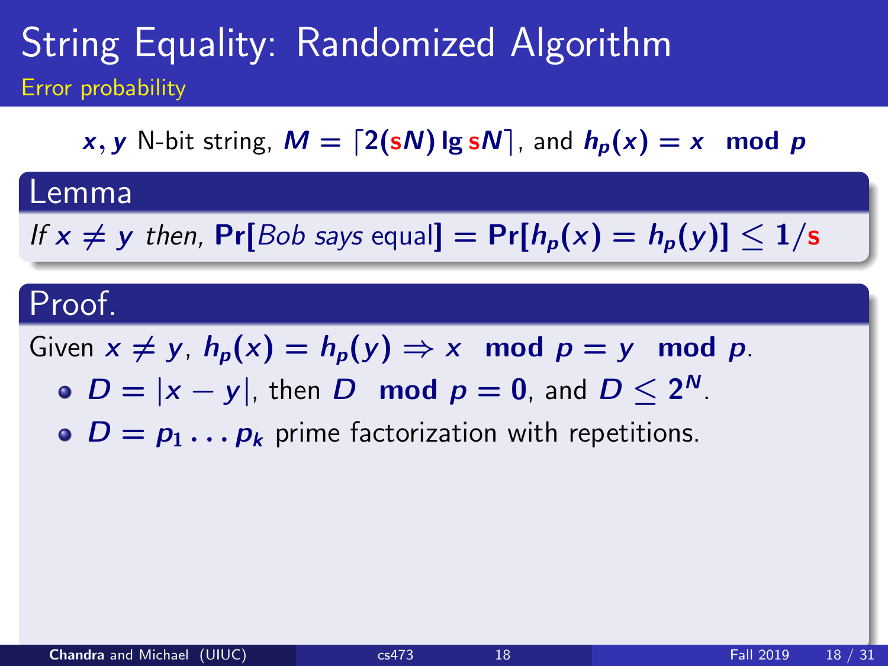# String Equality: Randomized Algorithm

## Error probability

$x, y$ N-bit string, $M = \lceil 2(sN) \lg sN \rceil$, and $h_p(x) = x \mod p$

**Lemma**

*If $x \neq y$ then,* $\Pr[\textit{Bob says } \text{equal}] = \Pr[h_p(x) = h_p(y)] \leq 1/s$

**Proof.**

Given $x \neq y$, $h_p(x) = h_p(y) \Rightarrow x \mod p = y \mod p$.

- $D = |x - y|$, then $D \mod p = 0$, and $D \leq 2^N$.
- $D = p_1 \dots p_k$ prime factorization with repetitions.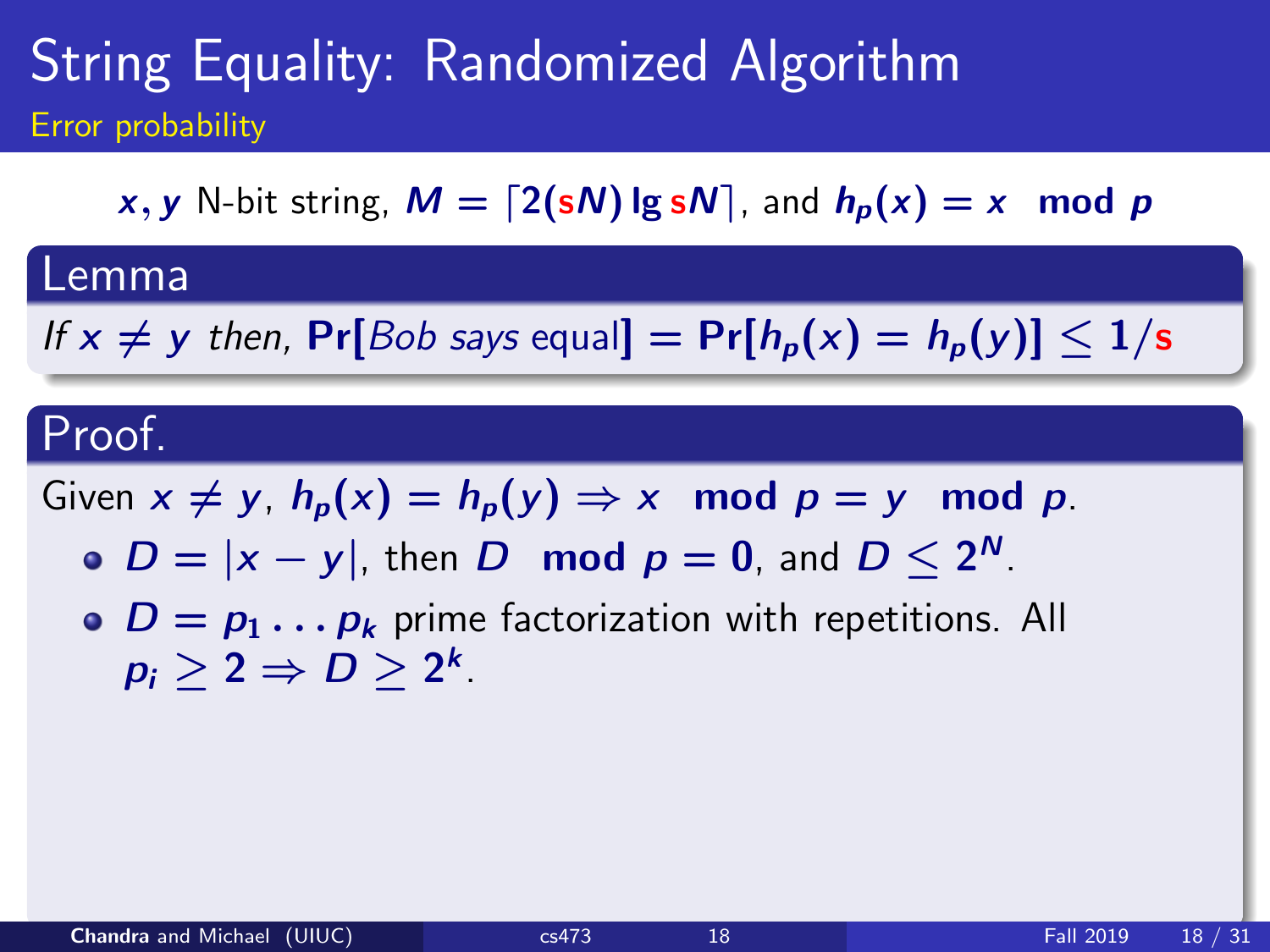# String Equality: Randomized Algorithm

## Error probability

$x, y$ N-bit string, $M = \lceil 2(sN) \lg sN \rceil$, and $h_p(x) = x \mod p$

### Lemma

*If* $x \neq y$ *then,* $\Pr[\textit{Bob says } \text{equal}] = \Pr[h_p(x) = h_p(y)] \leq 1/s$

### Proof.

Given $x \neq y$, $h_p(x) = h_p(y) \Rightarrow x \mod p = y \mod p$.

- $D = |x - y|$, then $D \mod p = 0$, and $D \leq 2^N$.
- $D = p_1 \ldots p_k$ prime factorization with repetitions. All $p_i \geq 2 \Rightarrow D \geq 2^k$.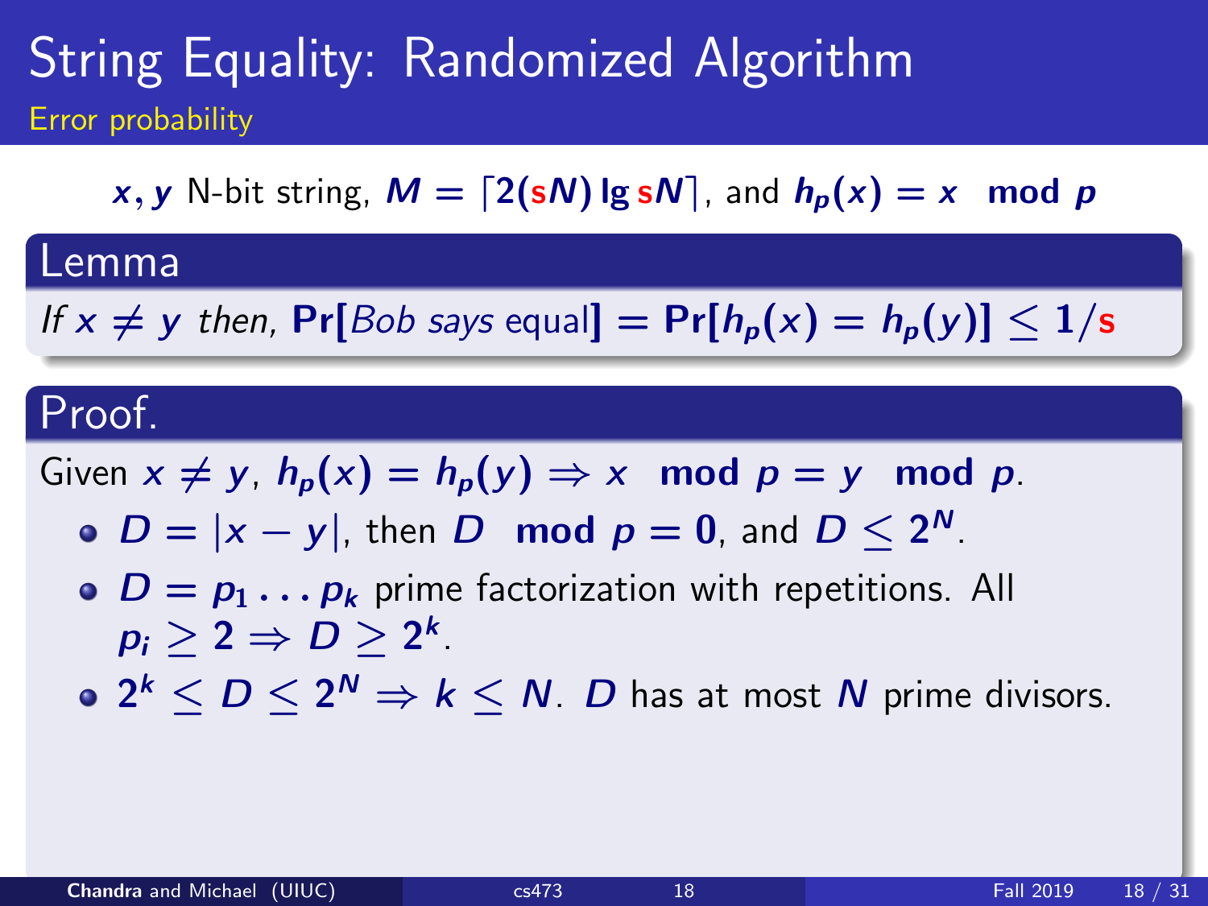# String Equality: Randomized Algorithm

## Error probability

$x, y$ N-bit string, $M = \lceil 2(sN) \lg sN \rceil$, and $h_p(x) = x \mod p$

**Lemma**

*If $x \neq y$ then,* $\mathbf{Pr}[\text{Bob says equal}] = \mathbf{Pr}[h_p(x) = h_p(y)] \leq 1/s$

**Proof.**

Given $x \neq y$, $h_p(x) = h_p(y) \Rightarrow x \mod p = y \mod p$.

- $D = |x - y|$, then $D \mod p = 0$, and $D \leq 2^N$.
- $D = p_1 \ldots p_k$ prime factorization with repetitions. All $p_i \geq 2 \Rightarrow D \geq 2^k$.
- $2^k \leq D \leq 2^N \Rightarrow k \leq N$. $D$ has at most $N$ prime divisors.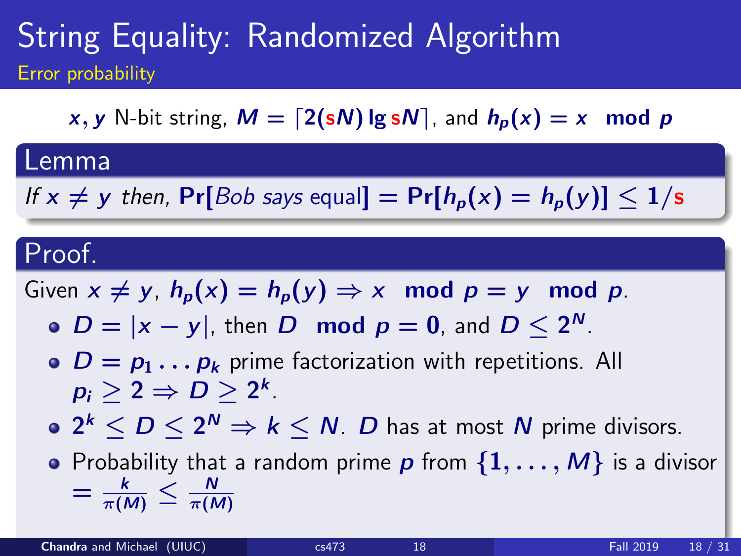# String Equality: Randomized Algorithm

## Error probability

$x, y$ N-bit string, $M = \lceil 2(sN) \lg sN \rceil$, and $h_p(x) = x \mod p$

### Lemma

*If $x \neq y$ then,* $\Pr[\textit{Bob says equal}] = \Pr[h_p(x) = h_p(y)] \leq 1/s$

### Proof.

Given $x \neq y$, $h_p(x) = h_p(y) \Rightarrow x \mod p = y \mod p$.

- $D = |x - y|$, then $D \mod p = 0$, and $D \leq 2^N$.
- $D = p_1 \ldots p_k$ prime factorization with repetitions. All $p_i \geq 2 \Rightarrow D \geq 2^k$.
- $2^k \leq D \leq 2^N \Rightarrow k \leq N$. $D$ has at most $N$ prime divisors.
- Probability that a random prime $p$ from $\{1, \ldots, M\}$ is a divisor $= \frac{k}{\pi(M)} \leq \frac{N}{\pi(M)}$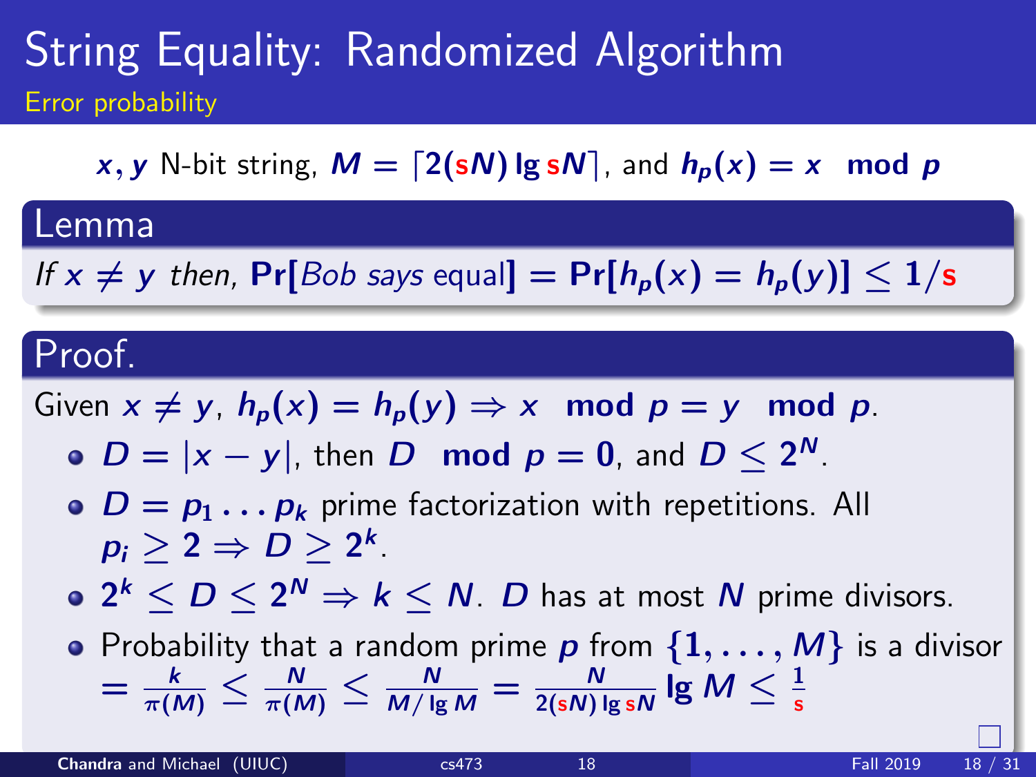# String Equality: Randomized Algorithm

## Error probability

$x, y$ N-bit string, $M = \lceil 2(sN) \lg sN \rceil$, and $h_p(x) = x \mod p$

### Lemma

*If $x \neq y$ then,* $\Pr[\text{Bob says equal}] = \Pr[h_p(x) = h_p(y)] \leq 1/s$

### Proof.

Given $x \neq y$, $h_p(x) = h_p(y) \Rightarrow x \mod p = y \mod p$.

- $D = |x - y|$, then $D \mod p = 0$, and $D \leq 2^N$.
- $D = p_1 \dots p_k$ prime factorization with repetitions. All $p_i \geq 2 \Rightarrow D \geq 2^k$.
- $2^k \leq D \leq 2^N \Rightarrow k \leq N$. $D$ has at most $N$ prime divisors.
- Probability that a random prime $p$ from $\{1, \dots, M\}$ is a divisor $= \frac{k}{\pi(M)} \leq \frac{N}{\pi(M)} \leq \frac{N}{M/\lg M} = \frac{N}{2(sN) \lg sN} \lg M \leq \frac{1}{s}$

□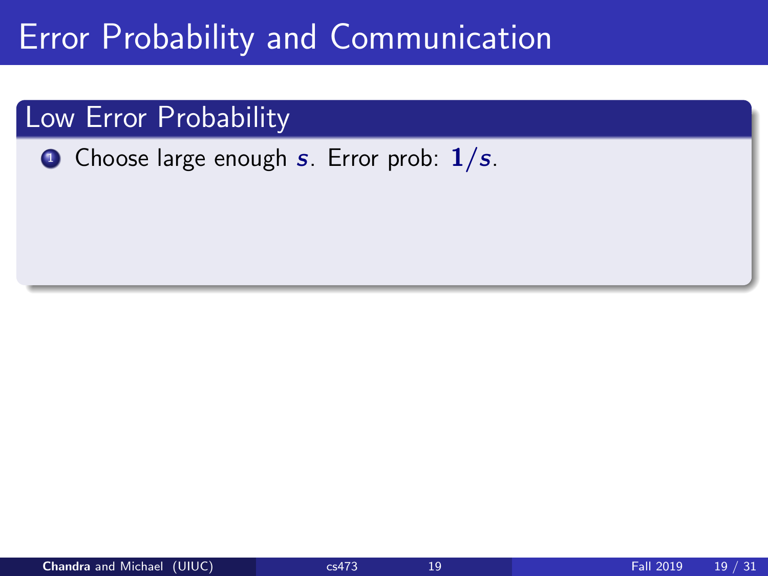# Error Probability and Communication

## Low Error Probability

1. Choose large enough $s$. Error prob: $1/s$.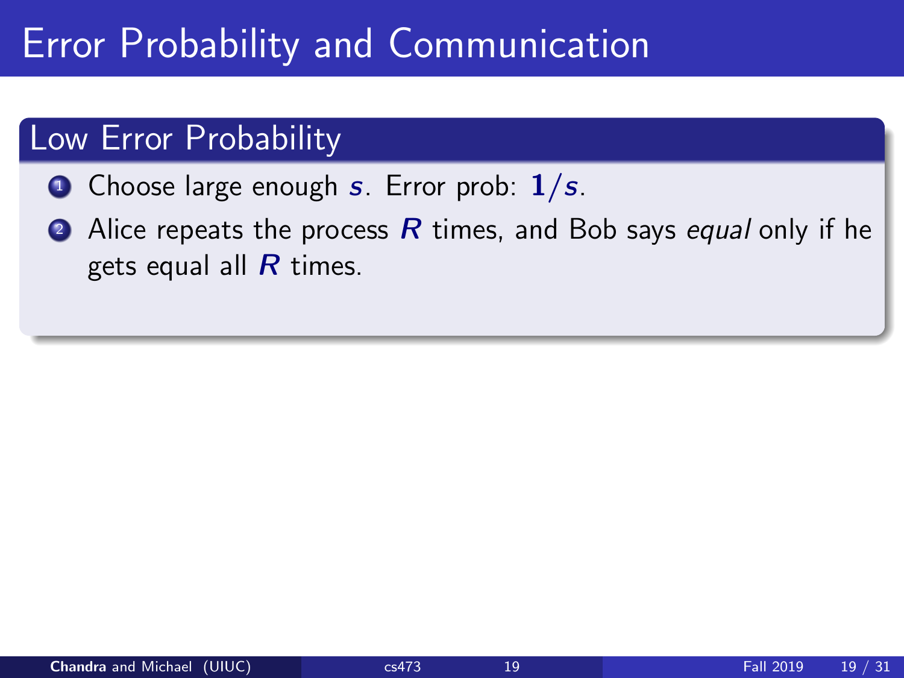# Error Probability and Communication

## Low Error Probability

1. Choose large enough $s$. Error prob: $1/s$.
2. Alice repeats the process $R$ times, and Bob says *equal* only if he gets equal all $R$ times.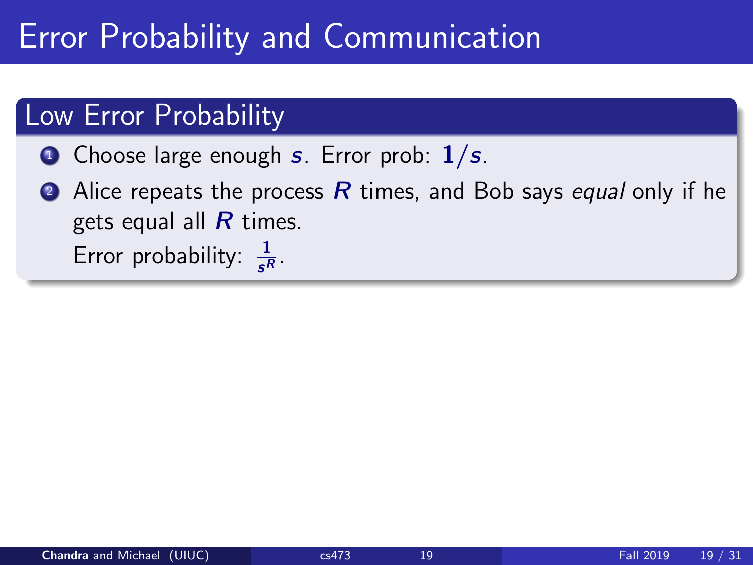# Error Probability and Communication

## Low Error Probability

1. Choose large enough $s$. Error prob: $1/s$.
2. Alice repeats the process $R$ times, and Bob says *equal* only if he gets equal all $R$ times.

   Error probability: $\frac{1}{s^R}$.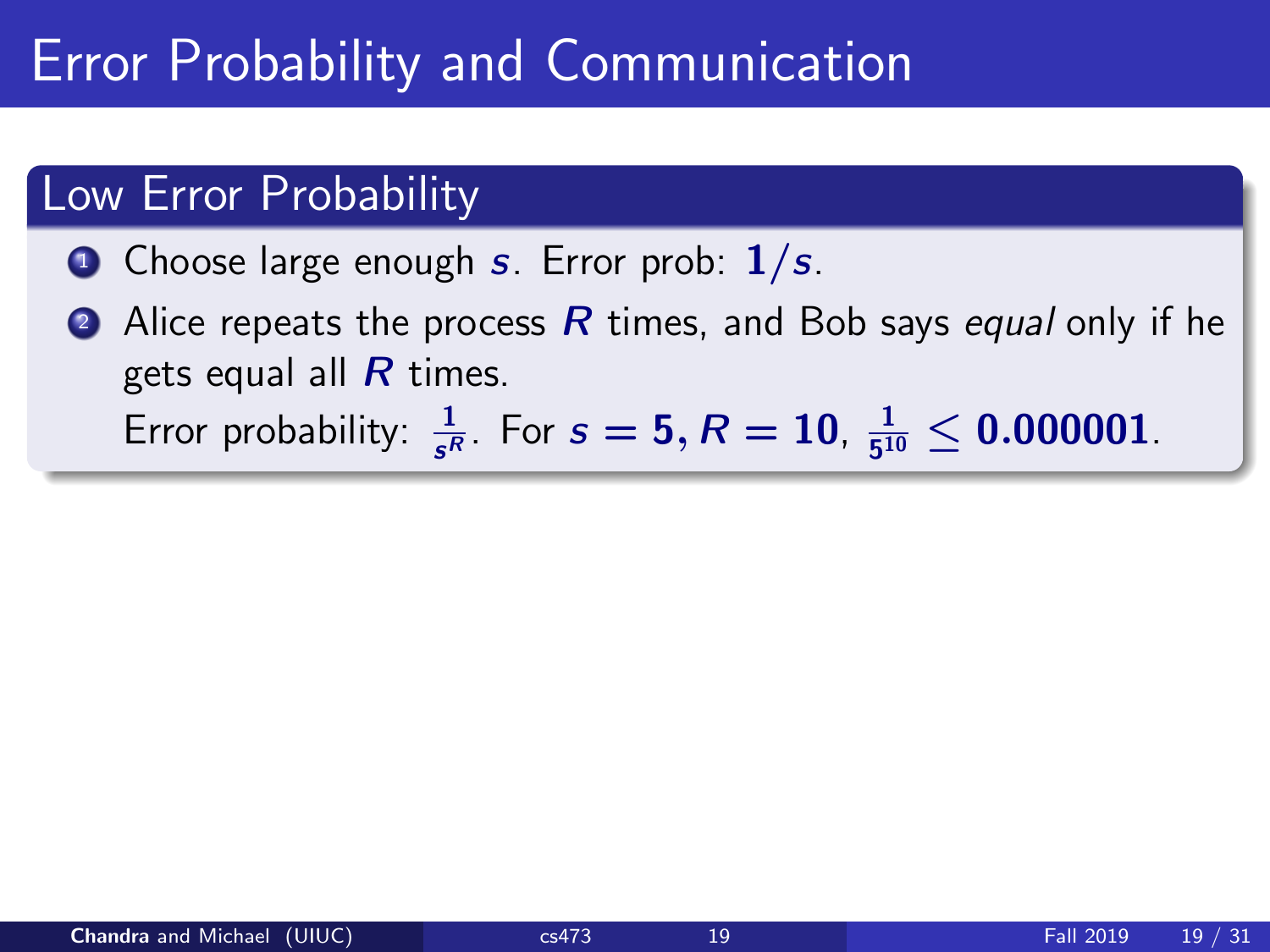# Error Probability and Communication

## Low Error Probability

1. Choose large enough $s$. Error prob: $1/s$.
2. Alice repeats the process $R$ times, and Bob says *equal* only if he gets equal all $R$ times.

   Error probability: $\frac{1}{s^R}$. For $s = 5, R = 10$, $\frac{1}{5^{10}} \leq 0.000001$.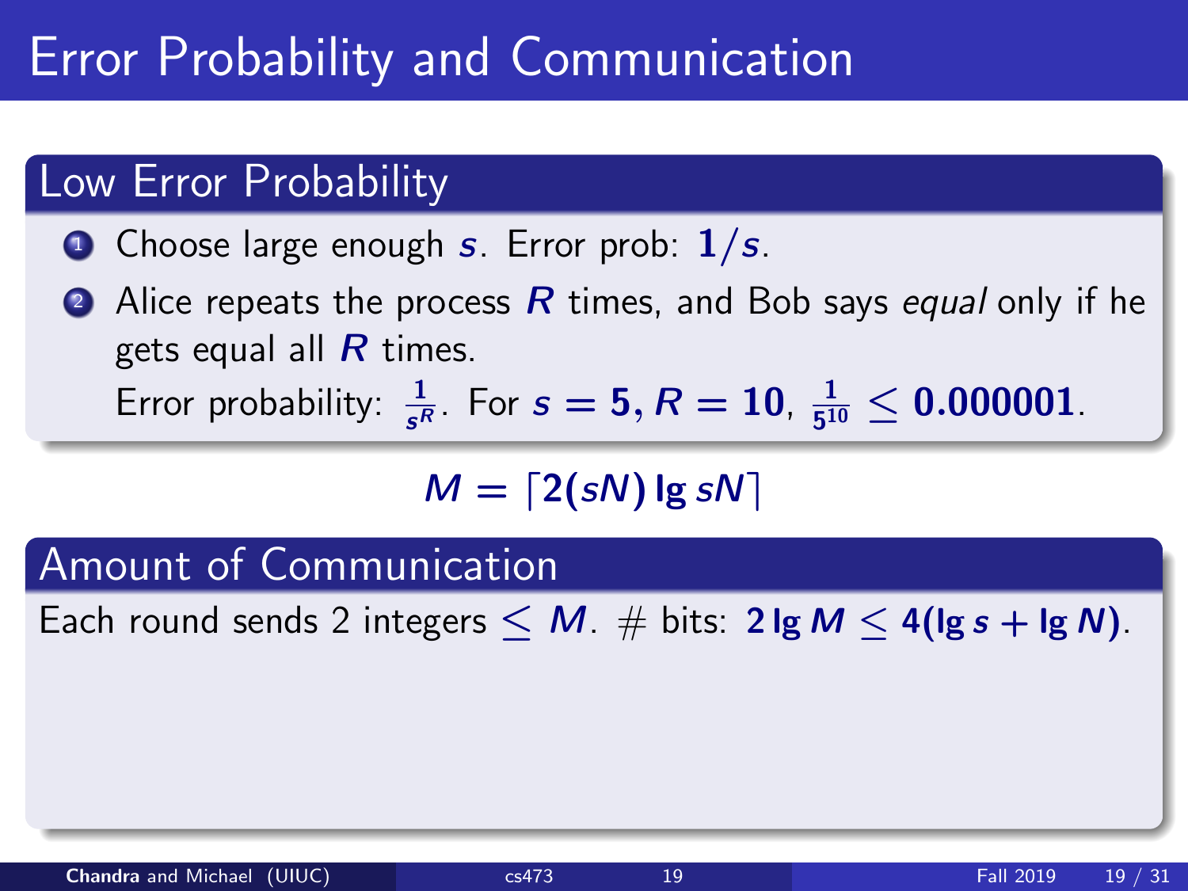# Error Probability and Communication

## Low Error Probability

1. Choose large enough $s$. Error prob: $1/s$.
2. Alice repeats the process $R$ times, and Bob says *equal* only if he gets equal all $R$ times.
   Error probability: $\frac{1}{s^R}$. For $s = 5, R = 10$, $\frac{1}{5^{10}} \leq 0.000001$.

$$M = \lceil 2(sN) \lg sN \rceil$$

## Amount of Communication

Each round sends 2 integers $\leq M$. # bits: $2 \lg M \leq 4(\lg s + \lg N)$.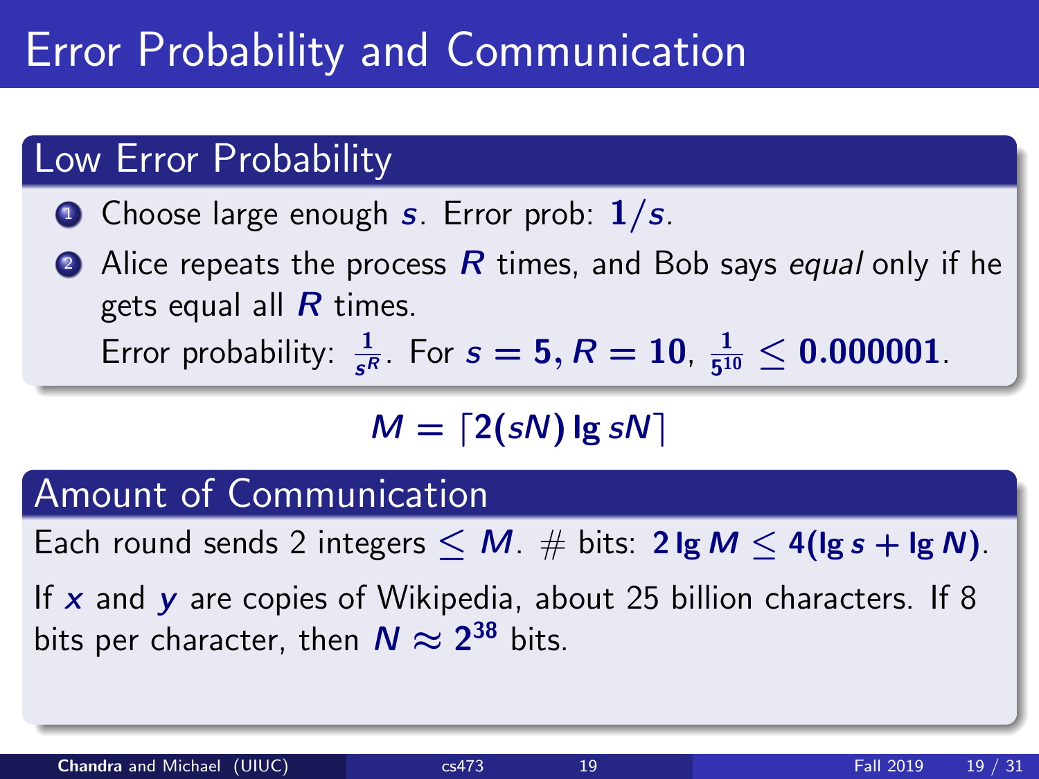# Error Probability and Communication

## Low Error Probability

1. Choose large enough $s$. Error prob: $1/s$.
2. Alice repeats the process $R$ times, and Bob says *equal* only if he gets equal all $R$ times.

   Error probability: $\frac{1}{s^R}$. For $s = 5, R = 10$, $\frac{1}{5^{10}} \leq 0.000001$.

$$M = \lceil 2(sN) \lg sN \rceil$$

## Amount of Communication

Each round sends 2 integers $\leq M$. # bits: $2 \lg M \leq 4(\lg s + \lg N)$.

If $x$ and $y$ are copies of Wikipedia, about 25 billion characters. If 8 bits per character, then $N \approx 2^{38}$ bits.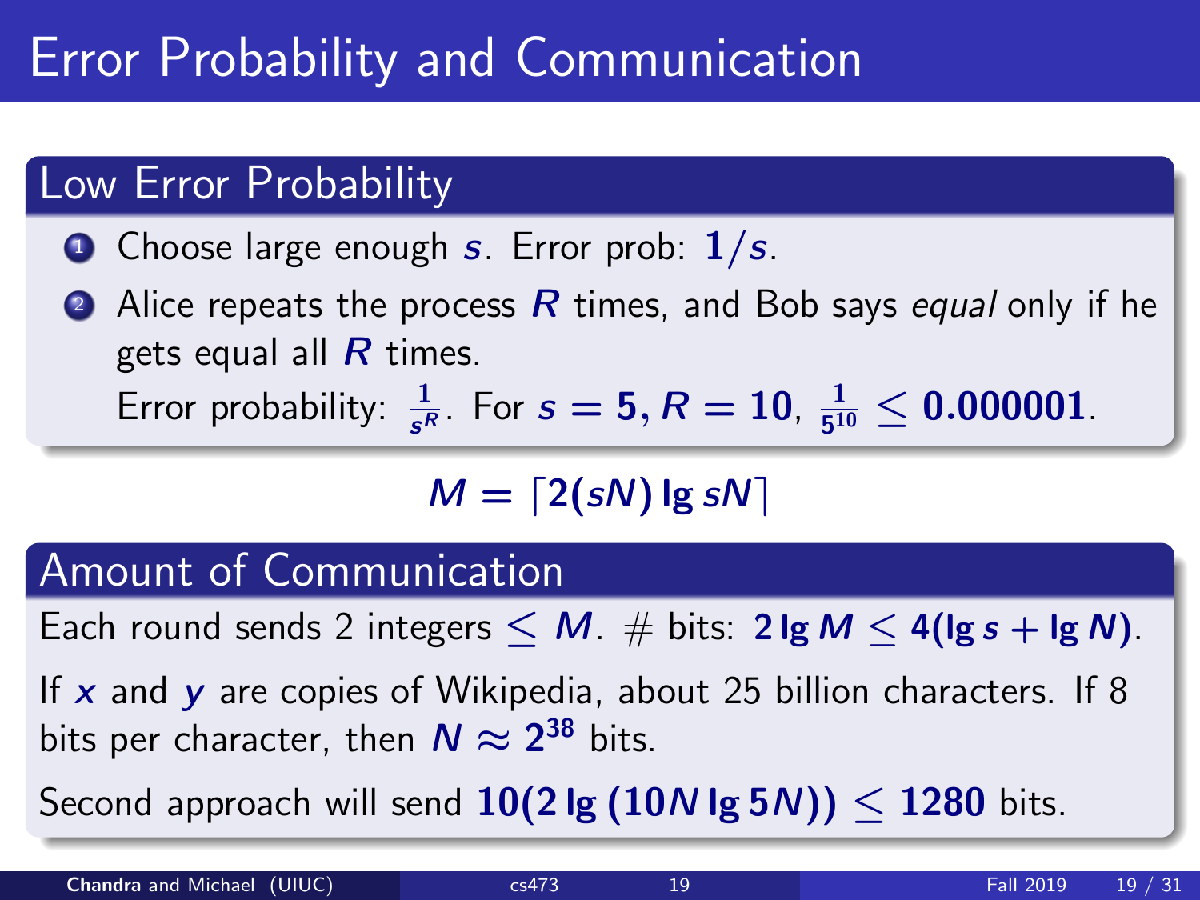# Error Probability and Communication

## Low Error Probability

1. Choose large enough $s$. Error prob: $1/s$.
2. Alice repeats the process $R$ times, and Bob says *equal* only if he gets equal all $R$ times.
   Error probability: $\frac{1}{s^R}$. For $s = 5, R = 10$, $\frac{1}{5^{10}} \leq 0.000001$.

$$M = \lceil 2(sN) \lg sN \rceil$$

## Amount of Communication

Each round sends 2 integers $\leq M$. # bits: $2 \lg M \leq 4(\lg s + \lg N)$.

If $x$ and $y$ are copies of Wikipedia, about 25 billion characters. If 8 bits per character, then $N \approx 2^{38}$ bits.

Second approach will send $10(2 \lg (10N \lg 5N)) \leq 1280$ bits.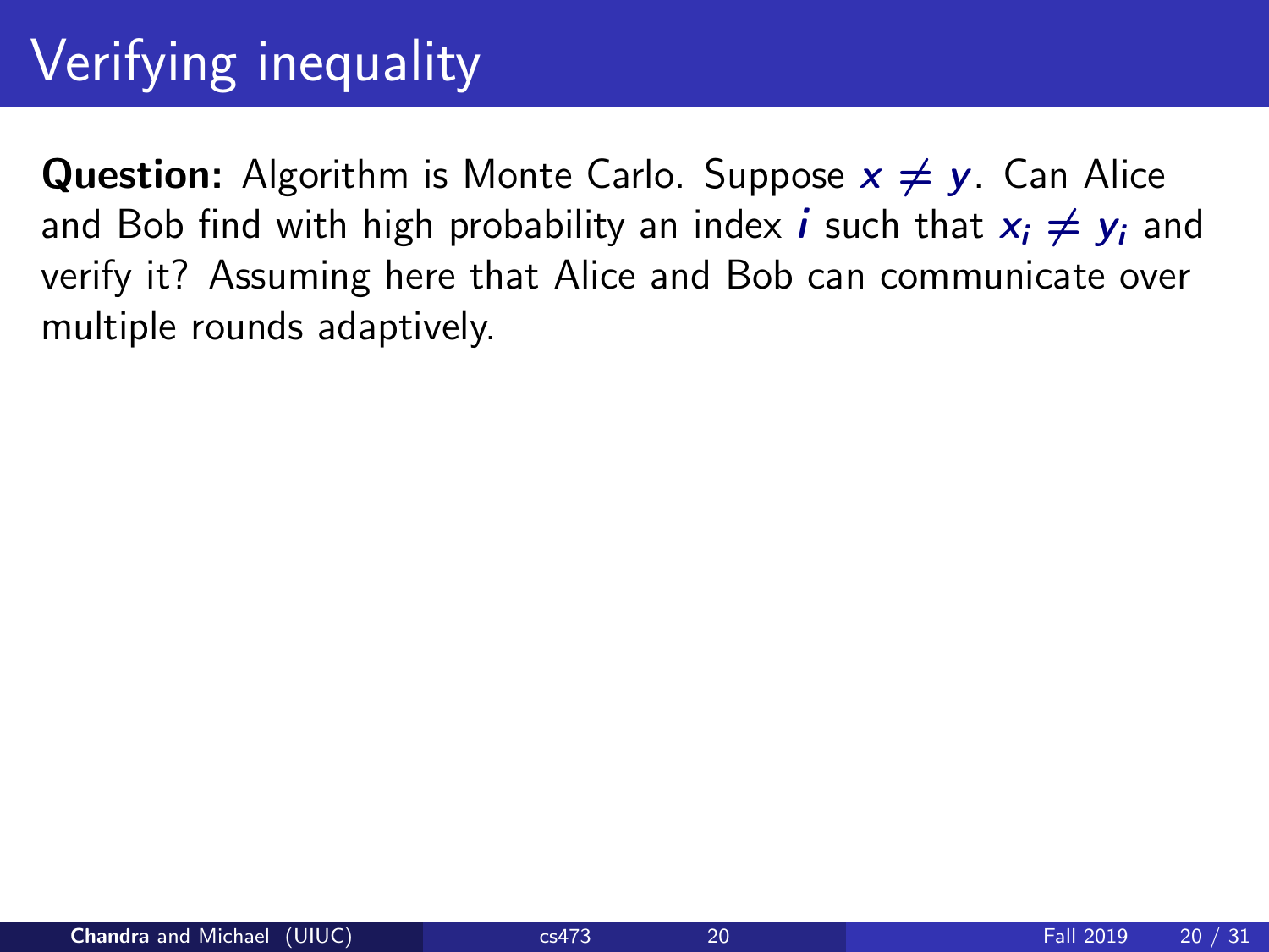# Verifying inequality

**Question:** Algorithm is Monte Carlo. Suppose $x \neq y$. Can Alice and Bob find with high probability an index $i$ such that $x_i \neq y_i$ and verify it? Assuming here that Alice and Bob can communicate over multiple rounds adaptively.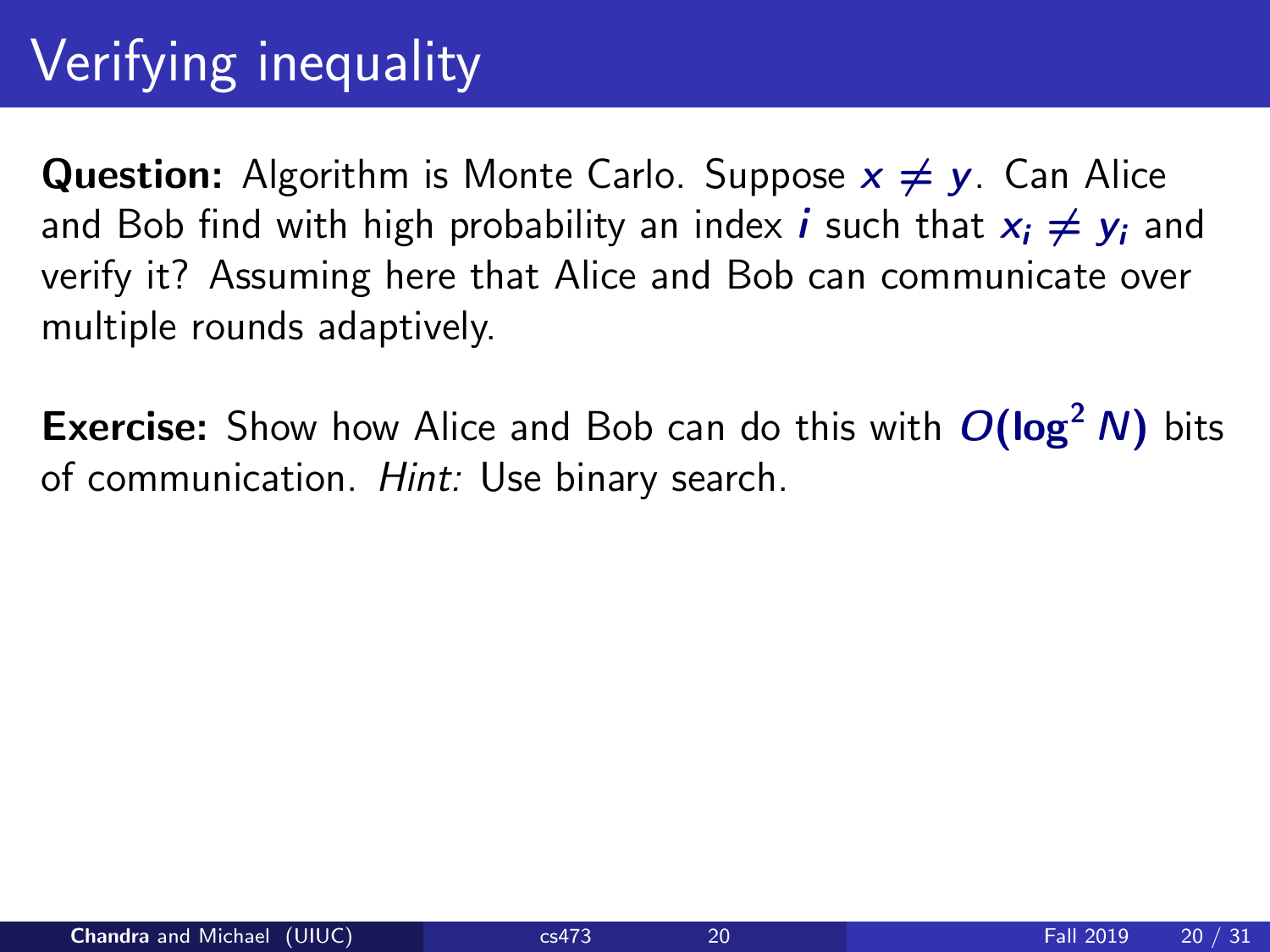# Verifying inequality

**Question:** Algorithm is Monte Carlo. Suppose $x \neq y$. Can Alice and Bob find with high probability an index $i$ such that $x_i \neq y_i$ and verify it? Assuming here that Alice and Bob can communicate over multiple rounds adaptively.

**Exercise:** Show how Alice and Bob can do this with $O(\log^2 N)$ bits of communication. *Hint:* Use binary search.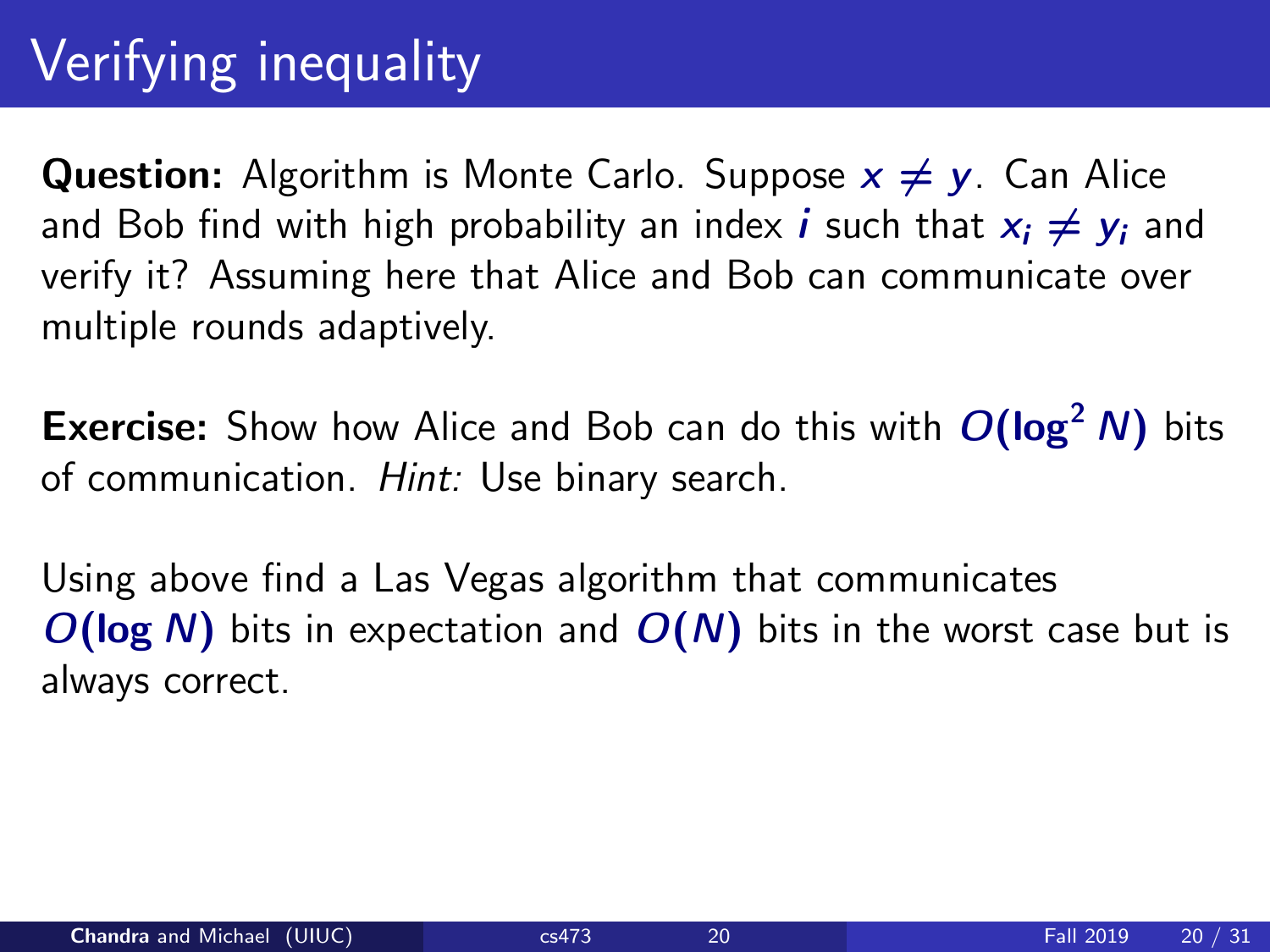# Verifying inequality

**Question:** Algorithm is Monte Carlo. Suppose $x \neq y$. Can Alice and Bob find with high probability an index $i$ such that $x_i \neq y_i$ and verify it? Assuming here that Alice and Bob can communicate over multiple rounds adaptively.

**Exercise:** Show how Alice and Bob can do this with $O(\log^2 N)$ bits of communication. *Hint:* Use binary search.

Using above find a Las Vegas algorithm that communicates $O(\log N)$ bits in expectation and $O(N)$ bits in the worst case but is always correct.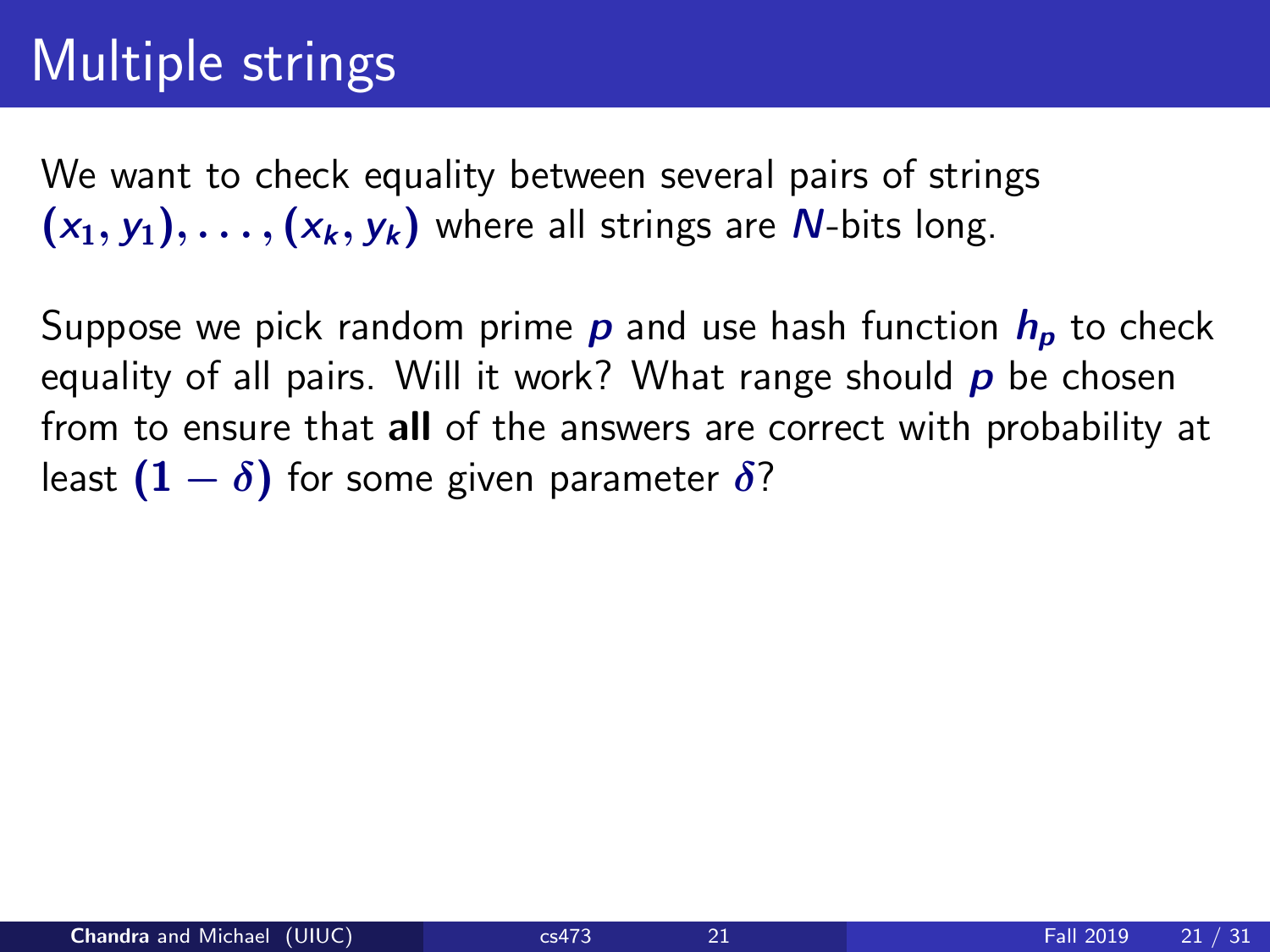# Multiple strings

We want to check equality between several pairs of strings $(x_1, y_1), \ldots, (x_k, y_k)$ where all strings are $N$-bits long.

Suppose we pick random prime $p$ and use hash function $h_p$ to check equality of all pairs. Will it work? What range should $p$ be chosen from to ensure that **all** of the answers are correct with probability at least $(1 - \delta)$ for some given parameter $\delta$?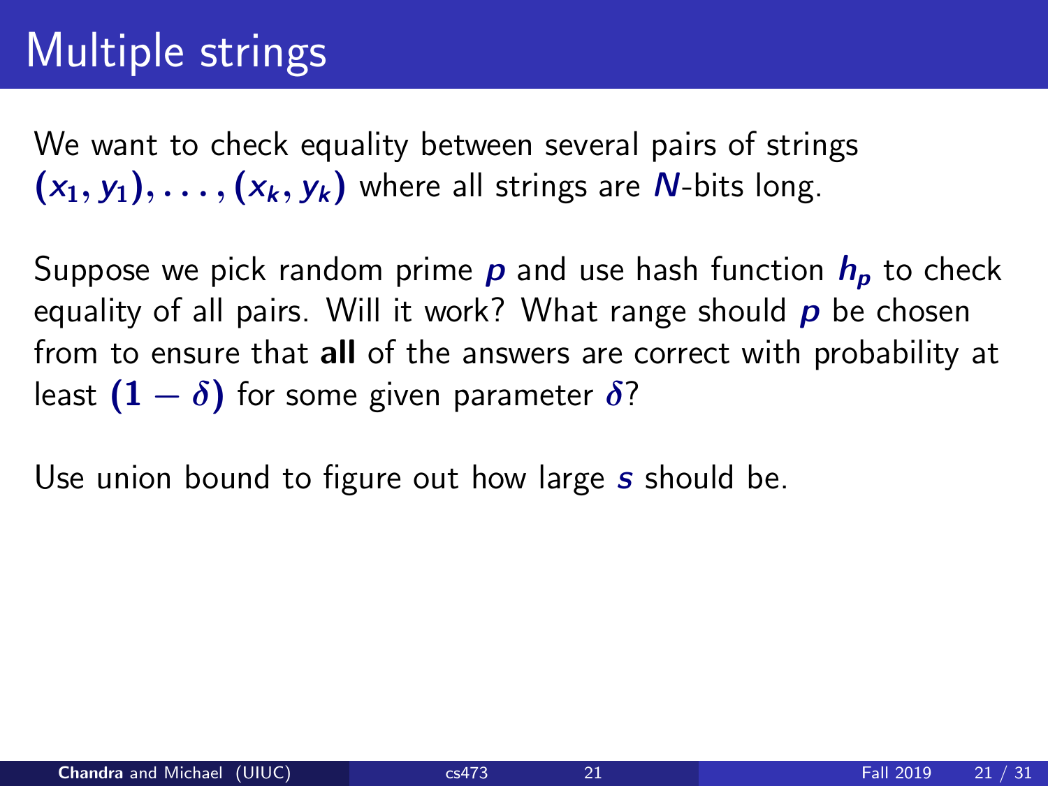# Multiple strings

We want to check equality between several pairs of strings $(x_1, y_1), \ldots, (x_k, y_k)$ where all strings are $N$-bits long.

Suppose we pick random prime $p$ and use hash function $h_p$ to check equality of all pairs. Will it work? What range should $p$ be chosen from to ensure that **all** of the answers are correct with probability at least $(1 - \delta)$ for some given parameter $\delta$?

Use union bound to figure out how large $s$ should be.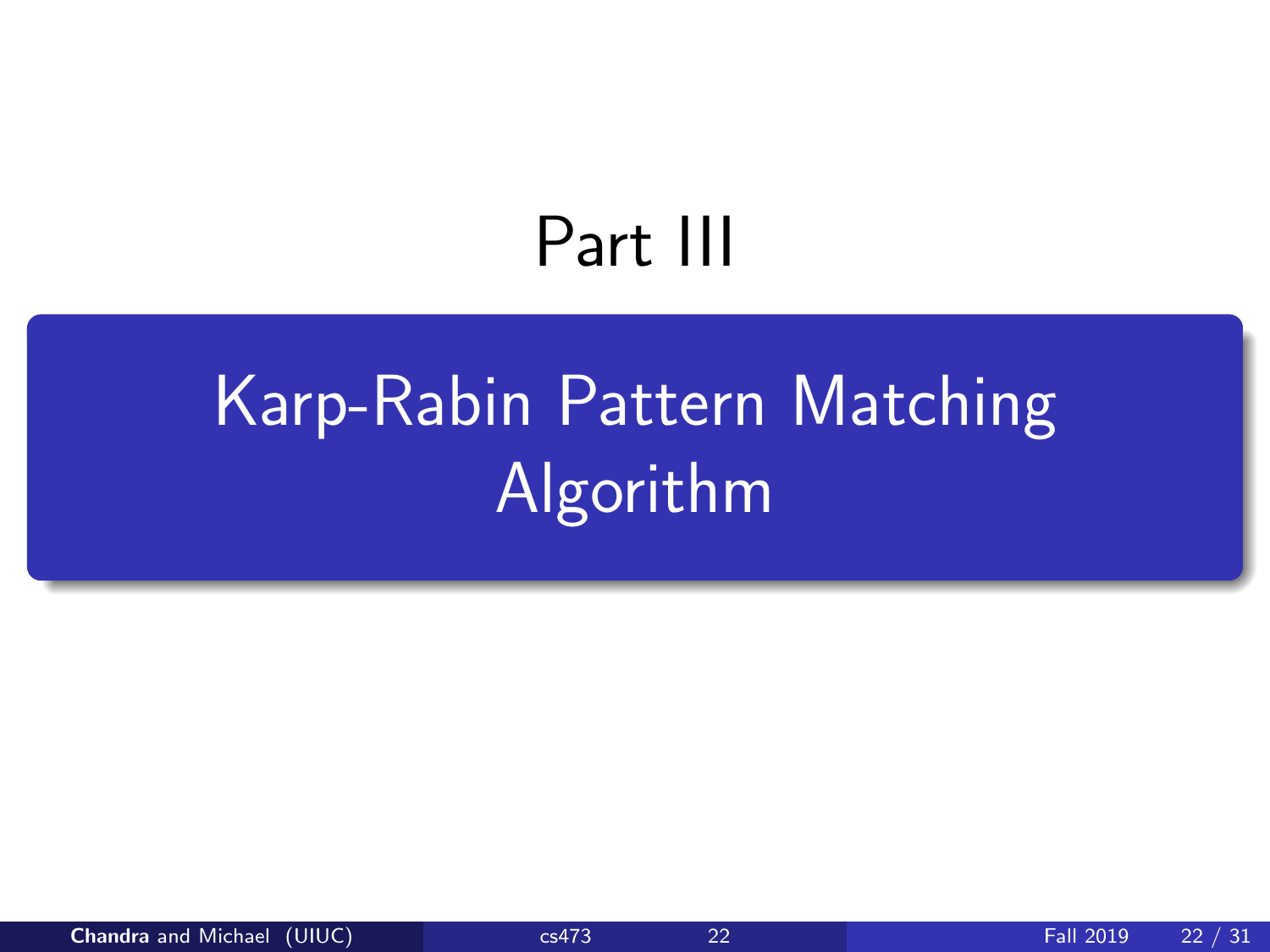# Part III

## Karp-Rabin Pattern Matching Algorithm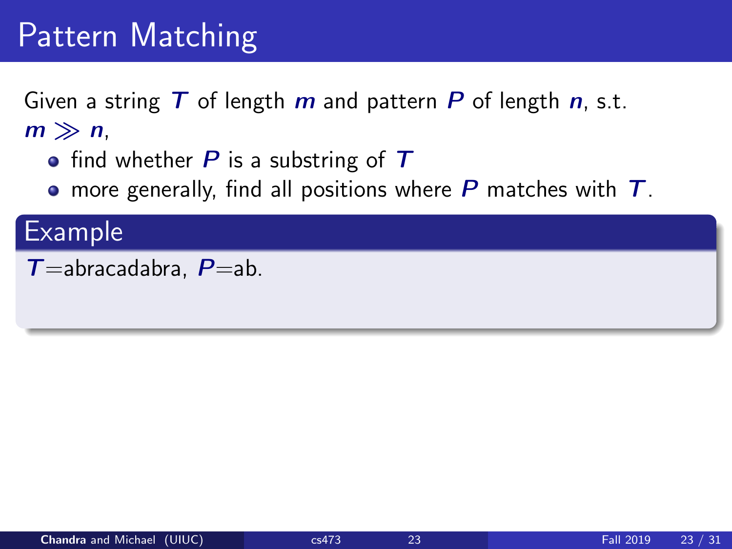# Pattern Matching

Given a string $T$ of length $m$ and pattern $P$ of length $n$, s.t. $m \gg n$,

- find whether $P$ is a substring of $T$
- more generally, find all positions where $P$ matches with $T$.

**Example**

$T$=abracadabra, $P$=ab.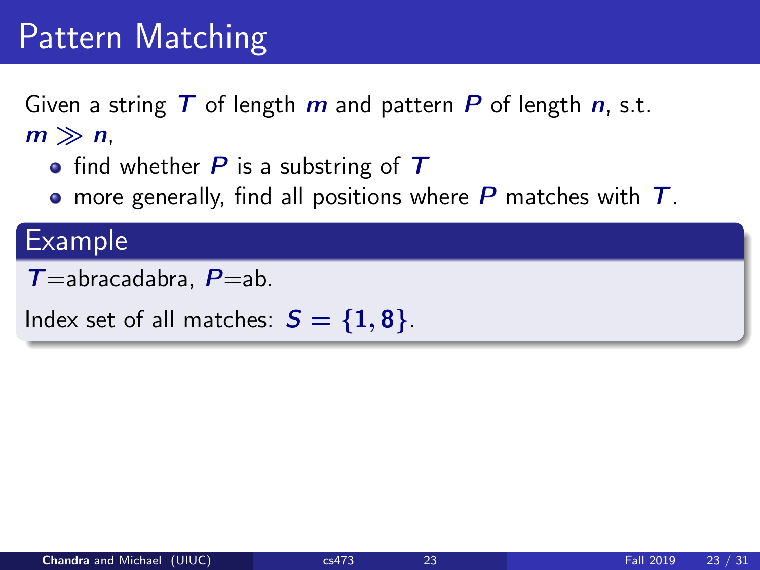# Pattern Matching

Given a string $T$ of length $m$ and pattern $P$ of length $n$, s.t. $m \gg n$,

- find whether $P$ is a substring of $T$
- more generally, find all positions where $P$ matches with $T$.

## Example

$T$=abracadabra, $P$=ab.

Index set of all matches: $S = \{1, 8\}$.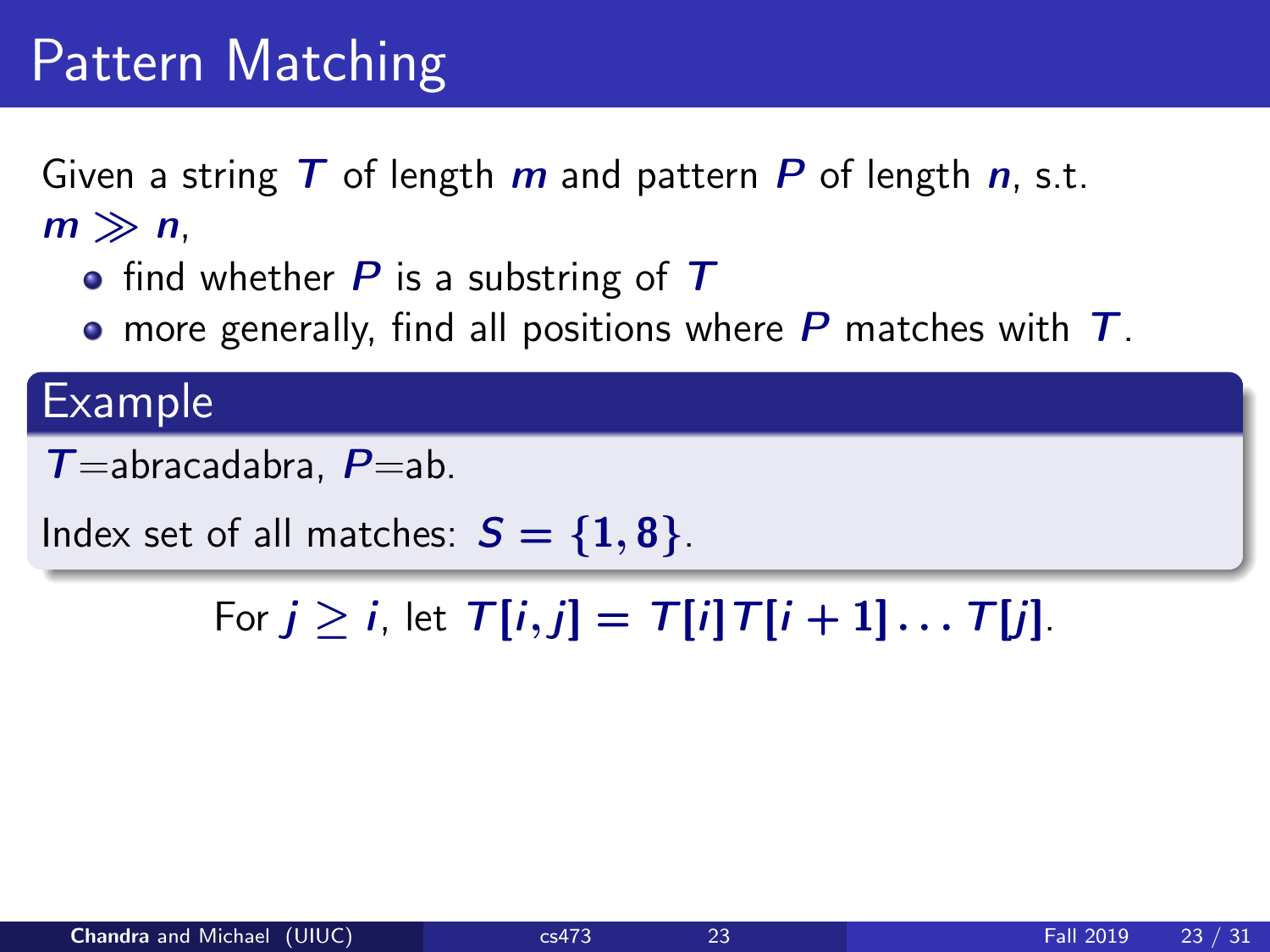# Pattern Matching

Given a string $T$ of length $m$ and pattern $P$ of length $n$, s.t. $m \gg n$,

- find whether $P$ is a substring of $T$
- more generally, find all positions where $P$ matches with $T$.

## Example

$T$=abracadabra, $P$=ab.

Index set of all matches: $S = \{1, 8\}$.

For $j \geq i$, let $T[i, j] = T[i]T[i+1] \ldots T[j]$.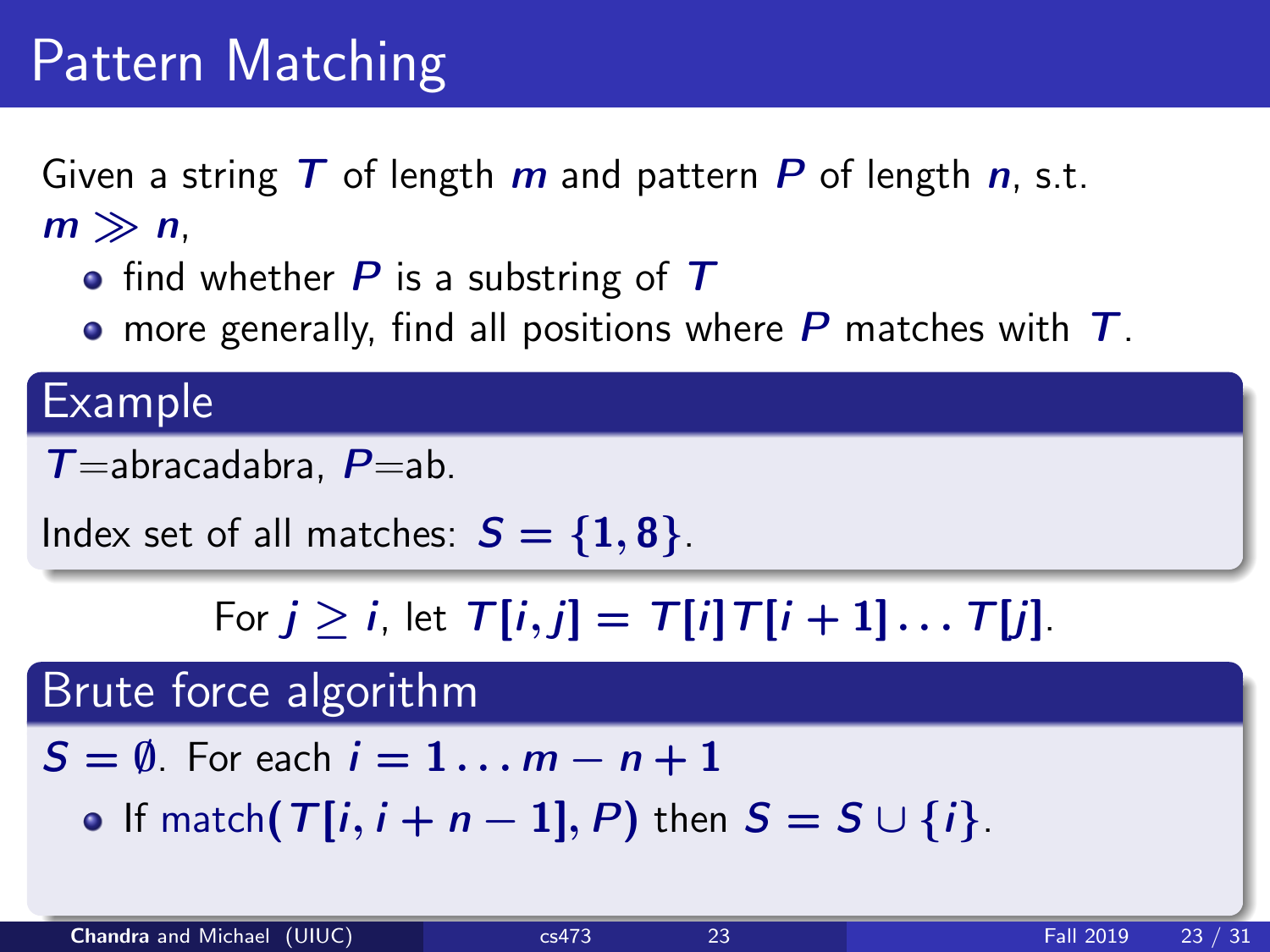# Pattern Matching

Given a string $T$ of length $m$ and pattern $P$ of length $n$, s.t. $m \gg n$,

- find whether $P$ is a substring of $T$
- more generally, find all positions where $P$ matches with $T$.

## Example

$T$=abracadabra, $P$=ab.

Index set of all matches: $S = \{1, 8\}$.

For $j \geq i$, let $T[i, j] = T[i]T[i+1] \ldots T[j]$.

## Brute force algorithm

$S = \emptyset$. For each $i = 1 \ldots m - n + 1$

- If match$(T[i, i+n-1], P)$ then $S = S \cup \{i\}$.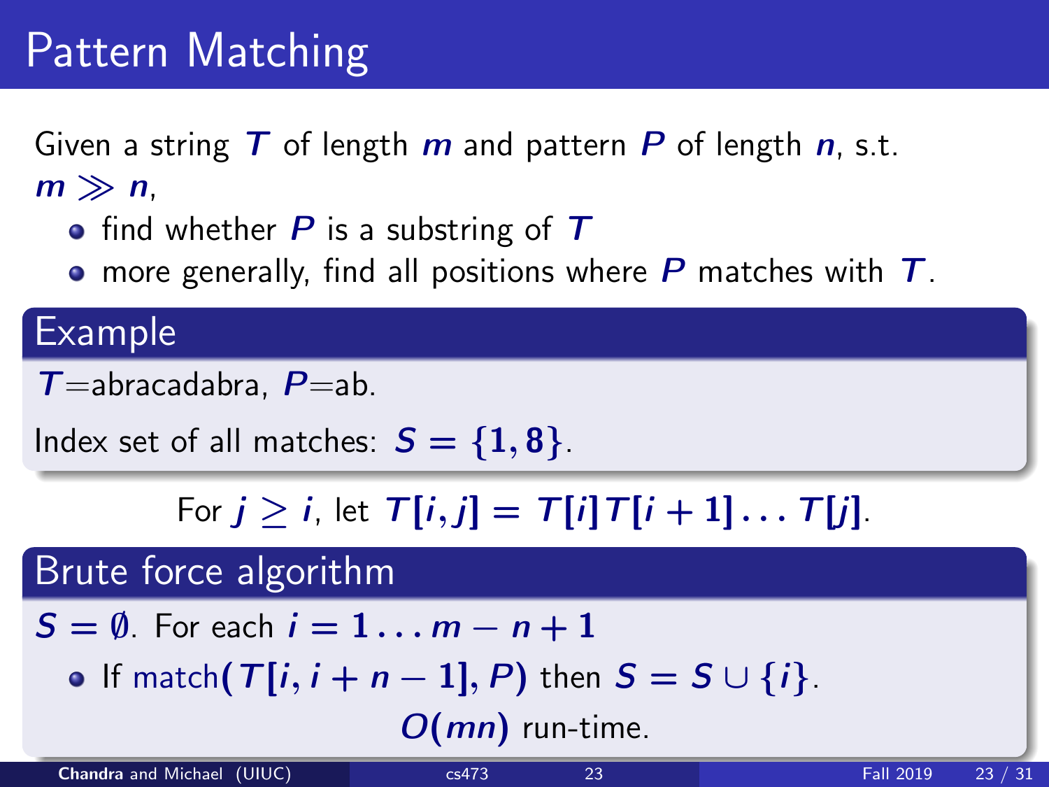# Pattern Matching

Given a string $T$ of length $m$ and pattern $P$ of length $n$, s.t. $m \gg n$,

- find whether $P$ is a substring of $T$
- more generally, find all positions where $P$ matches with $T$.

## Example

$T$=abracadabra, $P$=ab.

Index set of all matches: $S = \{1, 8\}$.

For $j \geq i$, let $T[i,j] = T[i]T[i+1]\dots T[j]$.

## Brute force algorithm

$S = \emptyset$. For each $i = 1 \dots m - n + 1$

- If match$(T[i, i+n-1], P)$ then $S = S \cup \{i\}$.

$O(mn)$ run-time.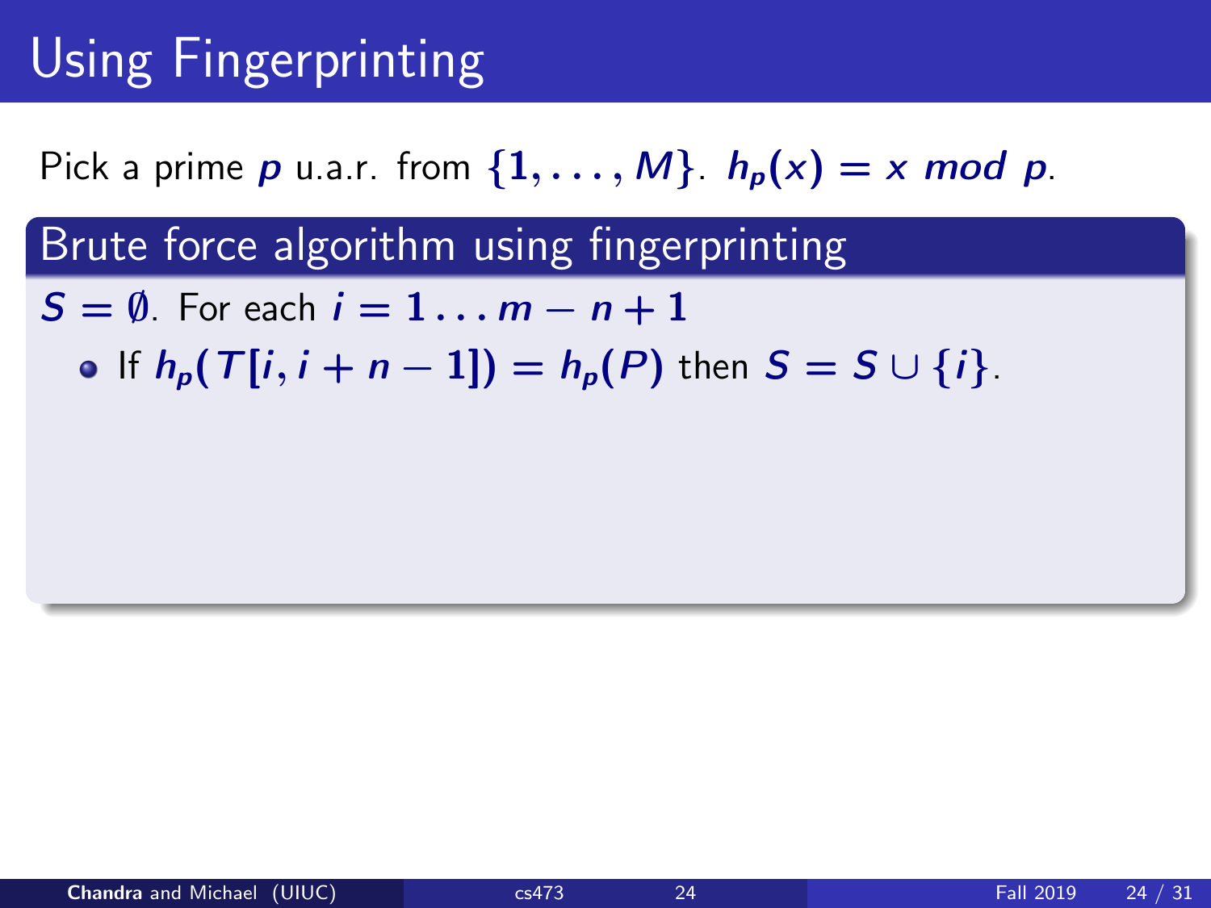# Using Fingerprinting

Pick a prime $p$ u.a.r. from $\{1, \ldots, M\}$. $h_p(x) = x \ mod \ p$.

## Brute force algorithm using fingerprinting

$S = \emptyset$. For each $i = 1 \ldots m - n + 1$

- If $h_p(T[i, i + n - 1]) = h_p(P)$ then $S = S \cup \{i\}$.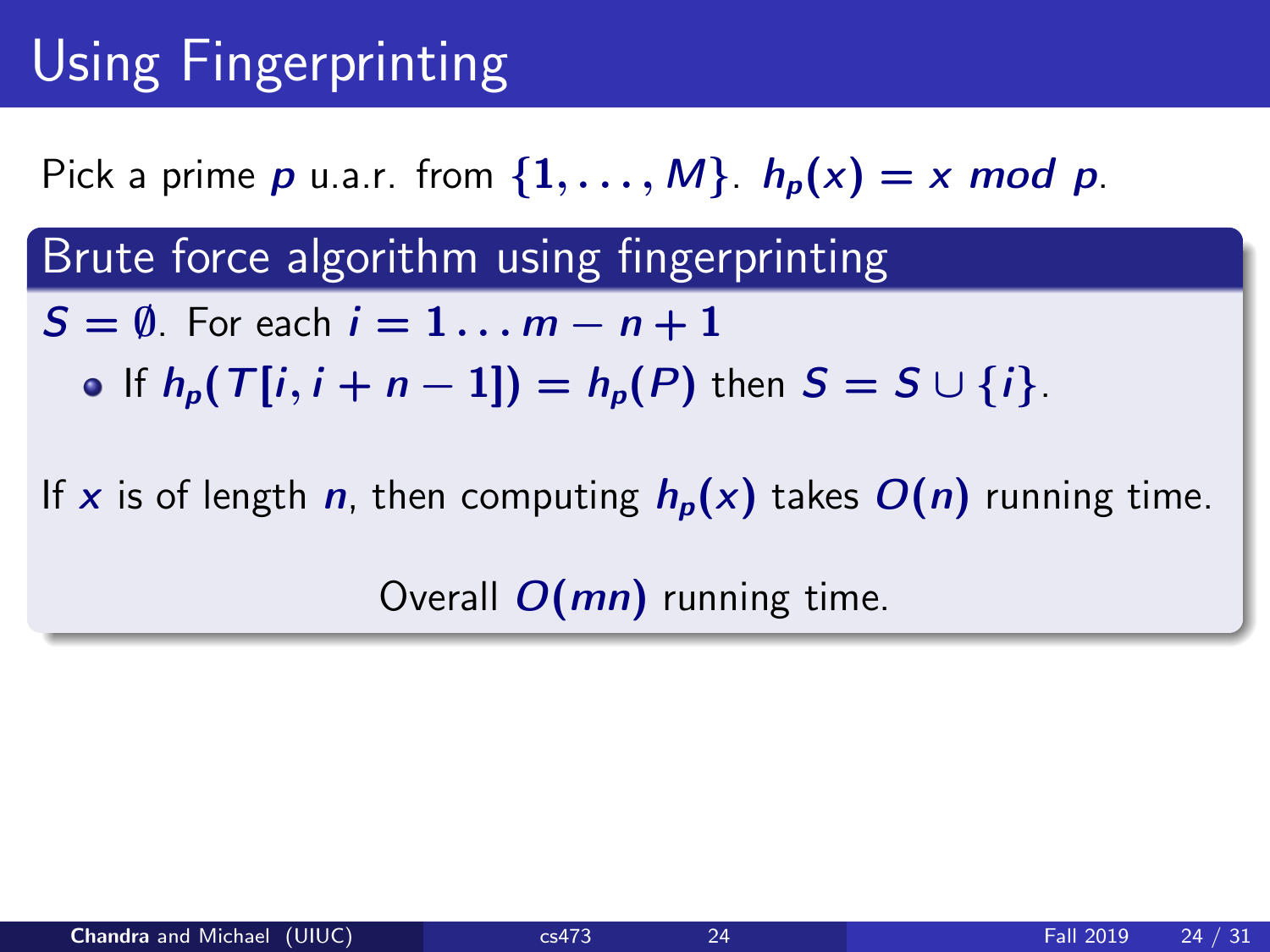# Using Fingerprinting

Pick a prime $p$ u.a.r. from $\{1, \ldots, M\}$. $h_p(x) = x \bmod p$.

## Brute force algorithm using fingerprinting

$S = \emptyset$. For each $i = 1 \ldots m - n + 1$

- If $h_p(T[i, i + n - 1]) = h_p(P)$ then $S = S \cup \{i\}$.

If $x$ is of length $n$, then computing $h_p(x)$ takes $O(n)$ running time.

Overall $O(mn)$ running time.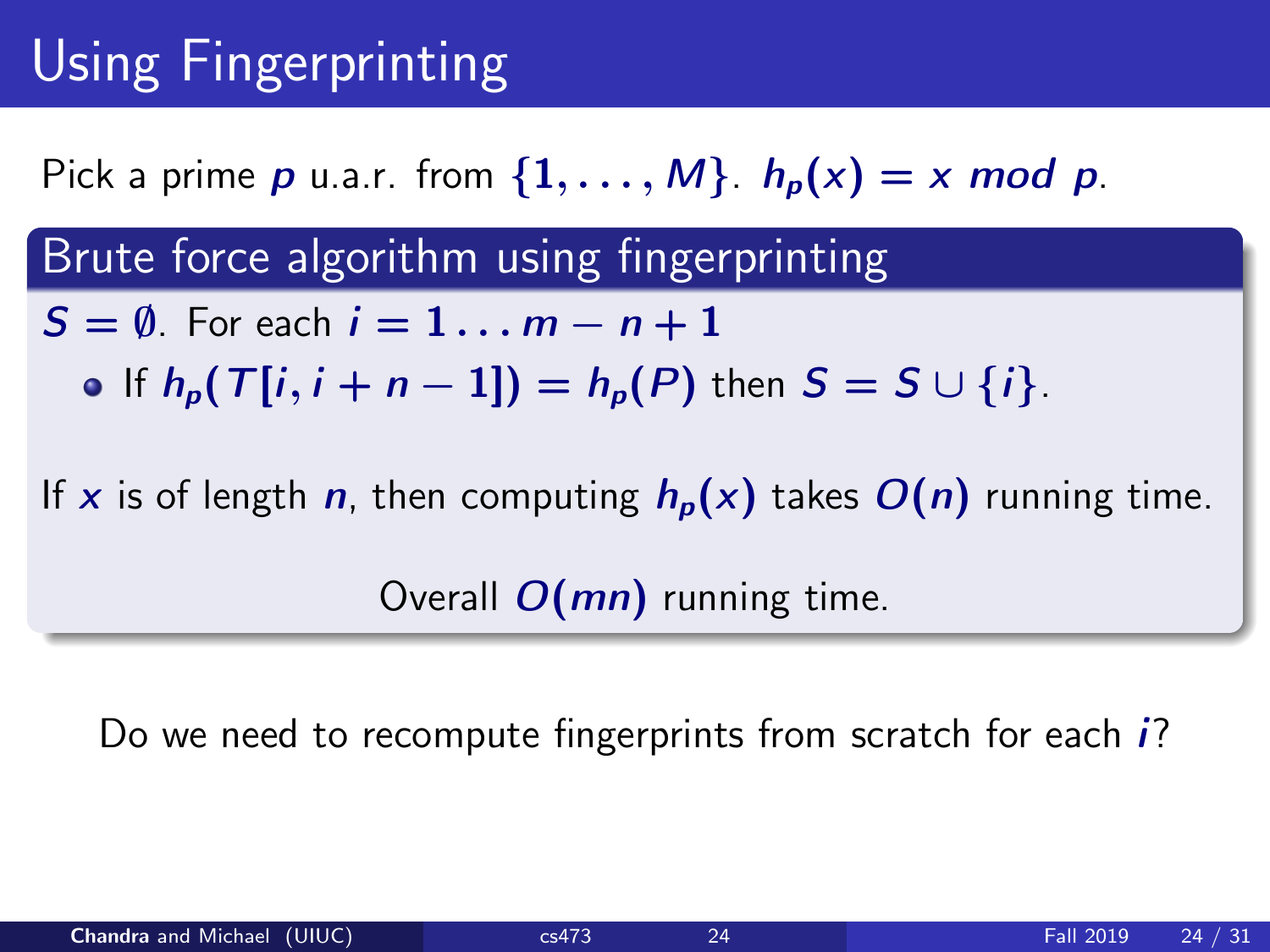# Using Fingerprinting

Pick a prime $p$ u.a.r. from $\{1, \ldots, M\}$. $h_p(x) = x \text{ } mod \text{ } p$.

## Brute force algorithm using fingerprinting

$S = \emptyset$. For each $i = 1 \ldots m - n + 1$

- If $h_p(T[i, i + n - 1]) = h_p(P)$ then $S = S \cup \{i\}$.

If $x$ is of length $n$, then computing $h_p(x)$ takes $O(n)$ running time.

Overall $O(mn)$ running time.

Do we need to recompute fingerprints from scratch for each $i$?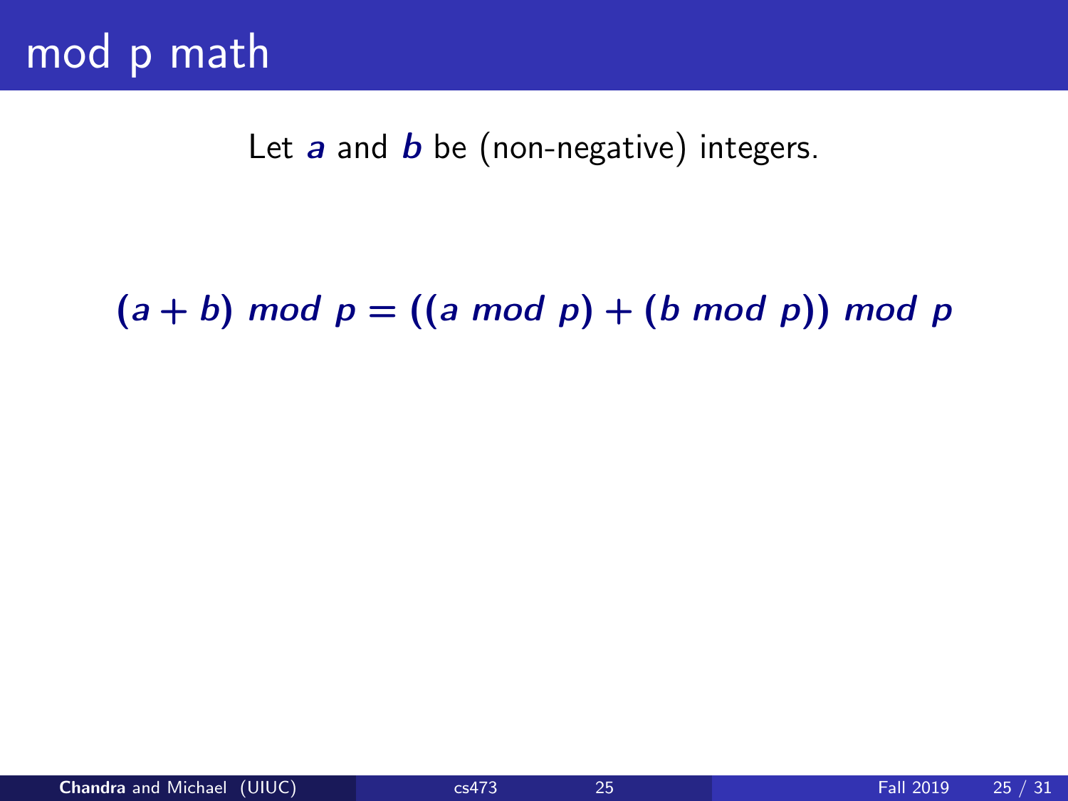# mod p math

Let ***a*** and ***b*** be (non-negative) integers.

$$(a + b) \ mod \ p = ((a \ mod \ p) + (b \ mod \ p)) \ mod \ p$$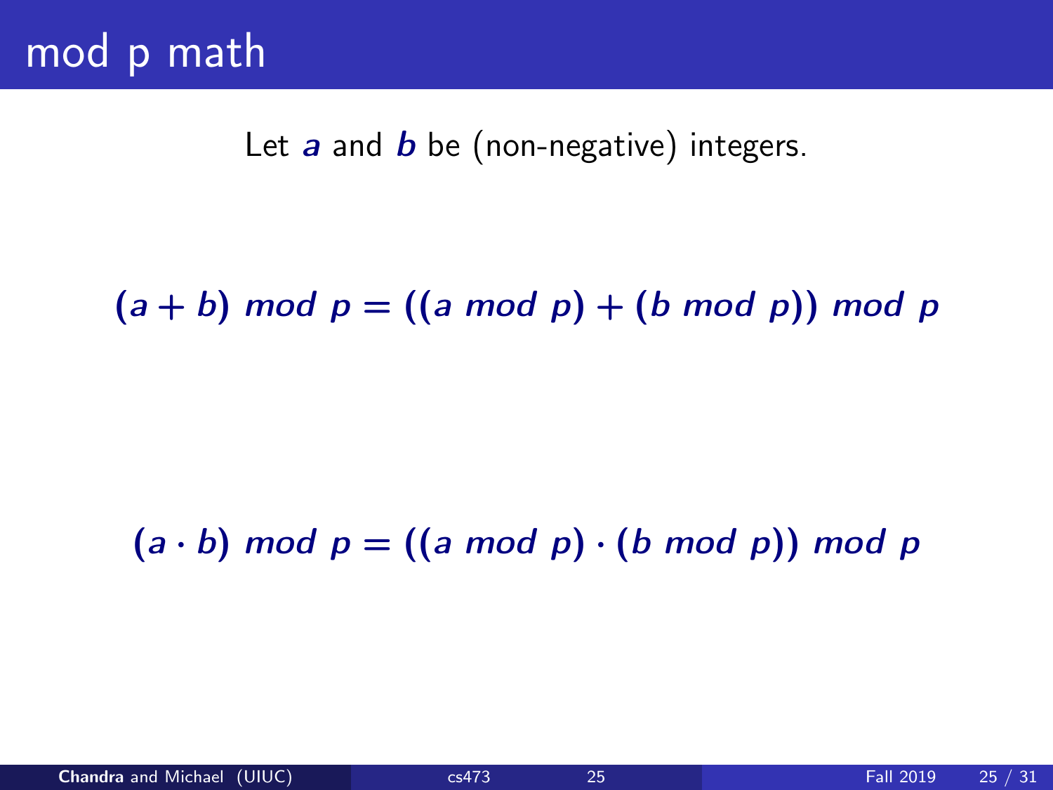# mod p math

Let $a$ and $b$ be (non-negative) integers.

$$(a + b) \ mod \ p = ((a \ mod \ p) + (b \ mod \ p)) \ mod \ p$$

$$(a \cdot b) \ mod \ p = ((a \ mod \ p) \cdot (b \ mod \ p)) \ mod \ p$$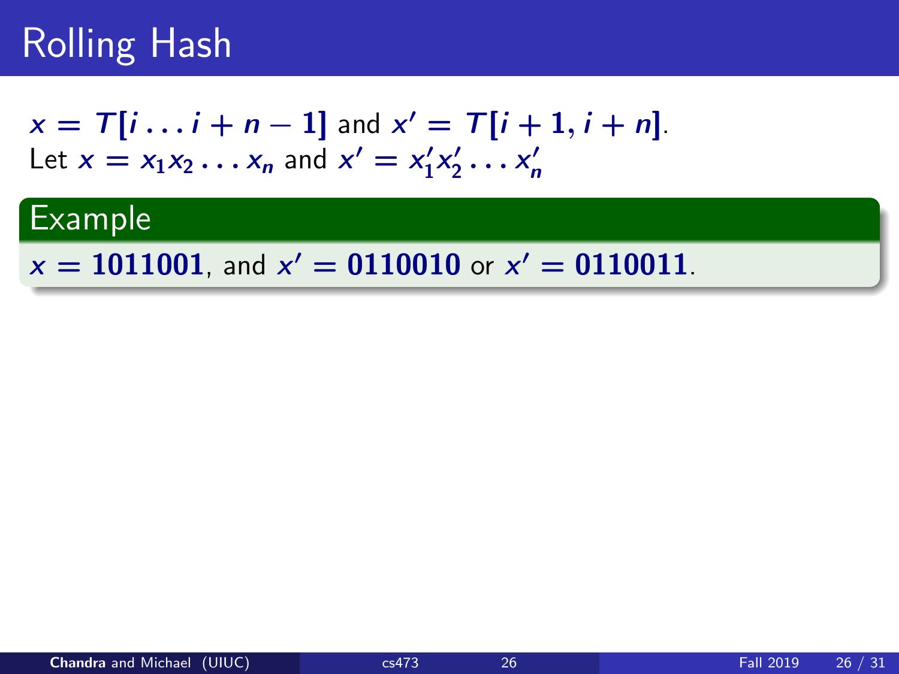# Rolling Hash

$x = T[i \ldots i+n-1]$ and $x' = T[i+1, i+n]$.
Let $x = x_1 x_2 \ldots x_n$ and $x' = x'_1 x'_2 \ldots x'_n$

## Example

$x = \mathbf{1011001}$, and $x' = \mathbf{0110010}$ or $x' = \mathbf{0110011}$.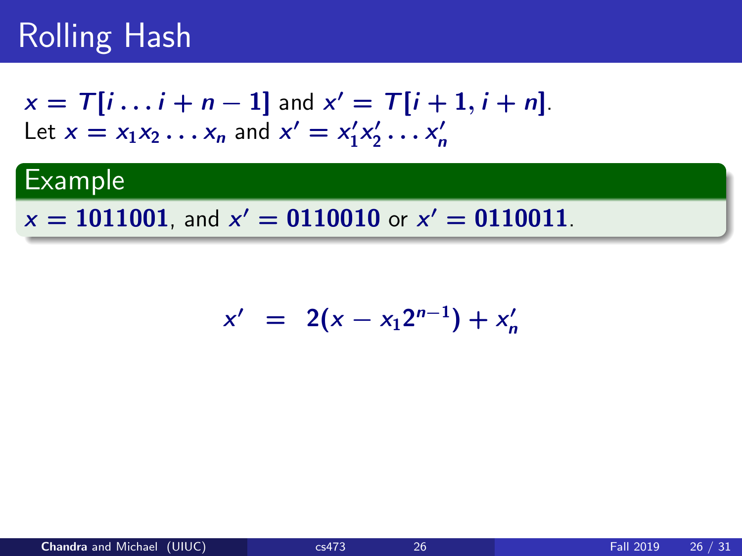# Rolling Hash

$x = T[i \ldots i+n-1]$ and $x' = T[i+1, i+n]$.
Let $x = x_1 x_2 \ldots x_n$ and $x' = x'_1 x'_2 \ldots x'_n$

**Example**

$x = \mathbf{1011001}$, and $x' = \mathbf{0110010}$ or $x' = \mathbf{0110011}$.

$$x' = 2(x - x_1 2^{n-1}) + x'_n$$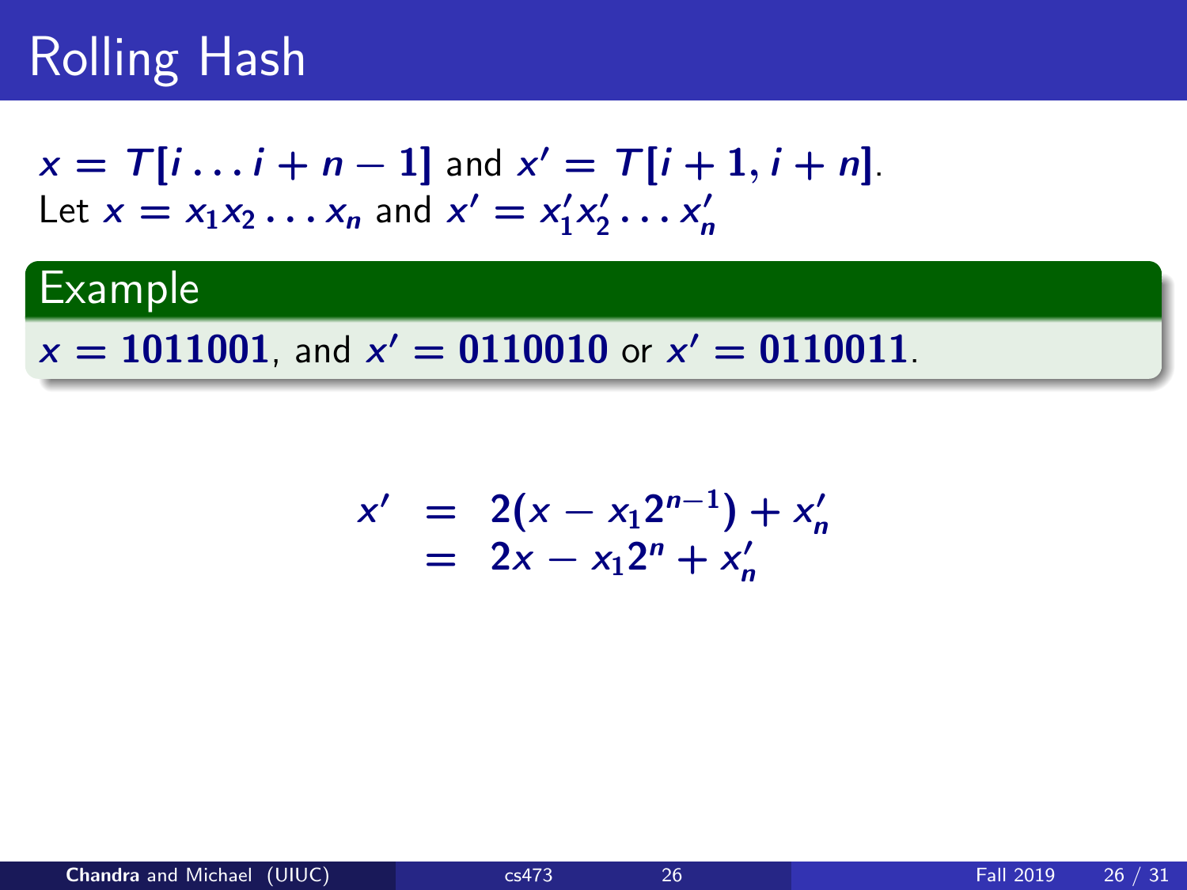# Rolling Hash

$x = T[i \ldots i+n-1]$ and $x' = T[i+1, i+n]$.
Let $x = x_1 x_2 \ldots x_n$ and $x' = x'_1 x'_2 \ldots x'_n$

**Example**

$x = \mathbf{1011001}$, and $x' = \mathbf{0110010}$ or $x' = \mathbf{0110011}$.

$$
\begin{aligned}
x' &= 2(x - x_1 2^{n-1}) + x'_n \\
&= 2x - x_1 2^n + x'_n
\end{aligned}
$$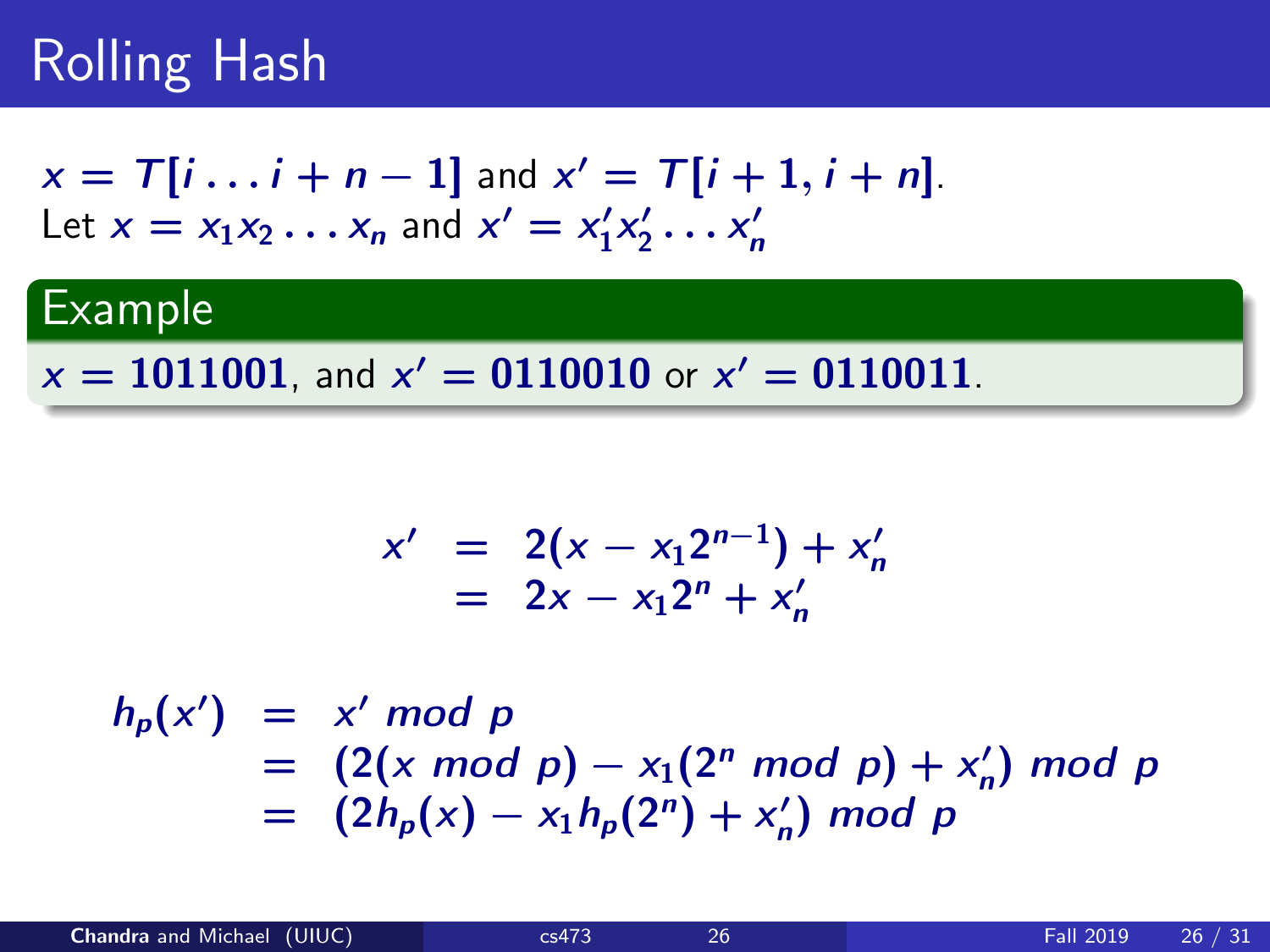# Rolling Hash

$x = T[i \ldots i+n-1]$ and $x' = T[i+1, i+n]$.
Let $x = x_1 x_2 \ldots x_n$ and $x' = x'_1 x'_2 \ldots x'_n$

## Example

$x = \mathbf{1011001}$, and $x' = \mathbf{0110010}$ or $x' = \mathbf{0110011}$.

$$
\begin{aligned}
x' &= 2(x - x_1 2^{n-1}) + x'_n \\
&= 2x - x_1 2^n + x'_n
\end{aligned}
$$

$$
\begin{aligned}
h_p(x') &= x' \bmod p \\
&= (2(x \bmod p) - x_1(2^n \bmod p) + x'_n) \bmod p \\
&= (2h_p(x) - x_1 h_p(2^n) + x'_n) \bmod p
\end{aligned}
$$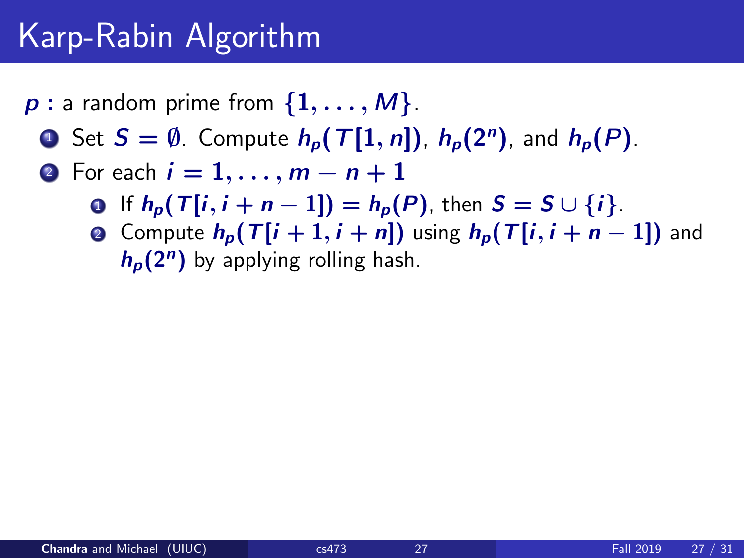# Karp-Rabin Algorithm

$p$ **:** a random prime from $\{1, \ldots, M\}$.

1. Set $S = \emptyset$. Compute $h_p(T[1, n])$, $h_p(2^n)$, and $h_p(P)$.
2. For each $i = 1, \ldots, m - n + 1$
    1. If $h_p(T[i, i + n - 1]) = h_p(P)$, then $S = S \cup \{i\}$.
    2. Compute $h_p(T[i + 1, i + n])$ using $h_p(T[i, i + n - 1])$ and $h_p(2^n)$ by applying rolling hash.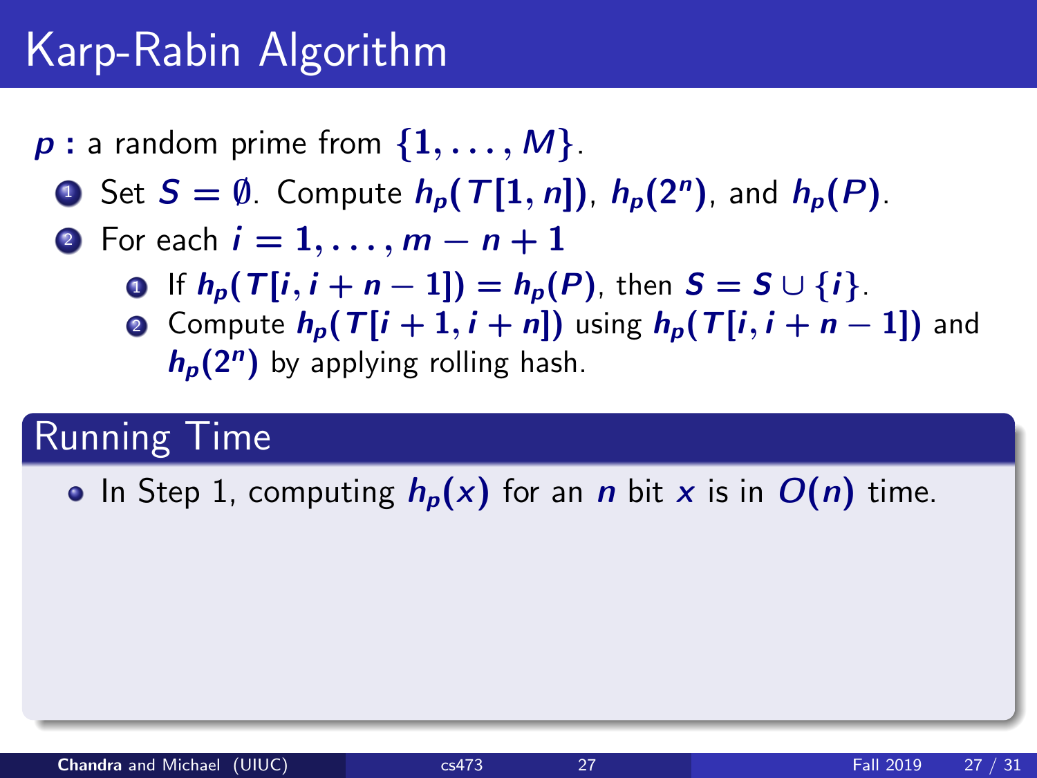# Karp-Rabin Algorithm

$p$ **:** a random prime from $\{1, \ldots, M\}$.

1. Set $S = \emptyset$. Compute $h_p(T[1, n])$, $h_p(2^n)$, and $h_p(P)$.
2. For each $i = 1, \ldots, m - n + 1$
   1. If $h_p(T[i, i + n - 1]) = h_p(P)$, then $S = S \cup \{i\}$.
   2. Compute $h_p(T[i + 1, i + n])$ using $h_p(T[i, i + n - 1])$ and $h_p(2^n)$ by applying rolling hash.

## Running Time

- In Step 1, computing $h_p(x)$ for an $n$ bit $x$ is in $O(n)$ time.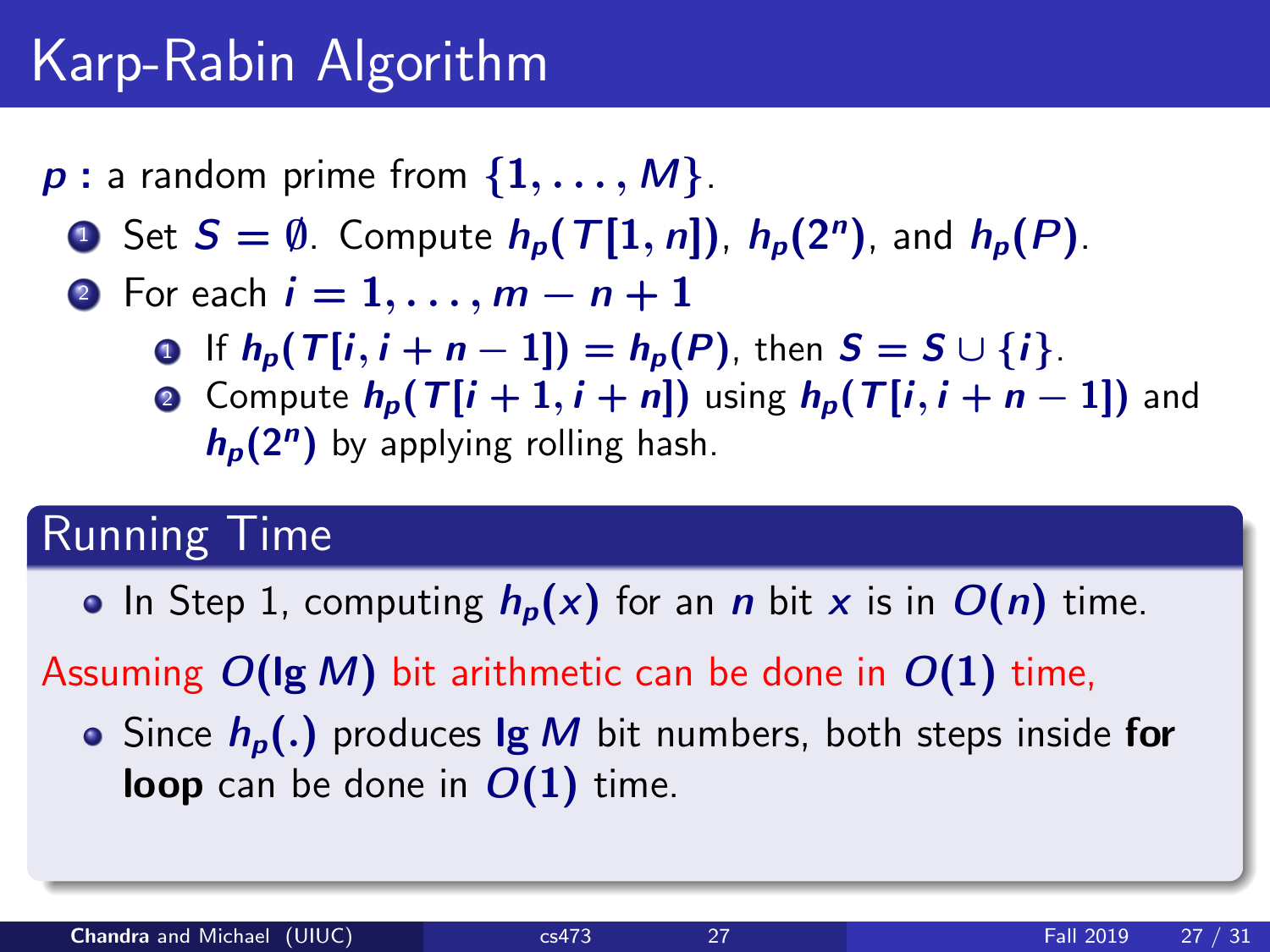# Karp-Rabin Algorithm

$p$ **:** a random prime from $\{1, \ldots, M\}$.

1. Set $S = \emptyset$. Compute $h_p(T[1, n])$, $h_p(2^n)$, and $h_p(P)$.
2. For each $i = 1, \ldots, m - n + 1$
   1. If $h_p(T[i, i + n - 1]) = h_p(P)$, then $S = S \cup \{i\}$.
   2. Compute $h_p(T[i + 1, i + n])$ using $h_p(T[i, i + n - 1])$ and $h_p(2^n)$ by applying rolling hash.

## Running Time

- In Step 1, computing $h_p(x)$ for an $n$ bit $x$ is in $O(n)$ time.

Assuming $O(\lg M)$ bit arithmetic can be done in $O(1)$ time,

- Since $h_p(.)$ produces $\lg M$ bit numbers, both steps inside **for loop** can be done in $O(1)$ time.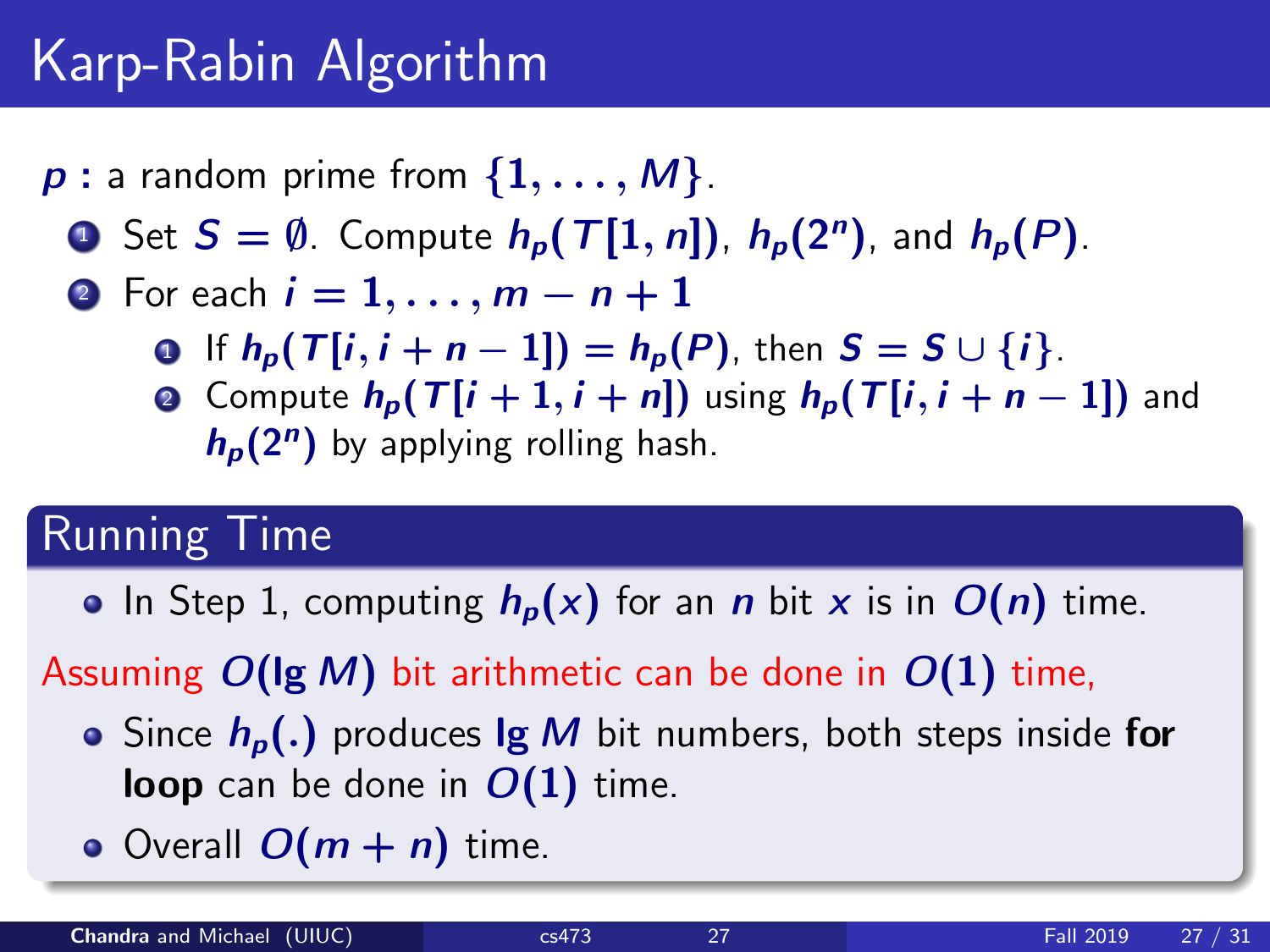# Karp-Rabin Algorithm

$p$ **:** a random prime from $\{1, \ldots, M\}$.

1. Set $S = \emptyset$. Compute $h_p(T[1, n])$, $h_p(2^n)$, and $h_p(P)$.
2. For each $i = 1, \ldots, m - n + 1$
   1. If $h_p(T[i, i + n - 1]) = h_p(P)$, then $S = S \cup \{i\}$.
   2. Compute $h_p(T[i + 1, i + n])$ using $h_p(T[i, i + n - 1])$ and $h_p(2^n)$ by applying rolling hash.

## Running Time

- In Step 1, computing $h_p(x)$ for an $n$ bit $x$ is in $O(n)$ time.

Assuming $O(\lg M)$ bit arithmetic can be done in $O(1)$ time,

- Since $h_p(.)$ produces $\lg M$ bit numbers, both steps inside **for loop** can be done in $O(1)$ time.
- Overall $O(m + n)$ time.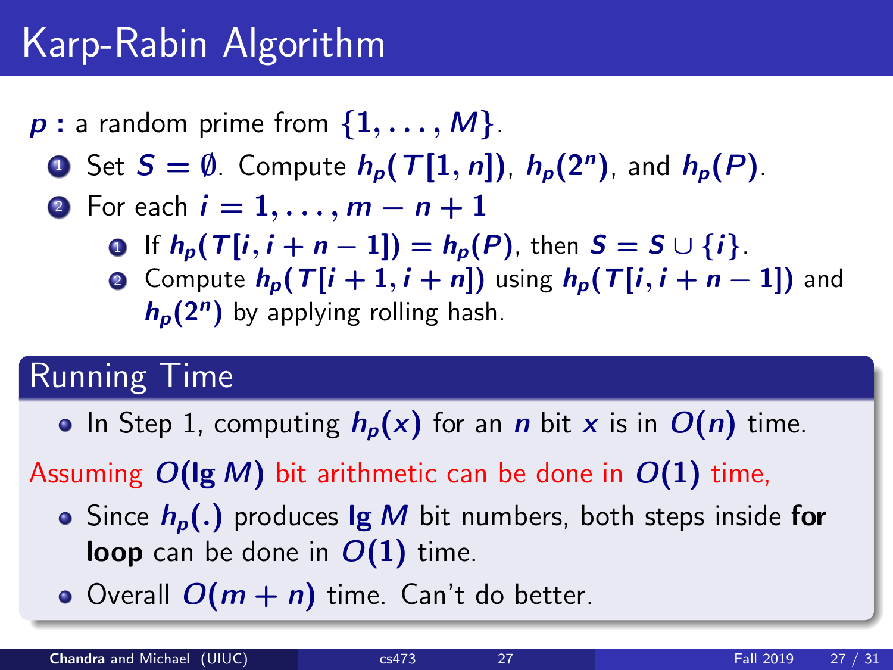# Karp-Rabin Algorithm

$p$ **:** a random prime from $\{1, \ldots, M\}$.

1. Set $S = \emptyset$. Compute $h_p(T[1, n])$, $h_p(2^n)$, and $h_p(P)$.
2. For each $i = 1, \ldots, m - n + 1$
   1. If $h_p(T[i, i + n - 1]) = h_p(P)$, then $S = S \cup \{i\}$.
   2. Compute $h_p(T[i + 1, i + n])$ using $h_p(T[i, i + n - 1])$ and $h_p(2^n)$ by applying rolling hash.

## Running Time

- In Step 1, computing $h_p(x)$ for an $n$ bit $x$ is in $O(n)$ time.

Assuming $O(\lg M)$ bit arithmetic can be done in $O(1)$ time,

- Since $h_p(.)$ produces $\lg M$ bit numbers, both steps inside **for loop** can be done in $O(1)$ time.
- Overall $O(m + n)$ time. Can't do better.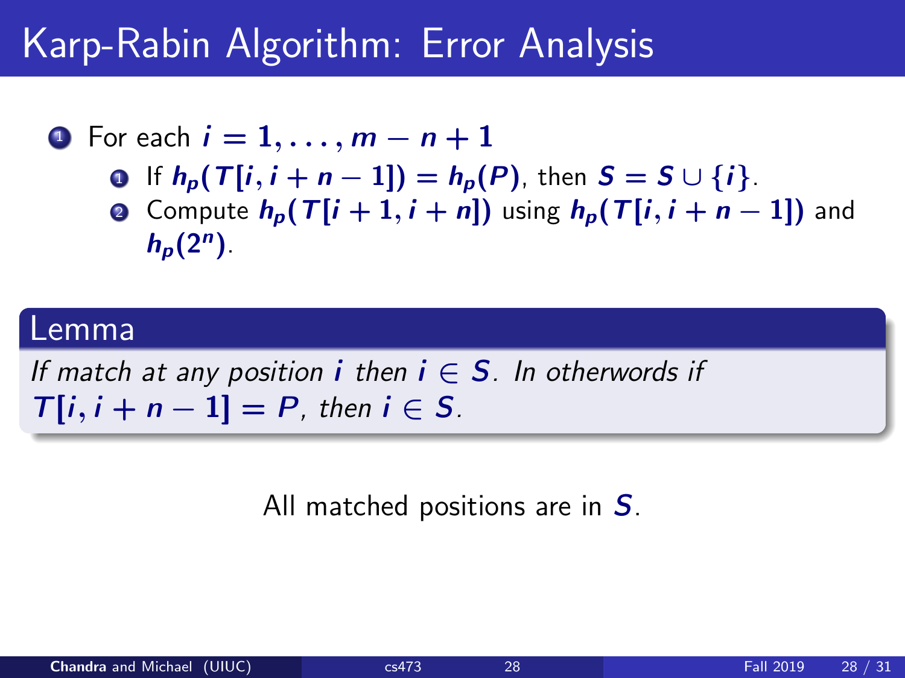# Karp-Rabin Algorithm: Error Analysis

1. For each $i = 1, \ldots, m - n + 1$
   1. If $h_p(T[i, i + n - 1]) = h_p(P)$, then $S = S \cup \{i\}$.
   2. Compute $h_p(T[i + 1, i + n])$ using $h_p(T[i, i + n - 1])$ and $h_p(2^n)$.

**Lemma**

*If match at any position $i$ then $i \in S$. In otherwords if $T[i, i + n - 1] = P$, then $i \in S$.*

All matched positions are in $S$.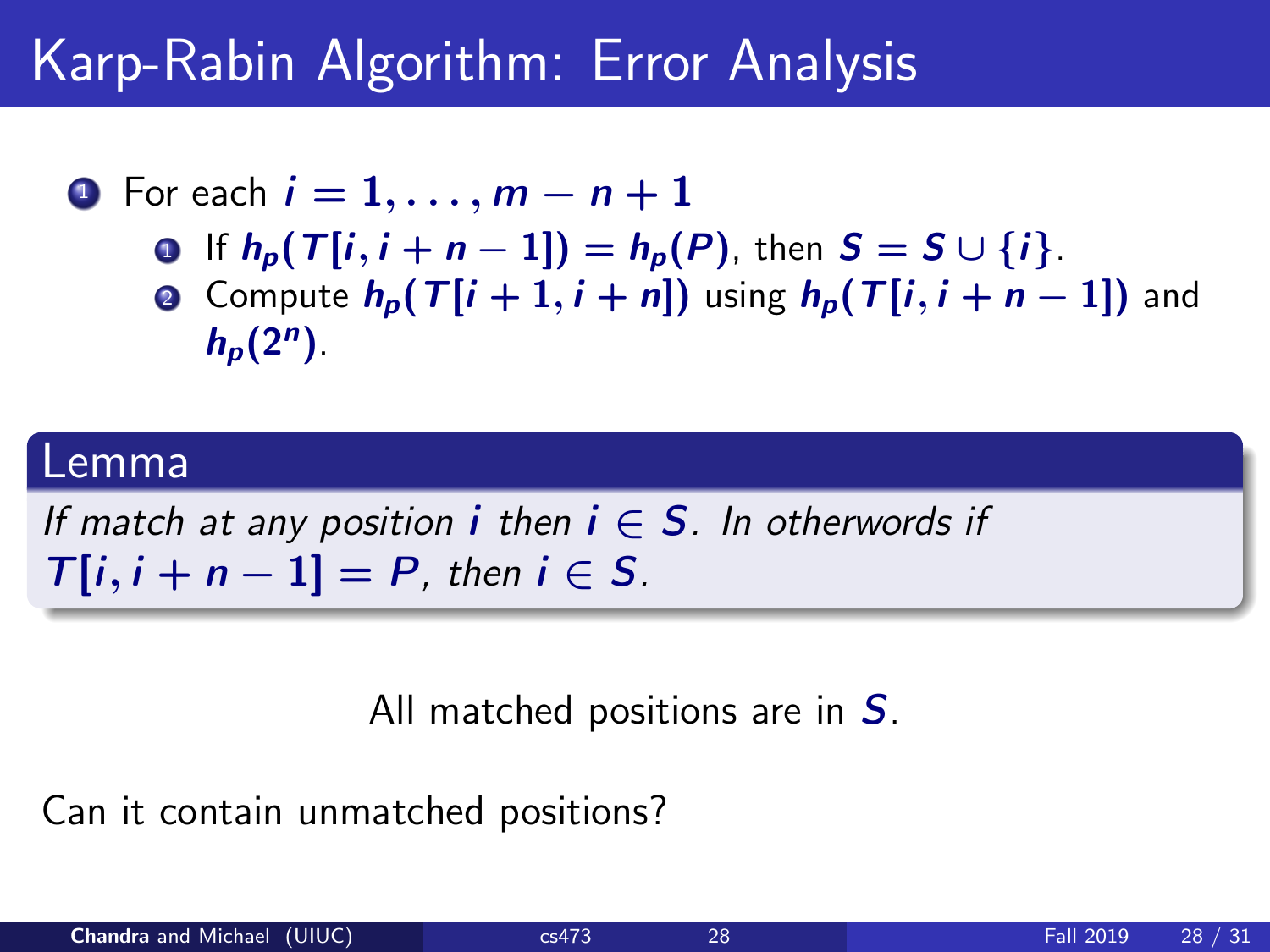# Karp-Rabin Algorithm: Error Analysis

1. For each $i = 1, \ldots, m - n + 1$
   1. If $h_p(T[i, i + n - 1]) = h_p(P)$, then $S = S \cup \{i\}$.
   2. Compute $h_p(T[i + 1, i + n])$ using $h_p(T[i, i + n - 1])$ and $h_p(2^n)$.

**Lemma**

*If match at any position $i$ then $i \in S$. In otherwords if $T[i, i + n - 1] = P$, then $i \in S$.*

All matched positions are in $S$.

Can it contain unmatched positions?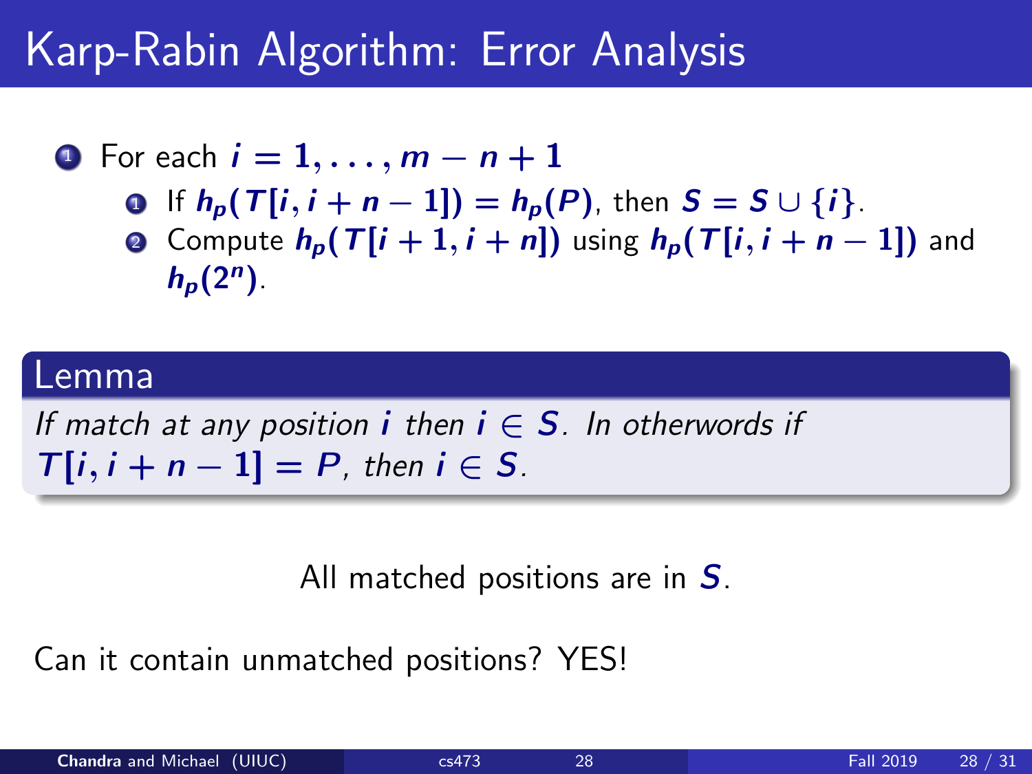# Karp-Rabin Algorithm: Error Analysis

1. For each $i = 1, \ldots, m - n + 1$
   1. If $h_p(T[i, i + n - 1]) = h_p(P)$, then $S = S \cup \{i\}$.
   2. Compute $h_p(T[i + 1, i + n])$ using $h_p(T[i, i + n - 1])$ and $h_p(2^n)$.

**Lemma**

*If match at any position $i$ then $i \in S$. In otherwords if $T[i, i + n - 1] = P$, then $i \in S$.*

All matched positions are in $S$.

Can it contain unmatched positions? YES!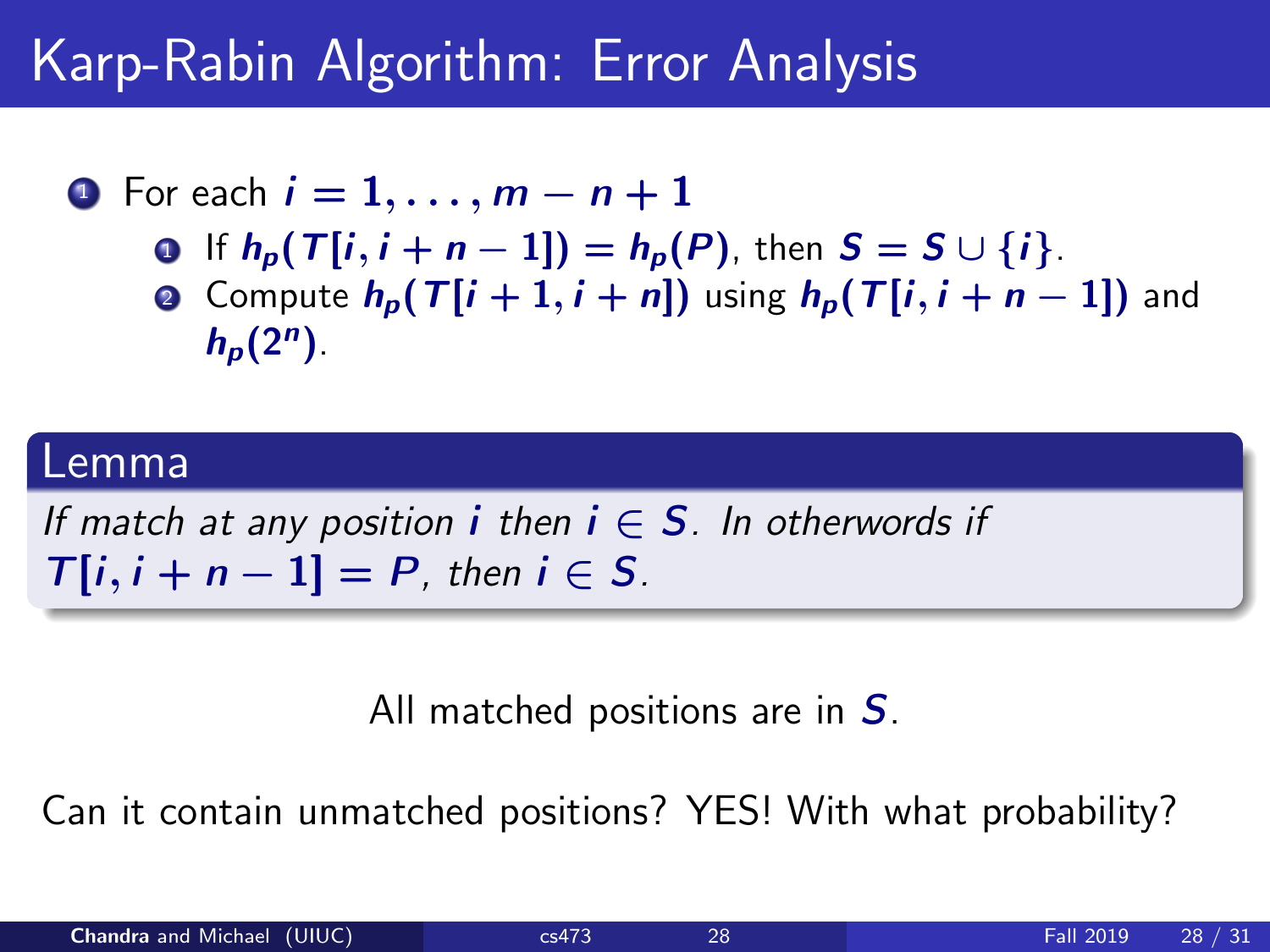# Karp-Rabin Algorithm: Error Analysis

1. For each $i = 1, \ldots, m - n + 1$
   1. If $h_p(T[i, i + n - 1]) = h_p(P)$, then $S = S \cup \{i\}$.
   2. Compute $h_p(T[i + 1, i + n])$ using $h_p(T[i, i + n - 1])$ and $h_p(2^n)$.

**Lemma**

*If match at any position $i$ then $i \in S$. In otherwords if $T[i, i + n - 1] = P$, then $i \in S$.*

All matched positions are in $S$.

Can it contain unmatched positions? YES! With what probability?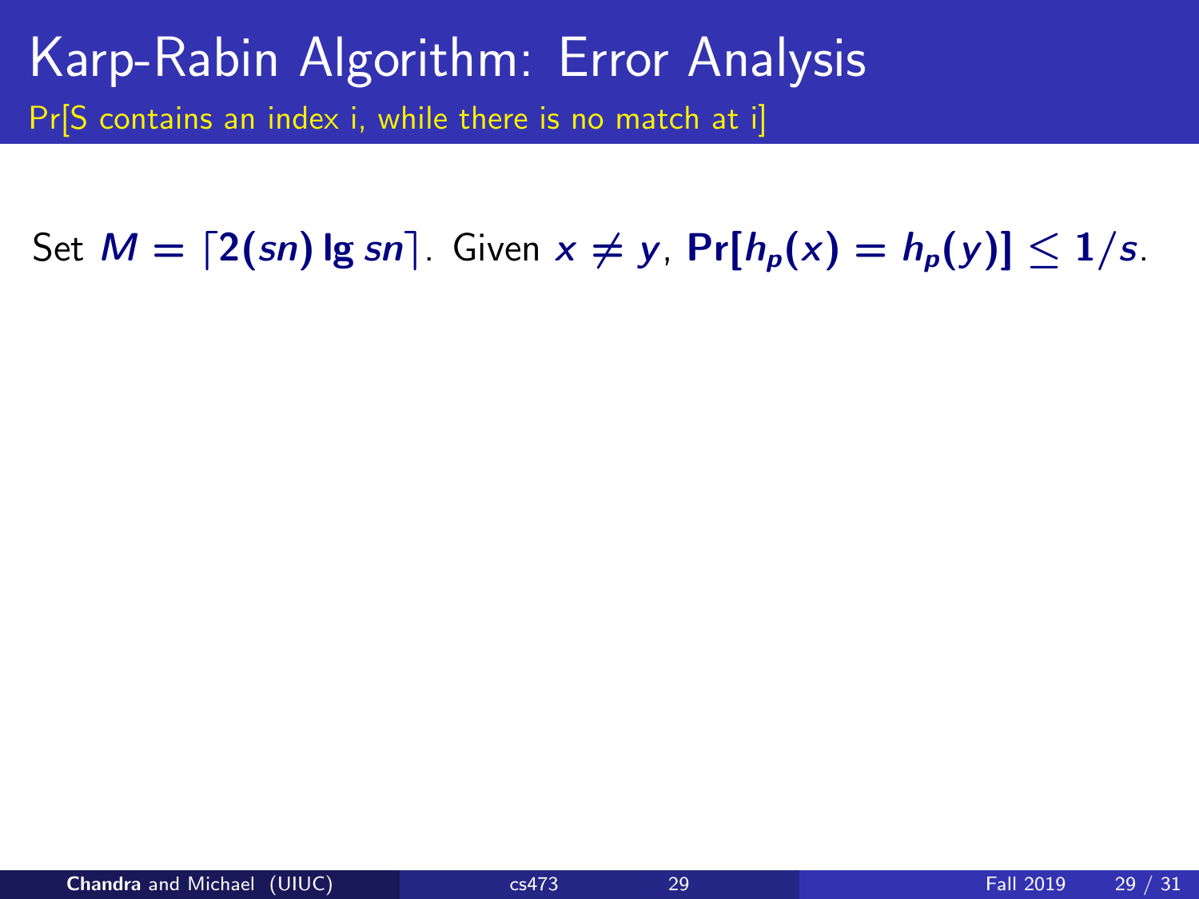# Karp-Rabin Algorithm: Error Analysis

Pr[S contains an index i, while there is no match at i]

Set $M = \lceil 2(sn) \lg sn \rceil$. Given $x \neq y$, $\mathbf{Pr}[h_p(x) = h_p(y)] \leq 1/s$.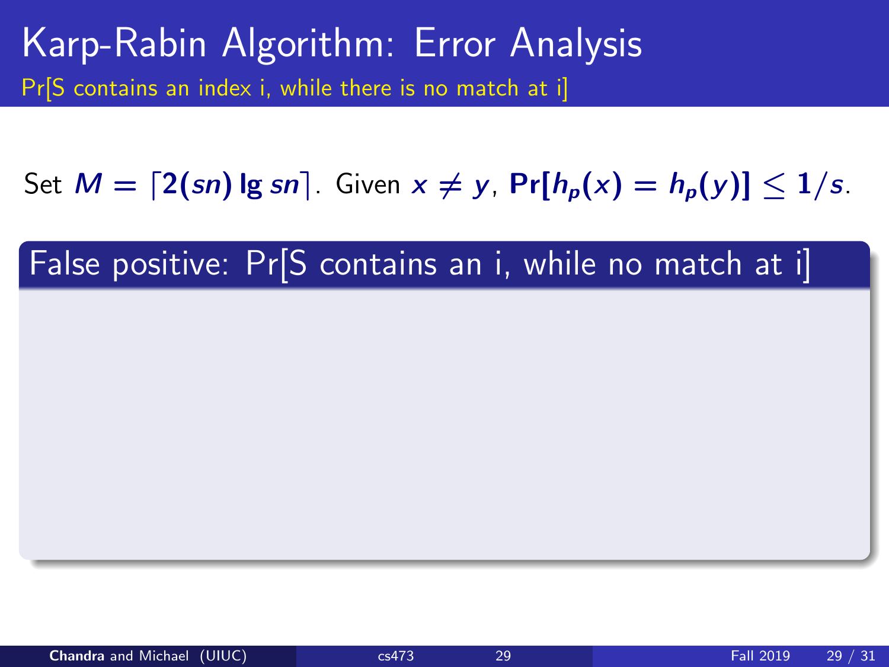# Karp-Rabin Algorithm: Error Analysis

Pr[S contains an index i, while there is no match at i]

Set $M = \lceil 2(sn) \lg sn \rceil$. Given $x \neq y$, $\mathbf{Pr}[h_p(x) = h_p(y)] \leq 1/s$.

**False positive: Pr[S contains an i, while no match at i]**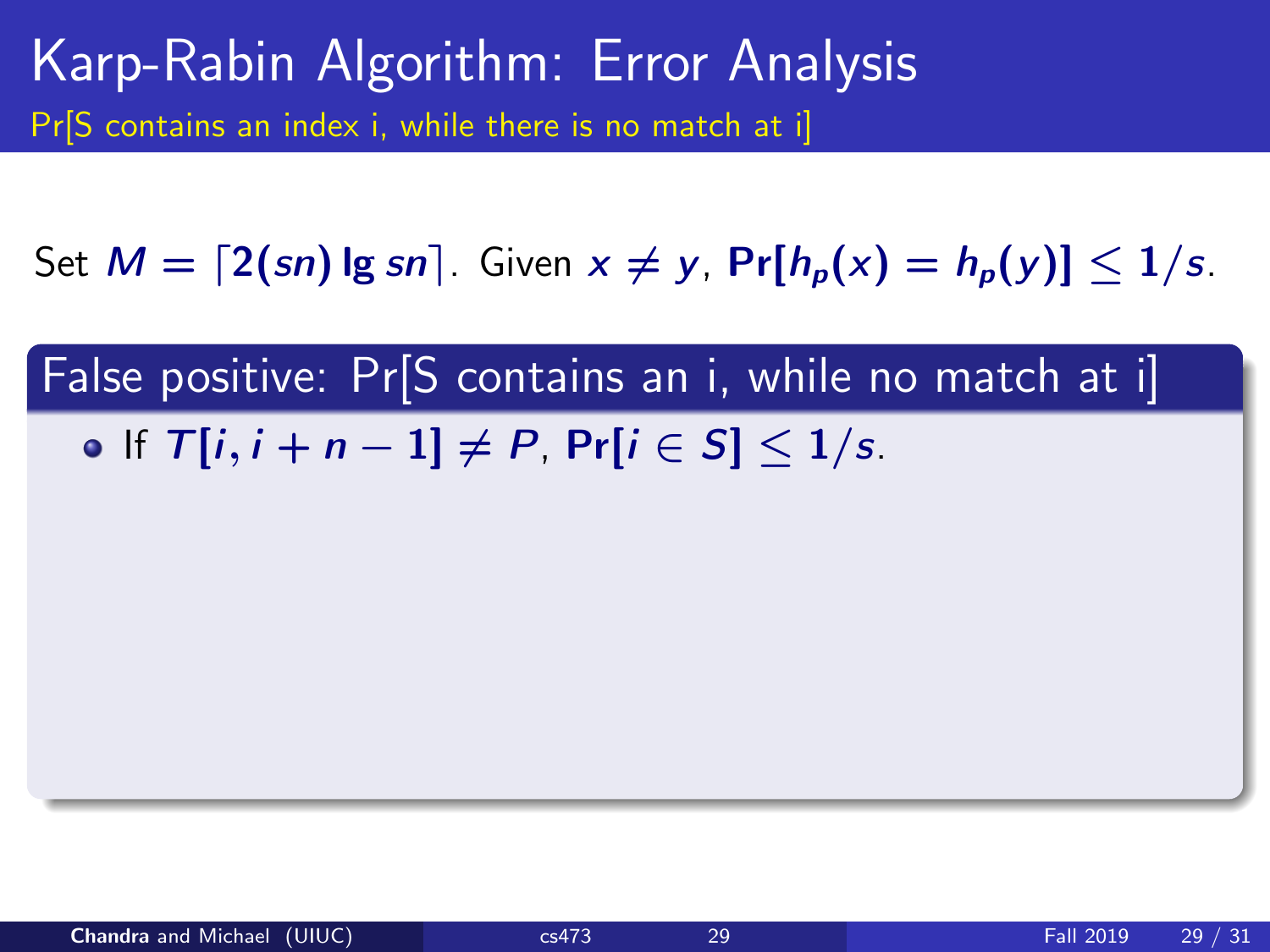# Karp-Rabin Algorithm: Error Analysis

Pr[S contains an index i, while there is no match at i]

Set $M = \lceil 2(sn) \lg sn \rceil$. Given $x \neq y$, $\mathbf{Pr}[h_p(x) = h_p(y)] \leq 1/s$.

## False positive: Pr[S contains an i, while no match at i]

- If $T[i, i+n-1] \neq P$, $\mathbf{Pr}[i \in S] \leq 1/s$.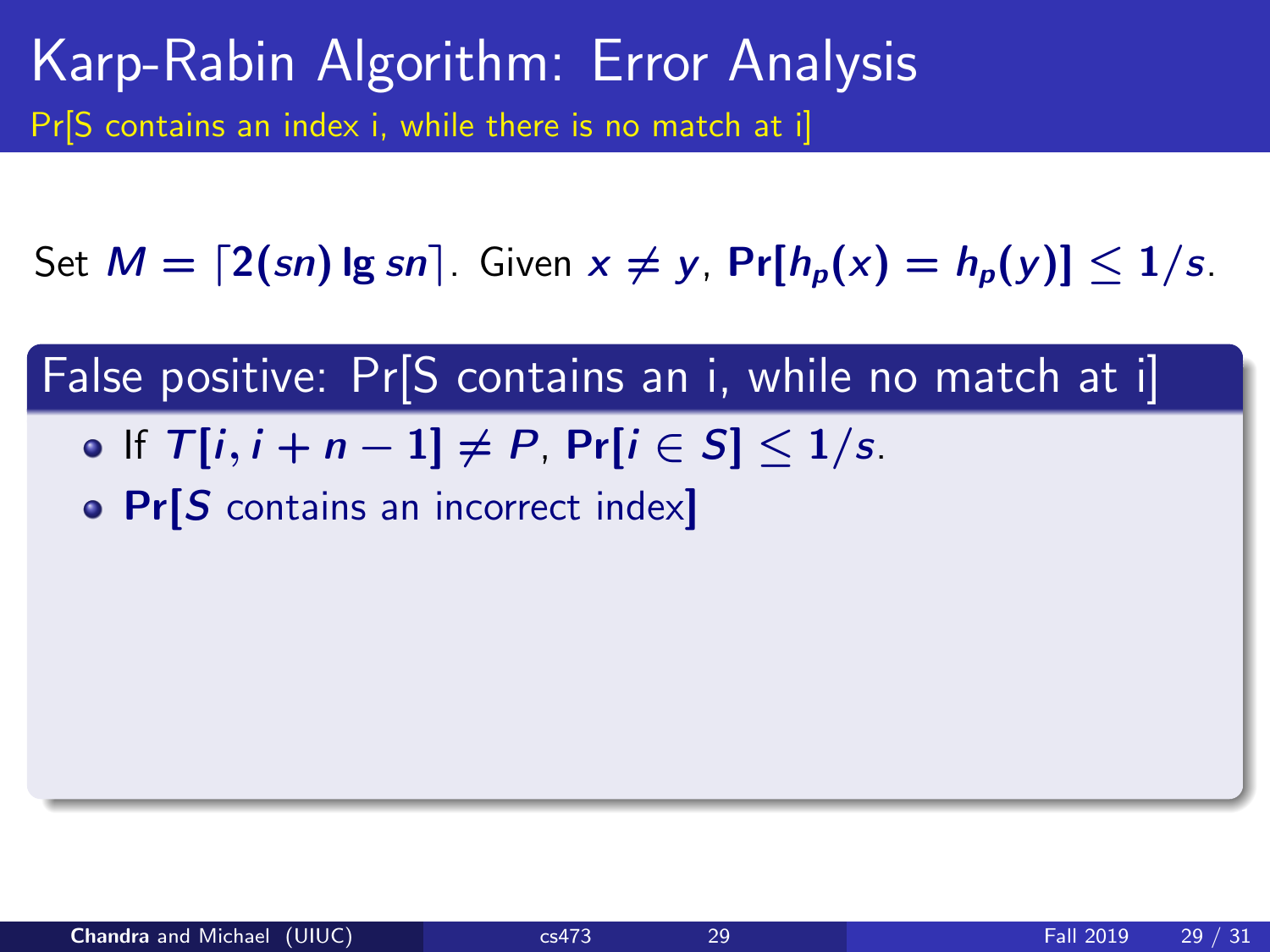# Karp-Rabin Algorithm: Error Analysis

Pr[S contains an index i, while there is no match at i]

Set $M = \lceil 2(sn) \lg sn \rceil$. Given $x \neq y$, $\mathbf{Pr}[h_p(x) = h_p(y)] \leq 1/s$.

## False positive: Pr[S contains an i, while no match at i]

- If $T[i, i+n-1] \neq P$, $\mathbf{Pr}[i \in S] \leq 1/s$.
- **Pr[**$S$ contains an incorrect index**]**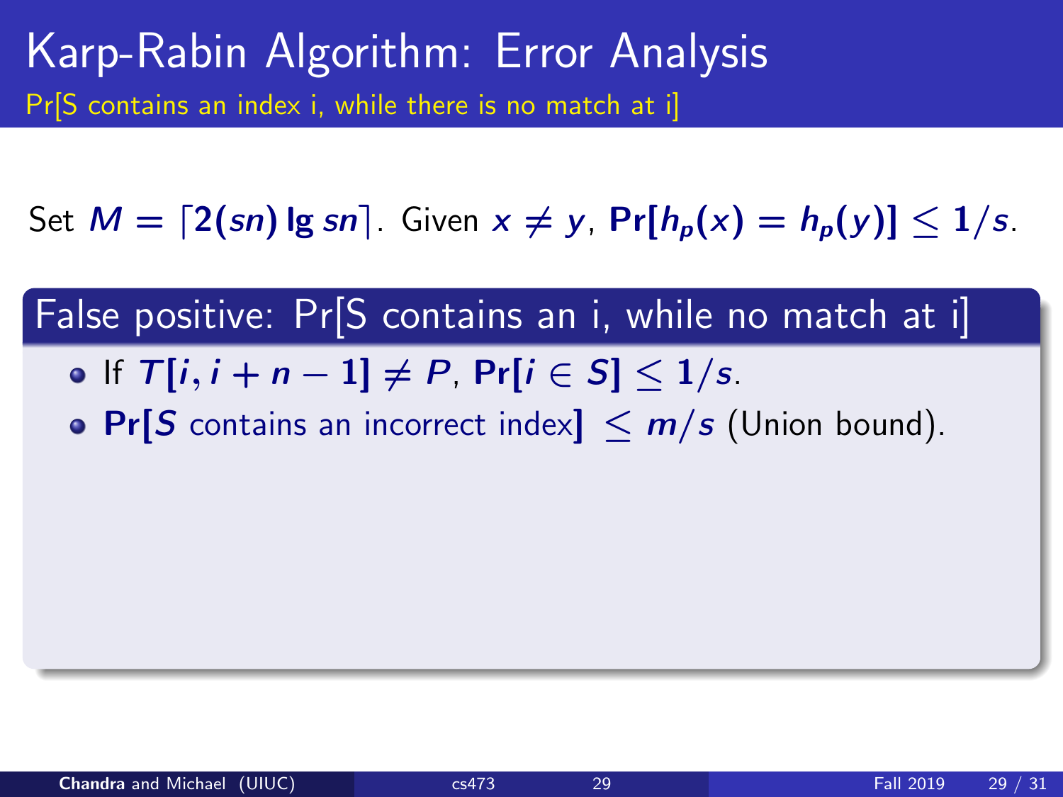# Karp-Rabin Algorithm: Error Analysis

Pr[S contains an index i, while there is no match at i]

Set $M = \lceil 2(sn) \lg sn \rceil$. Given $x \neq y$, $\mathbf{Pr}[h_p(x) = h_p(y)] \leq 1/s$.

## False positive: Pr[S contains an i, while no match at i]

- If $T[i, i+n-1] \neq P$, $\mathbf{Pr}[i \in S] \leq 1/s$.
- $\mathbf{Pr}[S$ contains an incorrect index$] \leq m/s$ (Union bound).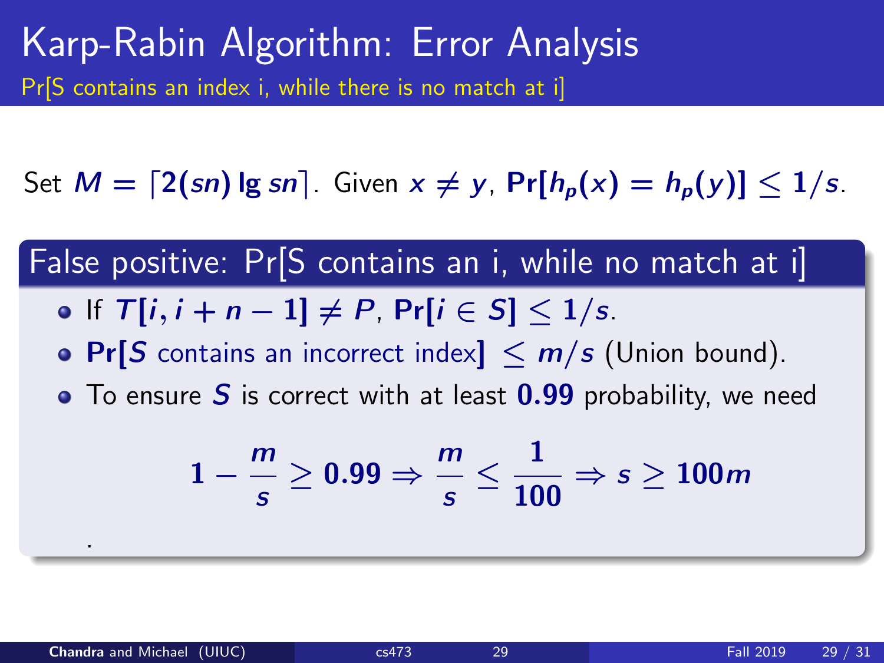# Karp-Rabin Algorithm: Error Analysis

Pr[S contains an index i, while there is no match at i]

Set $M = \lceil 2(sn) \lg sn \rceil$. Given $x \neq y$, $\Pr[h_p(x) = h_p(y)] \leq 1/s$.

## False positive: Pr[S contains an i, while no match at i]

- If $T[i, i+n-1] \neq P$, $\Pr[i \in S] \leq 1/s$.
- $\Pr[S$ contains an incorrect index$] \leq m/s$ (Union bound).
- To ensure $S$ is correct with at least $0.99$ probability, we need

$$1 - \frac{m}{s} \geq 0.99 \Rightarrow \frac{m}{s} \leq \frac{1}{100} \Rightarrow s \geq 100m$$

.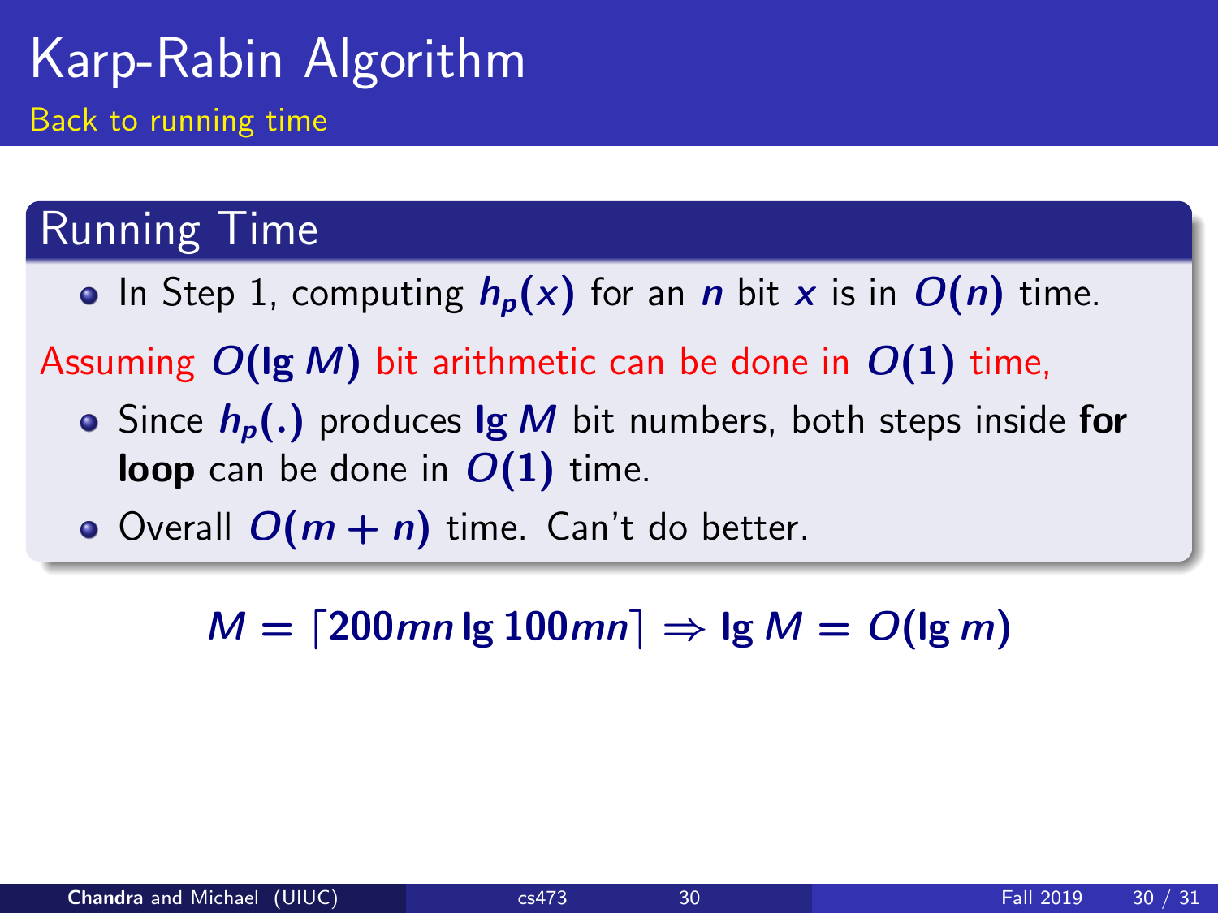# Karp-Rabin Algorithm

Back to running time

## Running Time

- In Step 1, computing $h_p(x)$ for an $n$ bit $x$ is in $O(n)$ time.

Assuming $O(\lg M)$ bit arithmetic can be done in $O(1)$ time,

- Since $h_p(.)$ produces $\lg M$ bit numbers, both steps inside **for loop** can be done in $O(1)$ time.
- Overall $O(m + n)$ time. Can't do better.

$$M = \lceil 200mn \lg 100mn \rceil \Rightarrow \lg M = O(\lg m)$$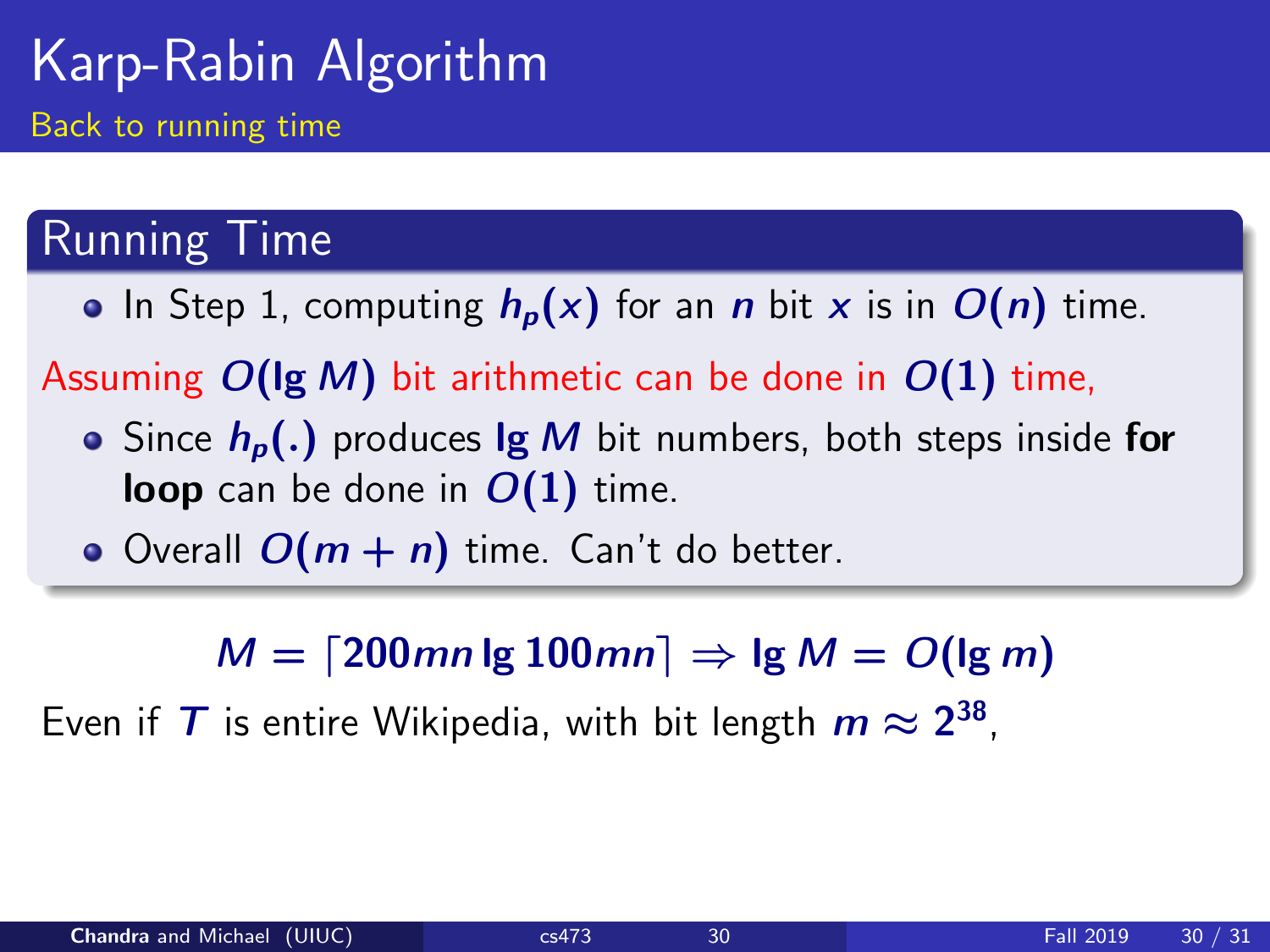# Karp-Rabin Algorithm

## Back to running time

### Running Time

- In Step 1, computing $h_p(x)$ for an $n$ bit $x$ is in $O(n)$ time.

Assuming $O(\lg M)$ bit arithmetic can be done in $O(1)$ time,

- Since $h_p(.)$ produces $\lg M$ bit numbers, both steps inside **for loop** can be done in $O(1)$ time.
- Overall $O(m + n)$ time. Can't do better.

$$M = \lceil 200mn \lg 100mn \rceil \Rightarrow \lg M = O(\lg m)$$

Even if $T$ is entire Wikipedia, with bit length $m \approx 2^{38}$,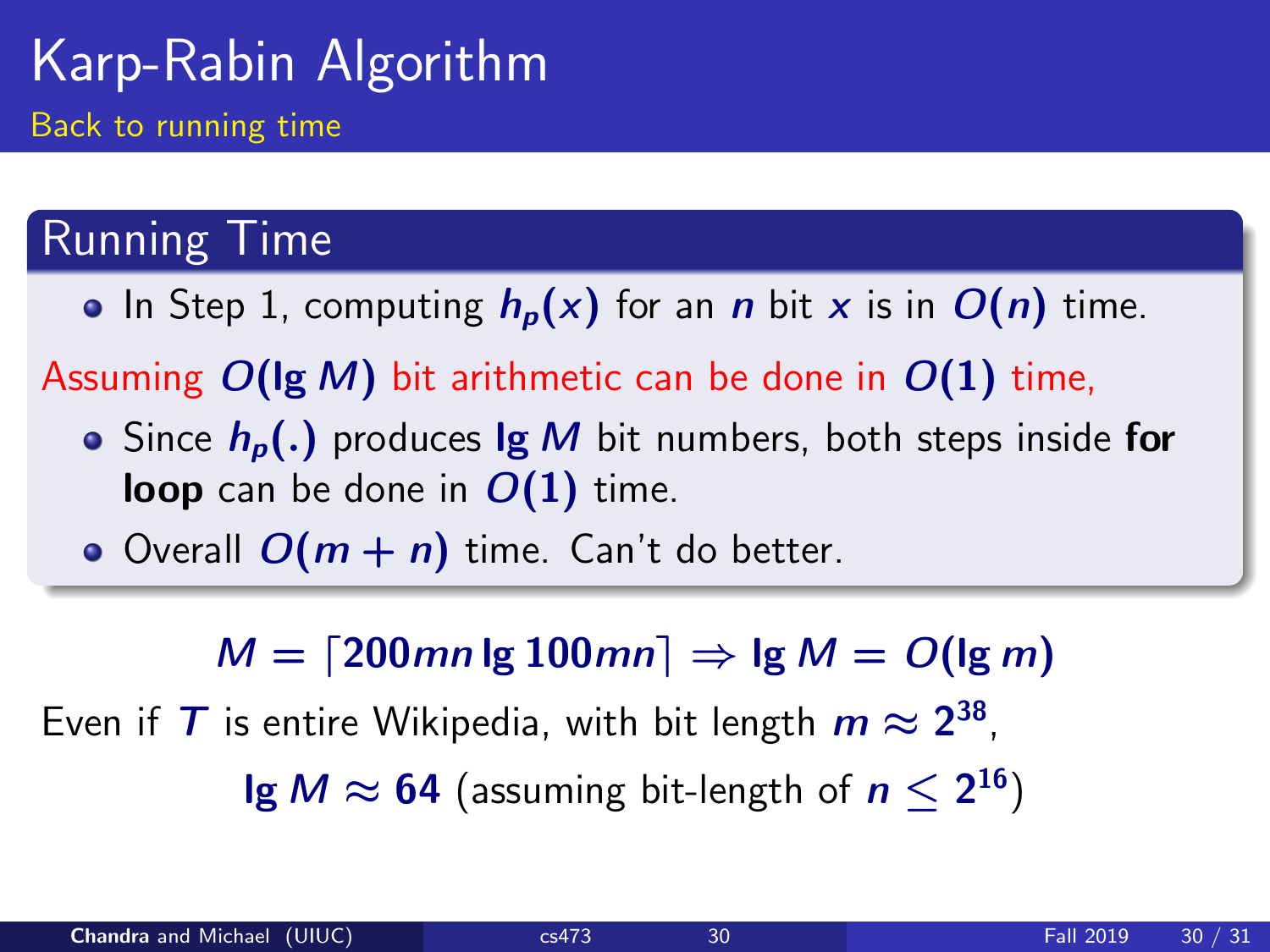# Karp-Rabin Algorithm

## Back to running time

### Running Time

- In Step 1, computing $h_p(x)$ for an $n$ bit $x$ is in $O(n)$ time.

Assuming $O(\lg M)$ bit arithmetic can be done in $O(1)$ time,

- Since $h_p(.)$ produces $\lg M$ bit numbers, both steps inside **for loop** can be done in $O(1)$ time.
- Overall $O(m + n)$ time. Can't do better.

$$M = \lceil 200mn \lg 100mn \rceil \Rightarrow \lg M = O(\lg m)$$

Even if $T$ is entire Wikipedia, with bit length $m \approx 2^{38}$,

$\lg M \approx 64$ (assuming bit-length of $n \leq 2^{16}$)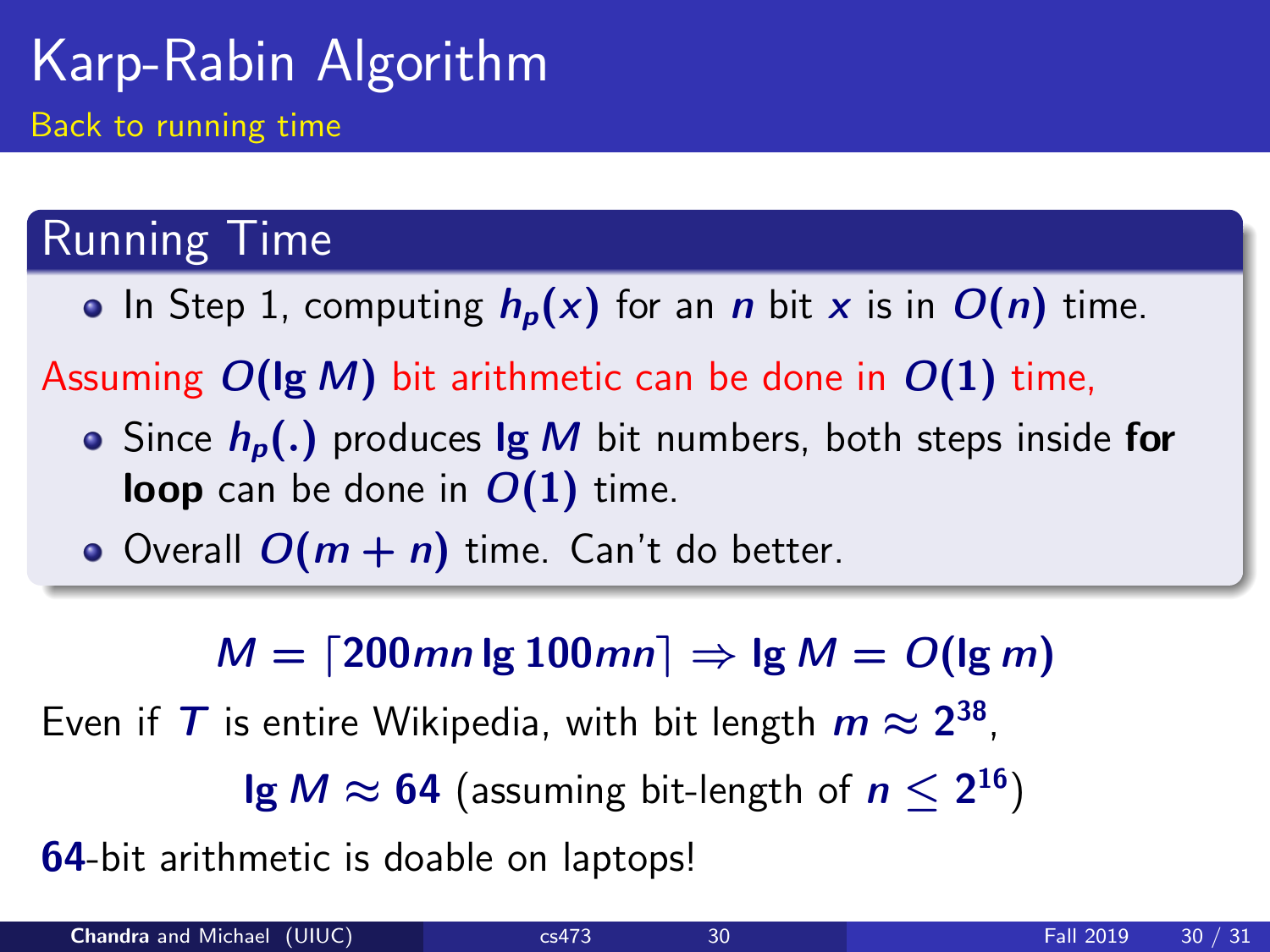# Karp-Rabin Algorithm

Back to running time

## Running Time

- In Step 1, computing $h_p(x)$ for an $n$ bit $x$ is in $O(n)$ time.

Assuming $O(\lg M)$ bit arithmetic can be done in $O(1)$ time,

- Since $h_p(.)$ produces $\lg M$ bit numbers, both steps inside **for loop** can be done in $O(1)$ time.
- Overall $O(m + n)$ time. Can't do better.

$$M = \lceil 200mn \lg 100mn \rceil \Rightarrow \lg M = O(\lg m)$$

Even if $T$ is entire Wikipedia, with bit length $m \approx 2^{38}$,

$$\lg M \approx 64 \text{ (assuming bit-length of } n \leq 2^{16}\text{)}$$

**64**-bit arithmetic is doable on laptops!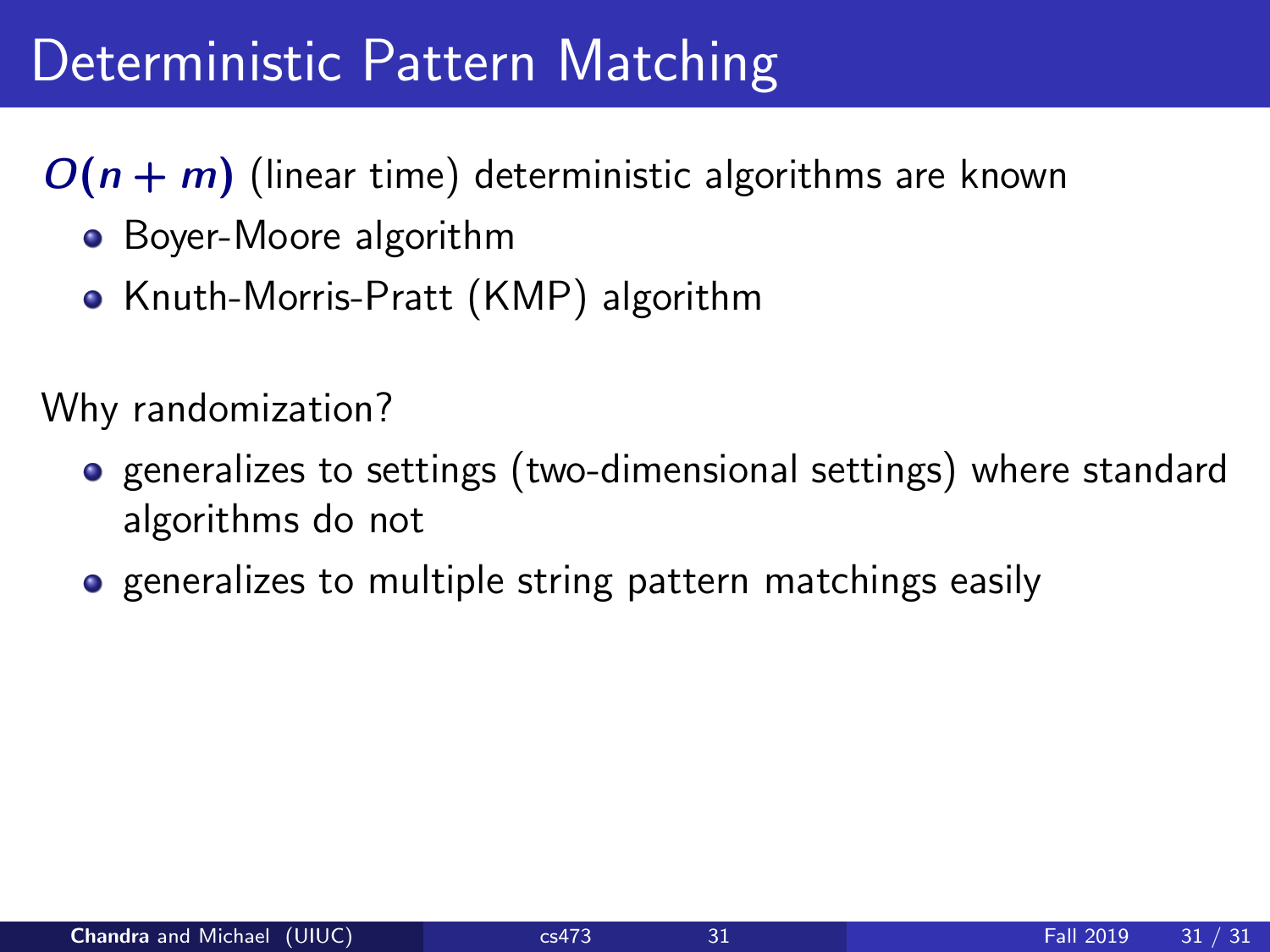# Deterministic Pattern Matching

$O(n + m)$ (linear time) deterministic algorithms are known

- Boyer-Moore algorithm
- Knuth-Morris-Pratt (KMP) algorithm

Why randomization?

- generalizes to settings (two-dimensional settings) where standard algorithms do not
- generalizes to multiple string pattern matchings easily